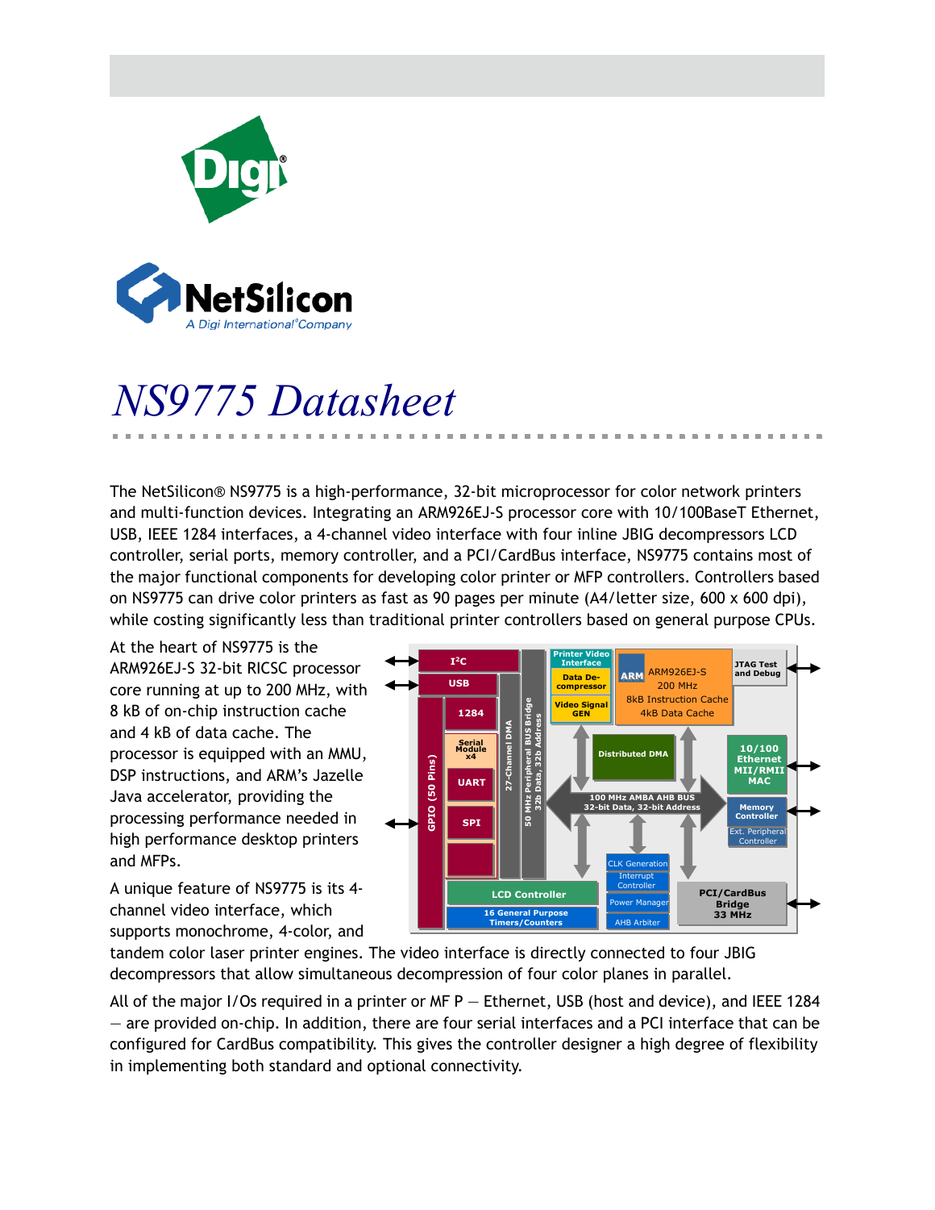# NS9775 Datasheet

The NetSilicon® NS9775 is a high-performance, 32-bit microprocessor for color network printers and multi-function devices. Integrating an ARM926EJ-S processor core with 10/100BaseT Ethernet, USB, IEEE 1284 interfaces, a 4-channel video interface with four inline JBIG decompressors LCD controller, serial ports, memory controller, and a PCI/CardBus interface, NS9775 contains most of the major functional components for developing color printer or MFP controllers. Controllers based on NS9775 can drive color printers as fast as 90 pages per minute (A4/letter size, 600 x 600 dpi), while costing significantly less than traditional printer controllers based on general purpose CPUs.

At the heart of NS9775 is the ARM926EJ-S 32-bit RICSC processor core running at up to 200 MHz, with 8 kB of on-chip instruction cache and 4 kB of data cache. The processor is equipped with an MMU, DSP instructions, and ARM's Jazelle Java accelerator, providing the processing performance needed in high performance desktop printers and MFPs.

A unique feature of NS9775 is its 4-channel video interface, which supports monochrome, 4-color, and tandem color laser printer engines. The video interface is directly connected to four JBIG decompressors that allow simultaneous decompression of four color planes in parallel.

All of the major I/Os required in a printer or MF P — Ethernet, USB (host and device), and IEEE 1284 — are provided on-chip. In addition, there are four serial interfaces and a PCI interface that can be configured for CardBus compatibility. This gives the controller designer a high degree of flexibility in implementing both standard and optional connectivity.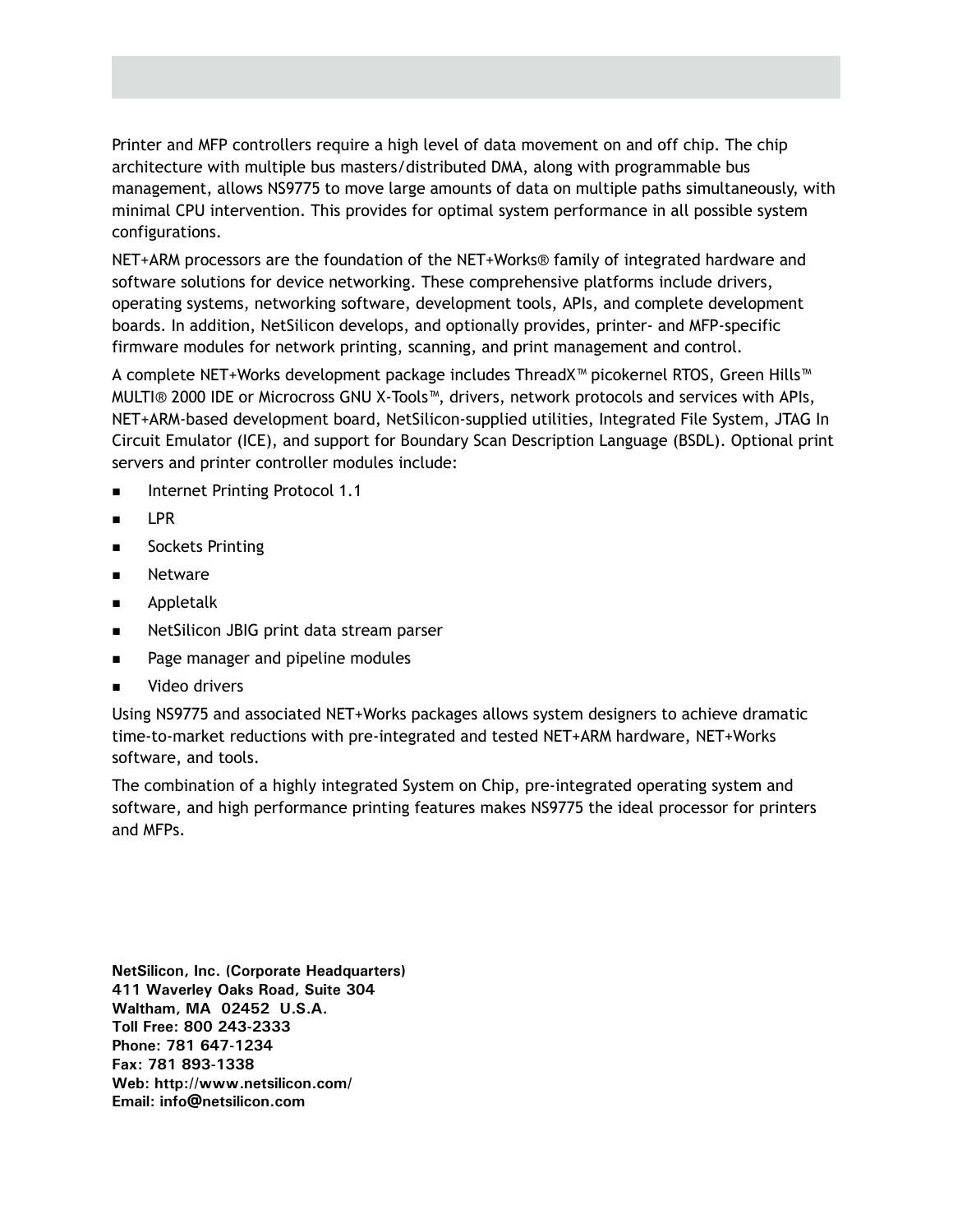Printer and MFP controllers require a high level of data movement on and off chip. The chip architecture with multiple bus masters/distributed DMA, along with programmable bus management, allows NS9775 to move large amounts of data on multiple paths simultaneously, with minimal CPU intervention. This provides for optimal system performance in all possible system configurations.

NET+ARM processors are the foundation of the NET+Works® family of integrated hardware and software solutions for device networking. These comprehensive platforms include drivers, operating systems, networking software, development tools, APIs, and complete development boards. In addition, NetSilicon develops, and optionally provides, printer- and MFP-specific firmware modules for network printing, scanning, and print management and control.

A complete NET+Works development package includes ThreadX™ picokernel RTOS, Green Hills™ MULTI® 2000 IDE or Microcross GNU X-Tools™, drivers, network protocols and services with APIs, NET+ARM-based development board, NetSilicon-supplied utilities, Integrated File System, JTAG In Circuit Emulator (ICE), and support for Boundary Scan Description Language (BSDL). Optional print servers and printer controller modules include:

- Internet Printing Protocol 1.1
- LPR
- Sockets Printing
- Netware
- Appletalk
- NetSilicon JBIG print data stream parser
- Page manager and pipeline modules
- Video drivers

Using NS9775 and associated NET+Works packages allows system designers to achieve dramatic time-to-market reductions with pre-integrated and tested NET+ARM hardware, NET+Works software, and tools.

The combination of a highly integrated System on Chip, pre-integrated operating system and software, and high performance printing features makes NS9775 the ideal processor for printers and MFPs.

**NetSilicon, Inc. (Corporate Headquarters)**
**411 Waverley Oaks Road, Suite 304**
**Waltham, MA 02452 U.S.A.**
**Toll Free: 800 243-2333**
**Phone: 781 647-1234**
**Fax: 781 893-1338**
**Web: http://www.netsilicon.com/**
**Email: info@netsilicon.com**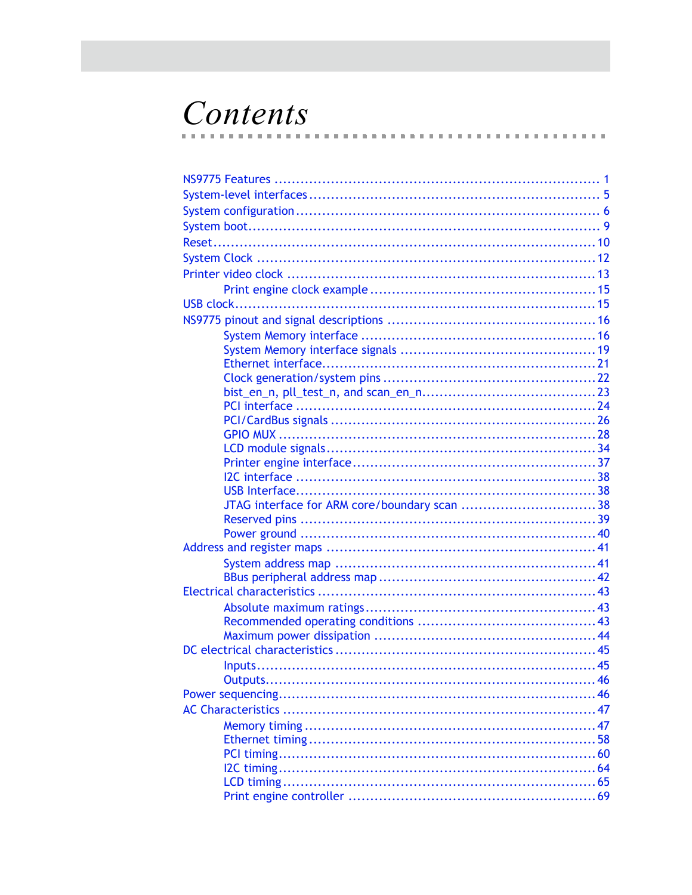# Contents

- NS9775 Features ........................................................................ 1
- System-level interfaces ................................................................ 5
- System configuration .................................................................. 6
- System boot............................................................................. 9
- Reset.................................................................................... 10
- System Clock ........................................................................... 12
- Printer video clock .................................................................... 13
    - Print engine clock example ...................................................... 15
- USB clock................................................................................ 15
- NS9775 pinout and signal descriptions ............................................. 16
    - System Memory interface ......................................................... 16
    - System Memory interface signals ................................................ 19
    - Ethernet interface.................................................................. 21
    - Clock generation/system pins ..................................................... 22
    - bist_en_n, pll_test_n, and scan_en_n.............................................. 23
    - PCI interface ....................................................................... 24
    - PCI/CardBus signals ............................................................... 26
    - GPIO MUX .......................................................................... 28
    - LCD module signals................................................................. 34
    - Printer engine interface........................................................... 37
    - I2C interface ....................................................................... 38
    - USB Interface........................................................................ 38
    - JTAG interface for ARM core/boundary scan ................................... 38
    - Reserved pins ...................................................................... 39
    - Power ground ....................................................................... 40
- Address and register maps ............................................................ 41
    - System address map ............................................................... 41
    - BBus peripheral address map ..................................................... 42
- Electrical characteristics .............................................................. 43
    - Absolute maximum ratings......................................................... 43
    - Recommended operating conditions ............................................. 43
    - Maximum power dissipation ....................................................... 44
- DC electrical characteristics .......................................................... 45
    - Inputs................................................................................. 45
    - Outputs.............................................................................. 46
- Power sequencing....................................................................... 46
- AC Characteristics ...................................................................... 47
    - Memory timing ...................................................................... 47
    - Ethernet timing ..................................................................... 58
    - PCI timing............................................................................ 60
    - I2C timing............................................................................ 64
    - LCD timing ........................................................................... 65
    - Print engine controller ............................................................ 69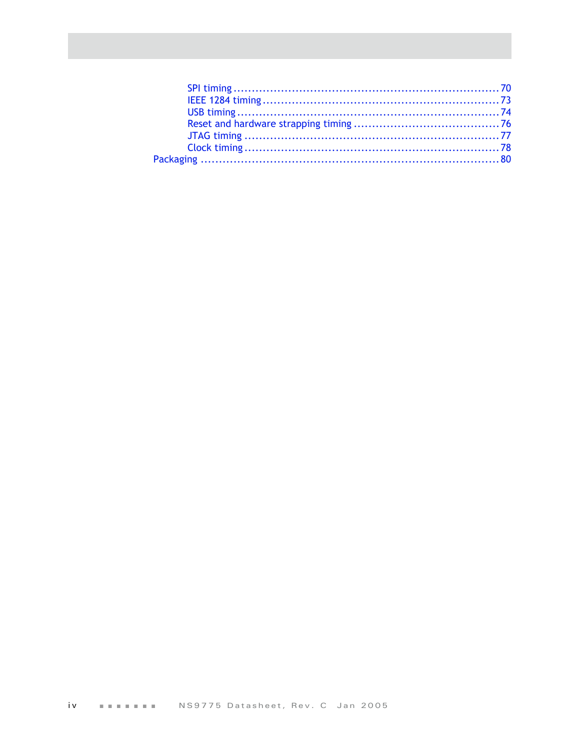- SPI timing ........................................................................ 70
- IEEE 1284 timing ................................................................ 73
- USB timing ........................................................................ 74
- Reset and hardware strapping timing ....................................... 76
- JTAG timing ...................................................................... 77
- Clock timing ...................................................................... 78

Packaging ................................................................................. 80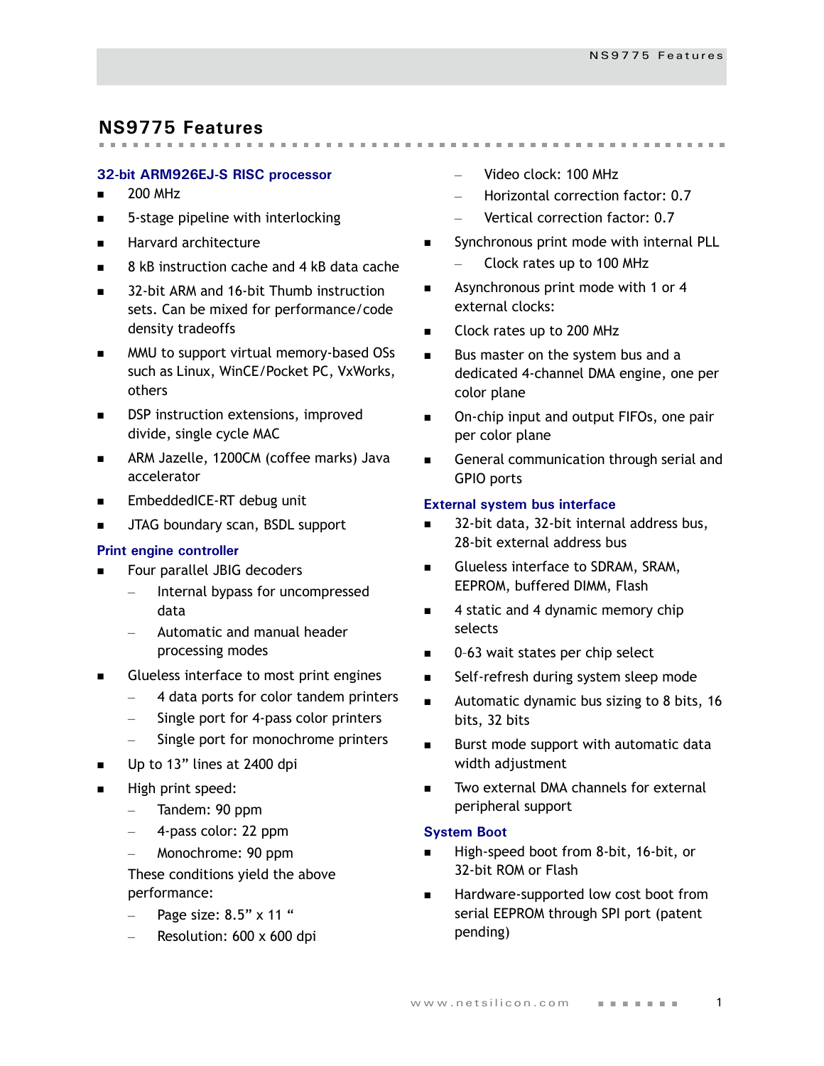# NS9775 Features

### 32-bit ARM926EJ-S RISC processor

- 200 MHz
- 5-stage pipeline with interlocking
- Harvard architecture
- 8 kB instruction cache and 4 kB data cache
- 32-bit ARM and 16-bit Thumb instruction sets. Can be mixed for performance/code density tradeoffs
- MMU to support virtual memory-based OSs such as Linux, WinCE/Pocket PC, VxWorks, others
- DSP instruction extensions, improved divide, single cycle MAC
- ARM Jazelle, 1200CM (coffee marks) Java accelerator
- EmbeddedICE-RT debug unit
- JTAG boundary scan, BSDL support

### Print engine controller

- Four parallel JBIG decoders
  - Internal bypass for uncompressed data
  - Automatic and manual header processing modes
- Glueless interface to most print engines
  - 4 data ports for color tandem printers
  - Single port for 4-pass color printers
  - Single port for monochrome printers
- Up to 13” lines at 2400 dpi
- High print speed:
  - Tandem: 90 ppm
  - 4-pass color: 22 ppm
  - Monochrome: 90 ppm

  These conditions yield the above performance:
  - Page size: 8.5” x 11 “
  - Resolution: 600 x 600 dpi
  - Video clock: 100 MHz
  - Horizontal correction factor: 0.7
  - Vertical correction factor: 0.7
- Synchronous print mode with internal PLL
  - Clock rates up to 100 MHz
- Asynchronous print mode with 1 or 4 external clocks:
- Clock rates up to 200 MHz
- Bus master on the system bus and a dedicated 4-channel DMA engine, one per color plane
- On-chip input and output FIFOs, one pair per color plane
- General communication through serial and GPIO ports

### External system bus interface

- 32-bit data, 32-bit internal address bus, 28-bit external address bus
- Glueless interface to SDRAM, SRAM, EEPROM, buffered DIMM, Flash
- 4 static and 4 dynamic memory chip selects
- 0–63 wait states per chip select
- Self-refresh during system sleep mode
- Automatic dynamic bus sizing to 8 bits, 16 bits, 32 bits
- Burst mode support with automatic data width adjustment
- Two external DMA channels for external peripheral support

### System Boot

- High-speed boot from 8-bit, 16-bit, or 32-bit ROM or Flash
- Hardware-supported low cost boot from serial EEPROM through SPI port (patent pending)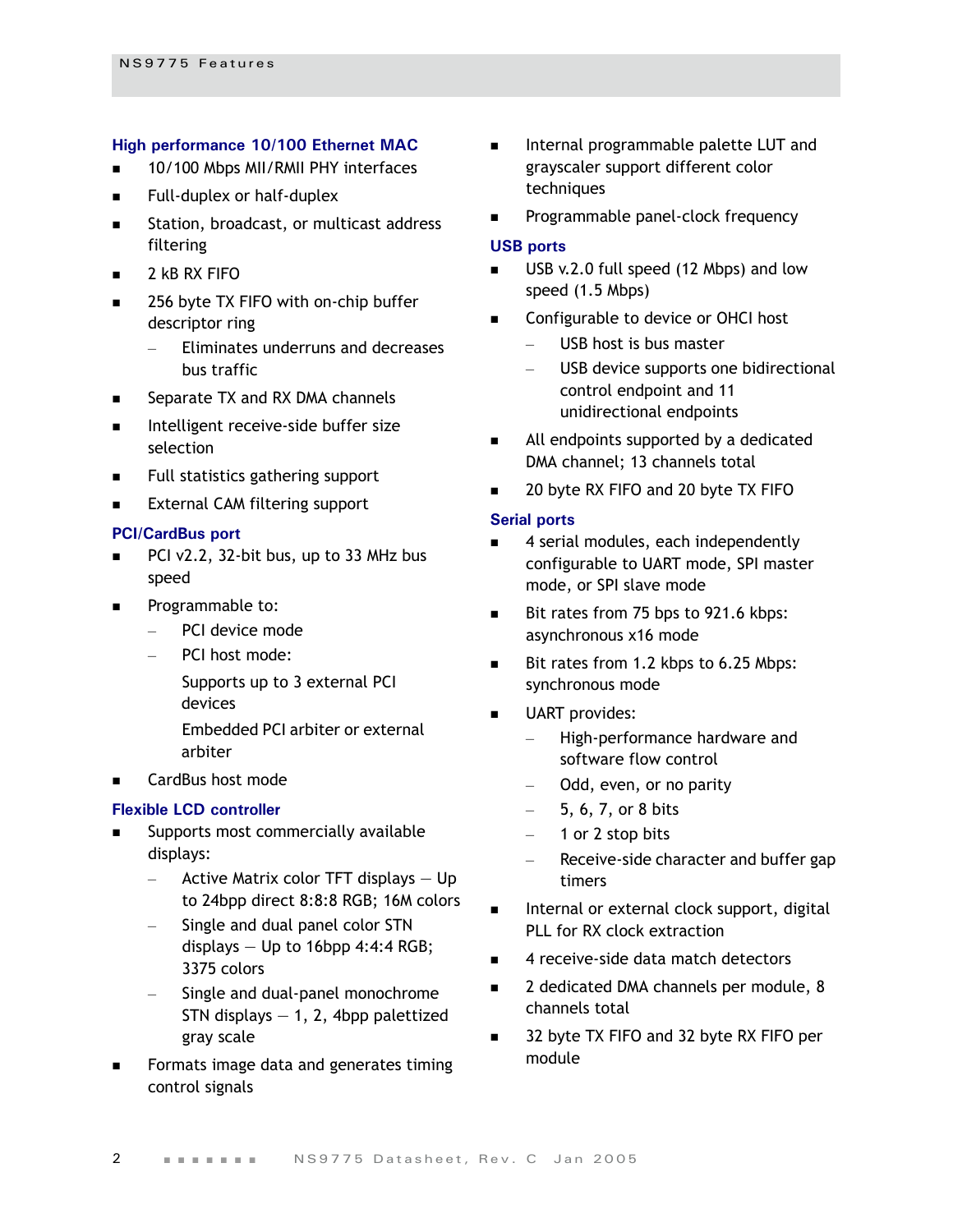### High performance 10/100 Ethernet MAC

- 10/100 Mbps MII/RMII PHY interfaces
- Full-duplex or half-duplex
- Station, broadcast, or multicast address filtering
- 2 kB RX FIFO
- 256 byte TX FIFO with on-chip buffer descriptor ring
  - Eliminates underruns and decreases bus traffic
- Separate TX and RX DMA channels
- Intelligent receive-side buffer size selection
- Full statistics gathering support
- External CAM filtering support

### PCI/CardBus port

- PCI v2.2, 32-bit bus, up to 33 MHz bus speed
- Programmable to:
  - PCI device mode
  - PCI host mode:

    Supports up to 3 external PCI devices

    Embedded PCI arbiter or external arbiter
- CardBus host mode

### Flexible LCD controller

- Supports most commercially available displays:
  - Active Matrix color TFT displays — Up to 24bpp direct 8:8:8 RGB; 16M colors
  - Single and dual panel color STN displays — Up to 16bpp 4:4:4 RGB; 3375 colors
  - Single and dual-panel monochrome STN displays — 1, 2, 4bpp palettized gray scale
- Formats image data and generates timing control signals
- Internal programmable palette LUT and grayscaler support different color techniques
- Programmable panel-clock frequency

### USB ports

- USB v.2.0 full speed (12 Mbps) and low speed (1.5 Mbps)
- Configurable to device or OHCI host
  - USB host is bus master
  - USB device supports one bidirectional control endpoint and 11 unidirectional endpoints
- All endpoints supported by a dedicated DMA channel; 13 channels total
- 20 byte RX FIFO and 20 byte TX FIFO

### Serial ports

- 4 serial modules, each independently configurable to UART mode, SPI master mode, or SPI slave mode
- Bit rates from 75 bps to 921.6 kbps: asynchronous x16 mode
- Bit rates from 1.2 kbps to 6.25 Mbps: synchronous mode
- UART provides:
  - High-performance hardware and software flow control
  - Odd, even, or no parity
  - 5, 6, 7, or 8 bits
  - 1 or 2 stop bits
  - Receive-side character and buffer gap timers
- Internal or external clock support, digital PLL for RX clock extraction
- 4 receive-side data match detectors
- 2 dedicated DMA channels per module, 8 channels total
- 32 byte TX FIFO and 32 byte RX FIFO per module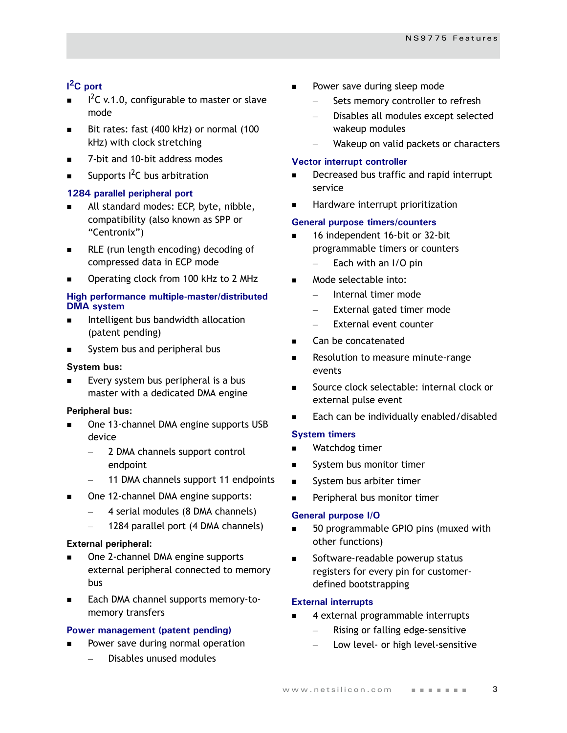### I²C port

- I²C v.1.0, configurable to master or slave mode
- Bit rates: fast (400 kHz) or normal (100 kHz) with clock stretching
- 7-bit and 10-bit address modes
- Supports I²C bus arbitration

### 1284 parallel peripheral port

- All standard modes: ECP, byte, nibble, compatibility (also known as SPP or "Centronix")
- RLE (run length encoding) decoding of compressed data in ECP mode
- Operating clock from 100 kHz to 2 MHz

### High performance multiple-master/distributed DMA system

- Intelligent bus bandwidth allocation (patent pending)
- System bus and peripheral bus

**System bus:**

- Every system bus peripheral is a bus master with a dedicated DMA engine

**Peripheral bus:**

- One 13-channel DMA engine supports USB device
  - 2 DMA channels support control endpoint
  - 11 DMA channels support 11 endpoints
- One 12-channel DMA engine supports:
  - 4 serial modules (8 DMA channels)
  - 1284 parallel port (4 DMA channels)

**External peripheral:**

- One 2-channel DMA engine supports external peripheral connected to memory bus
- Each DMA channel supports memory-to-memory transfers

### Power management (patent pending)

- Power save during normal operation
  - Disables unused modules
- Power save during sleep mode
  - Sets memory controller to refresh
  - Disables all modules except selected wakeup modules
  - Wakeup on valid packets or characters

### Vector interrupt controller

- Decreased bus traffic and rapid interrupt service
- Hardware interrupt prioritization

### General purpose timers/counters

- 16 independent 16-bit or 32-bit programmable timers or counters
  - Each with an I/O pin
- Mode selectable into:
  - Internal timer mode
  - External gated timer mode
  - External event counter
- Can be concatenated
- Resolution to measure minute-range events
- Source clock selectable: internal clock or external pulse event
- Each can be individually enabled/disabled

### System timers

- Watchdog timer
- System bus monitor timer
- System bus arbiter timer
- Peripheral bus monitor timer

### General purpose I/O

- 50 programmable GPIO pins (muxed with other functions)
- Software-readable powerup status registers for every pin for customer-defined bootstrapping

### External interrupts

- 4 external programmable interrupts
  - Rising or falling edge-sensitive
  - Low level- or high level-sensitive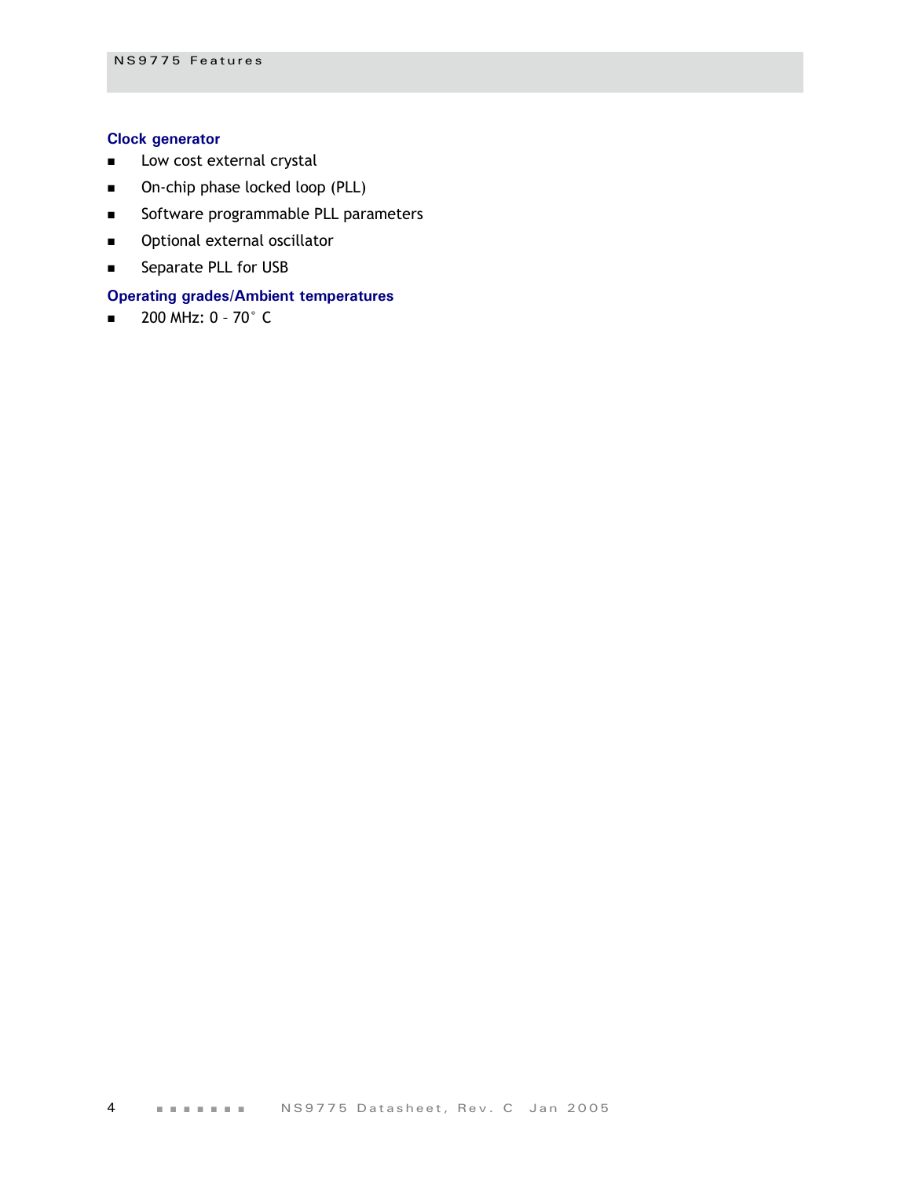### Clock generator

- Low cost external crystal
- On-chip phase locked loop (PLL)
- Software programmable PLL parameters
- Optional external oscillator
- Separate PLL for USB

### Operating grades/Ambient temperatures

- 200 MHz: 0 – 70° C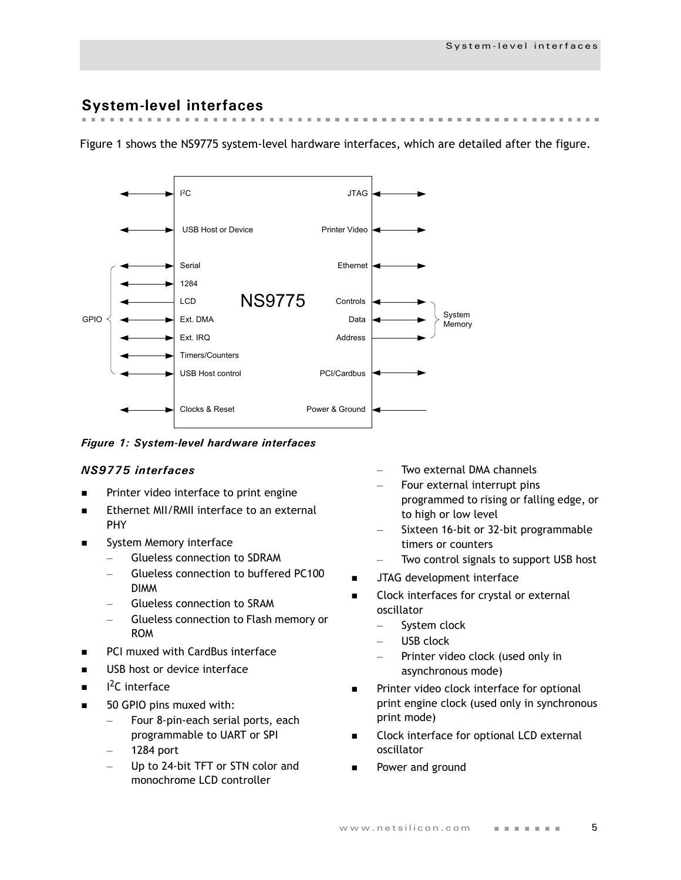## System-level interfaces

Figure 1 shows the NS9775 system-level hardware interfaces, which are detailed after the figure.

*Figure 1: System-level hardware interfaces*

### *NS9775 interfaces*

- Printer video interface to print engine
- Ethernet MII/RMII interface to an external PHY
- System Memory interface
  - Glueless connection to SDRAM
  - Glueless connection to buffered PC100 DIMM
  - Glueless connection to SRAM
  - Glueless connection to Flash memory or ROM
- PCI muxed with CardBus interface
- USB host or device interface
- I$^2$C interface
- 50 GPIO pins muxed with:
  - Four 8-pin-each serial ports, each programmable to UART or SPI
  - 1284 port
  - Up to 24-bit TFT or STN color and monochrome LCD controller
  - Two external DMA channels
  - Four external interrupt pins programmed to rising or falling edge, or to high or low level
  - Sixteen 16-bit or 32-bit programmable timers or counters
  - Two control signals to support USB host
- JTAG development interface
- Clock interfaces for crystal or external oscillator
  - System clock
  - USB clock
  - Printer video clock (used only in asynchronous mode)
- Printer video clock interface for optional print engine clock (used only in synchronous print mode)
- Clock interface for optional LCD external oscillator
- Power and ground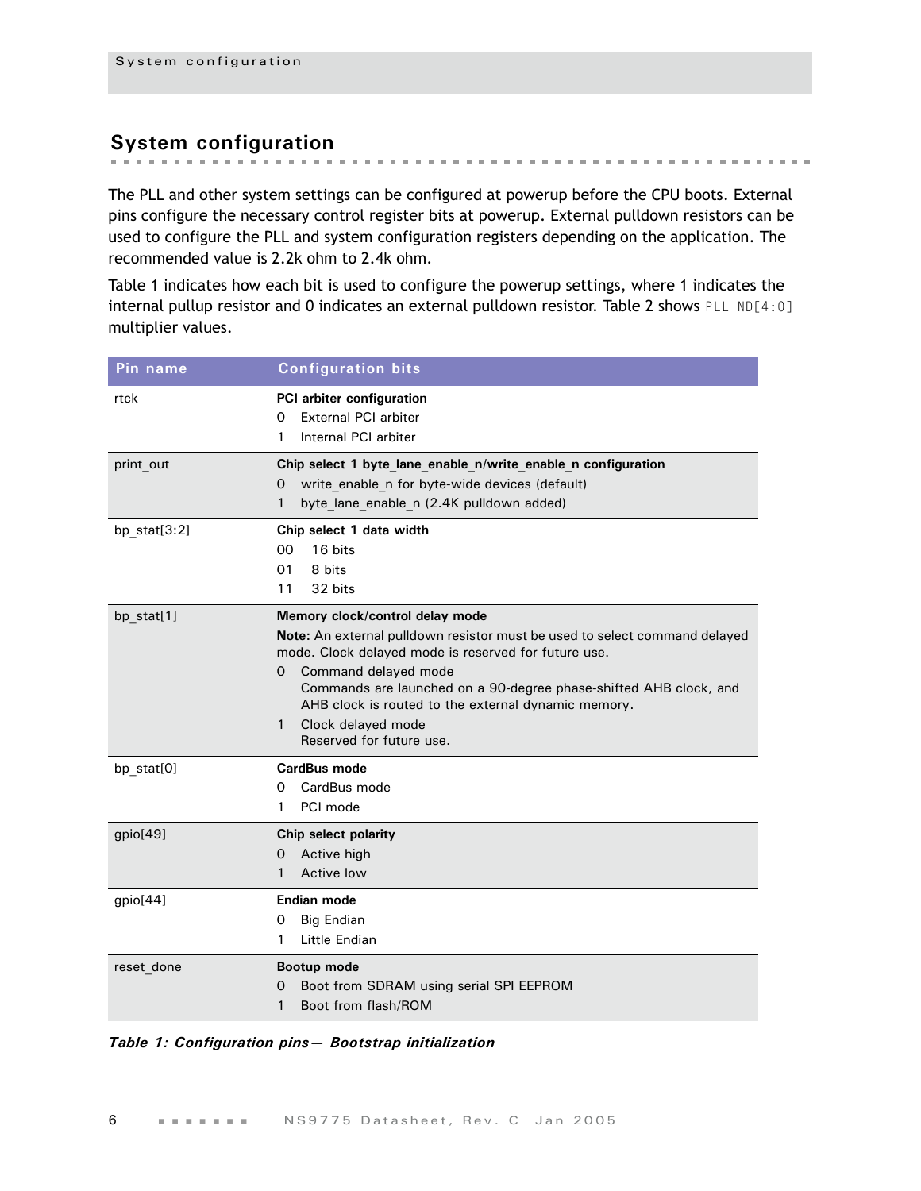## System configuration

The PLL and other system settings can be configured at powerup before the CPU boots. External pins configure the necessary control register bits at powerup. External pulldown resistors can be used to configure the PLL and system configuration registers depending on the application. The recommended value is 2.2k ohm to 2.4k ohm.

Table 1 indicates how each bit is used to configure the powerup settings, where 1 indicates the internal pullup resistor and 0 indicates an external pulldown resistor. Table 2 shows `PLL ND[4:0]` multiplier values.

| Pin name | Configuration bits |
|---|---|
| rtck | **PCI arbiter configuration**<br>0 External PCI arbiter<br>1 Internal PCI arbiter |
| print_out | **Chip select 1 byte_lane_enable_n/write_enable_n configuration**<br>0 write_enable_n for byte-wide devices (default)<br>1 byte_lane_enable_n (2.4K pulldown added) |
| bp_stat[3:2] | **Chip select 1 data width**<br>00 16 bits<br>01 8 bits<br>11 32 bits |
| bp_stat[1] | **Memory clock/control delay mode**<br>**Note:** An external pulldown resistor must be used to select command delayed mode. Clock delayed mode is reserved for future use.<br>0 Command delayed mode<br>Commands are launched on a 90-degree phase-shifted AHB clock, and AHB clock is routed to the external dynamic memory.<br>1 Clock delayed mode<br>Reserved for future use. |
| bp_stat[0] | **CardBus mode**<br>0 CardBus mode<br>1 PCI mode |
| gpio[49] | **Chip select polarity**<br>0 Active high<br>1 Active low |
| gpio[44] | **Endian mode**<br>0 Big Endian<br>1 Little Endian |
| reset_done | **Bootup mode**<br>0 Boot from SDRAM using serial SPI EEPROM<br>1 Boot from flash/ROM |

*Table 1: Configuration pins— Bootstrap initialization*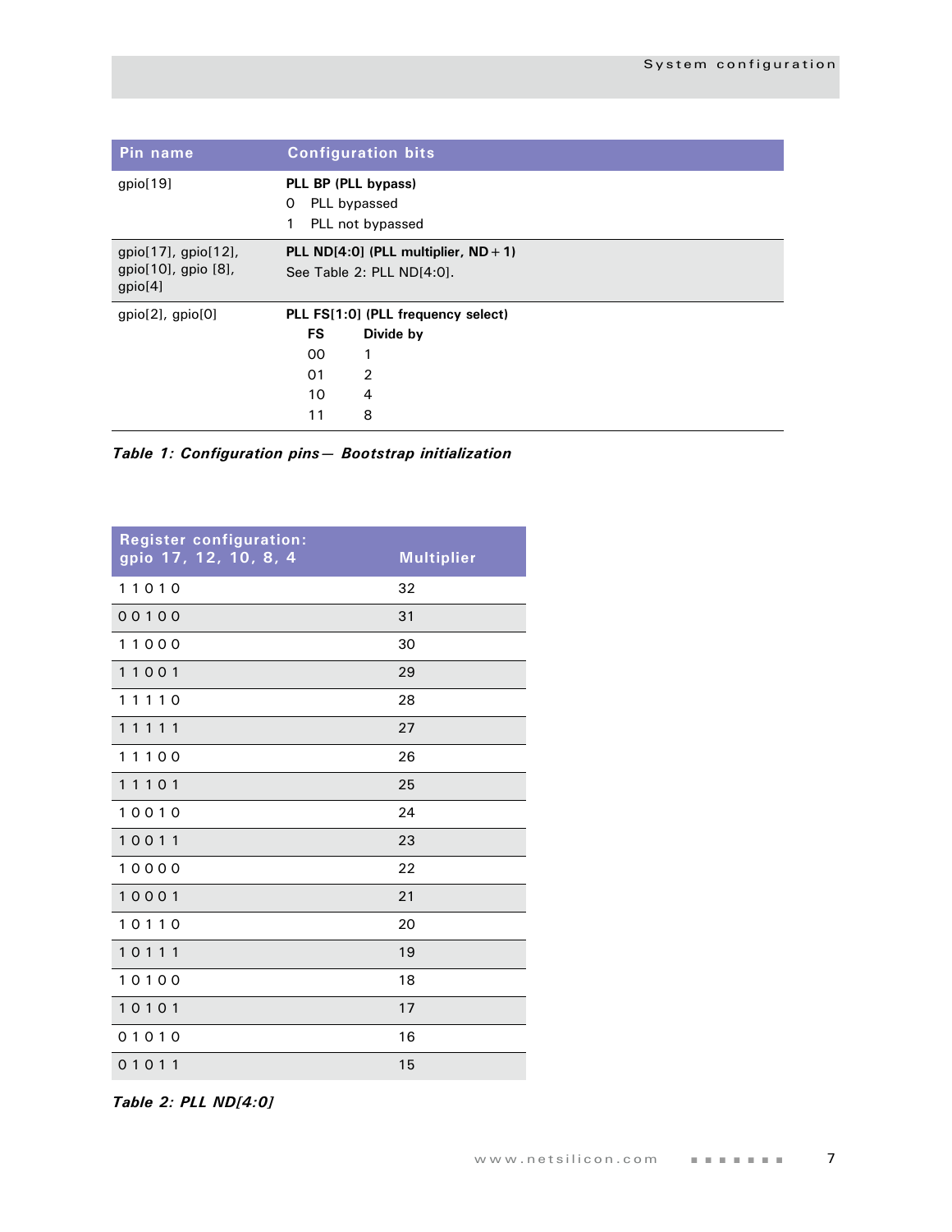| Pin name | Configuration bits |
| --- | --- |
| gpio[19] | **PLL BP (PLL bypass)**<br>0 PLL bypassed<br>1 PLL not bypassed |
| gpio[17], gpio[12], gpio[10], gpio [8], gpio[4] | **PLL ND[4:0] (PLL multiplier, ND + 1)**<br>See Table 2: PLL ND[4:0]. |
| gpio[2], gpio[0] | **PLL FS[1:0] (PLL frequency select)**<br>**FS** **Divide by**<br>00 1<br>01 2<br>10 4<br>11 8 |

*Table 1: Configuration pins— Bootstrap initialization*

| Register configuration: gpio 17, 12, 10, 8, 4 | Multiplier |
| --- | --- |
| 1 1 0 1 0 | 32 |
| 0 0 1 0 0 | 31 |
| 1 1 0 0 0 | 30 |
| 1 1 0 0 1 | 29 |
| 1 1 1 1 0 | 28 |
| 1 1 1 1 1 | 27 |
| 1 1 1 0 0 | 26 |
| 1 1 1 0 1 | 25 |
| 1 0 0 1 0 | 24 |
| 1 0 0 1 1 | 23 |
| 1 0 0 0 0 | 22 |
| 1 0 0 0 1 | 21 |
| 1 0 1 1 0 | 20 |
| 1 0 1 1 1 | 19 |
| 1 0 1 0 0 | 18 |
| 1 0 1 0 1 | 17 |
| 0 1 0 1 0 | 16 |
| 0 1 0 1 1 | 15 |

*Table 2: PLL ND[4:0]*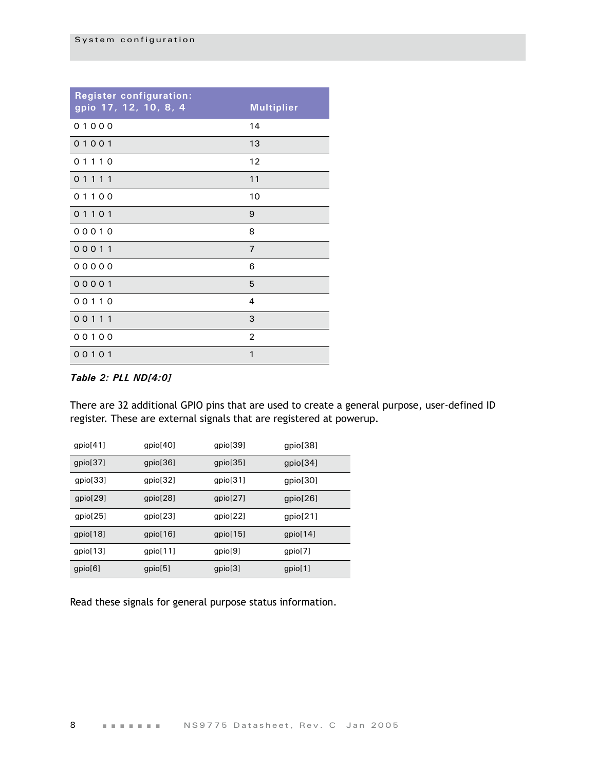| Register configuration: gpio 17, 12, 10, 8, 4 | Multiplier |
| --- | --- |
| 0 1 0 0 0 | 14 |
| 0 1 0 0 1 | 13 |
| 0 1 1 1 0 | 12 |
| 0 1 1 1 1 | 11 |
| 0 1 1 0 0 | 10 |
| 0 1 1 0 1 | 9 |
| 0 0 0 1 0 | 8 |
| 0 0 0 1 1 | 7 |
| 0 0 0 0 0 | 6 |
| 0 0 0 0 1 | 5 |
| 0 0 1 1 0 | 4 |
| 0 0 1 1 1 | 3 |
| 0 0 1 0 0 | 2 |
| 0 0 1 0 1 | 1 |

***Table 2: PLL ND[4:0]***

There are 32 additional GPIO pins that are used to create a general purpose, user-defined ID register. These are external signals that are registered at powerup.

| gpio[41] | gpio[40] | gpio[39] | gpio[38] |
| --- | --- | --- | --- |
| gpio[37] | gpio[36] | gpio[35] | gpio[34] |
| gpio[33] | gpio[32] | gpio[31] | gpio[30] |
| gpio[29] | gpio[28] | gpio[27] | gpio[26] |
| gpio[25] | gpio[23] | gpio[22] | gpio[21] |
| gpio[18] | gpio[16] | gpio[15] | gpio[14] |
| gpio[13] | gpio[11] | gpio[9] | gpio[7] |
| gpio[6] | gpio[5] | gpio[3] | gpio[1] |

Read these signals for general purpose status information.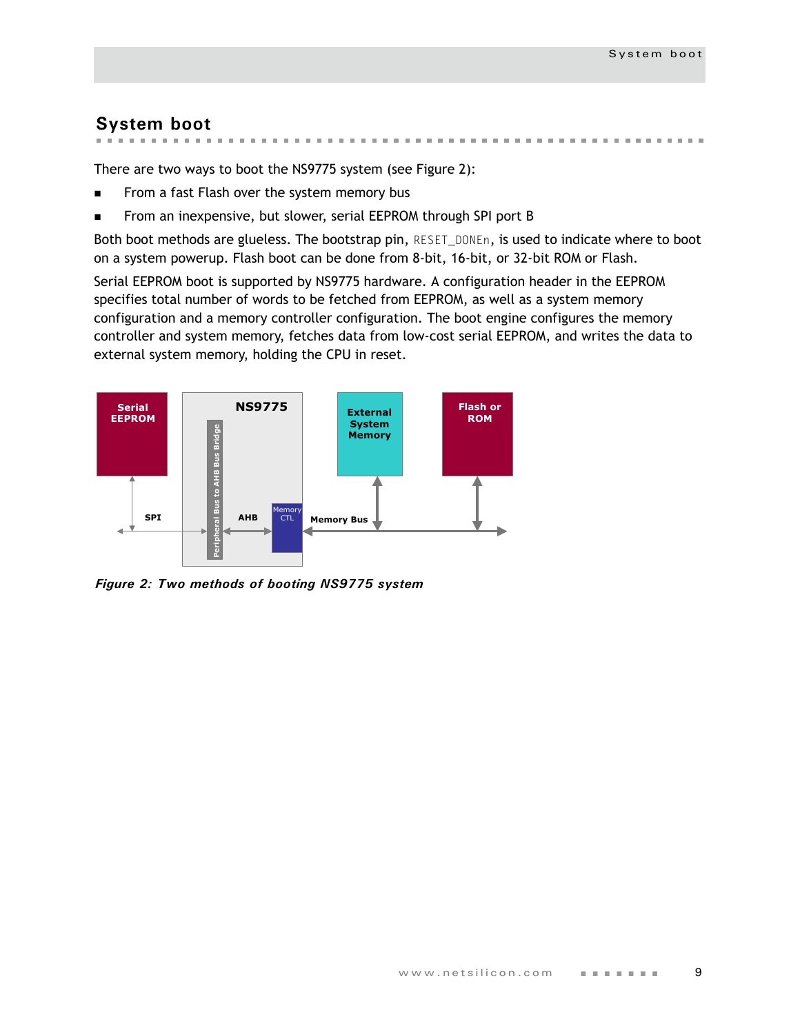## System boot

There are two ways to boot the NS9775 system (see Figure 2):

- From a fast Flash over the system memory bus
- From an inexpensive, but slower, serial EEPROM through SPI port B

Both boot methods are glueless. The bootstrap pin, RESET_DONEn, is used to indicate where to boot on a system powerup. Flash boot can be done from 8-bit, 16-bit, or 32-bit ROM or Flash.

Serial EEPROM boot is supported by NS9775 hardware. A configuration header in the EEPROM specifies total number of words to be fetched from EEPROM, as well as a system memory configuration and a memory controller configuration. The boot engine configures the memory controller and system memory, fetches data from low-cost serial EEPROM, and writes the data to external system memory, holding the CPU in reset.

***Figure 2: Two methods of booting NS9775 system***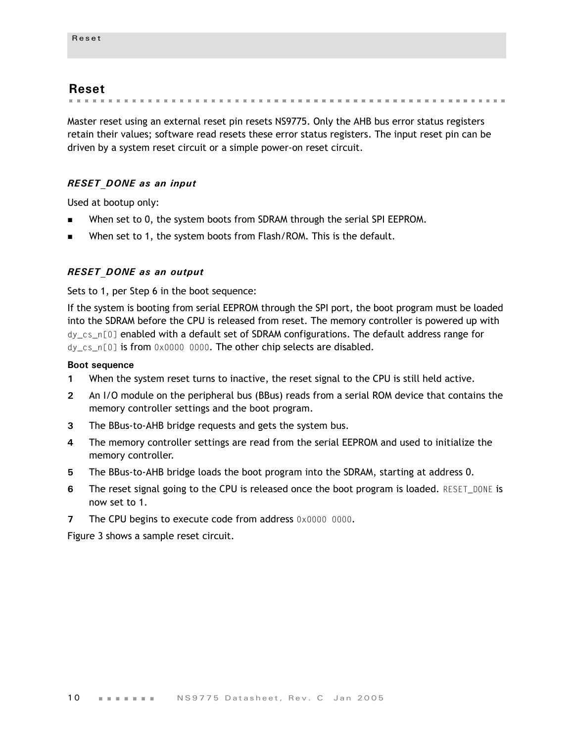## Reset

Master reset using an external reset pin resets NS9775. Only the AHB bus error status registers retain their values; software read resets these error status registers. The input reset pin can be driven by a system reset circuit or a simple power-on reset circuit.

### *RESET_DONE as an input*

Used at bootup only:

- When set to 0, the system boots from SDRAM through the serial SPI EEPROM.
- When set to 1, the system boots from Flash/ROM. This is the default.

### *RESET_DONE as an output*

Sets to 1, per Step 6 in the boot sequence:

If the system is booting from serial EEPROM through the SPI port, the boot program must be loaded into the SDRAM before the CPU is released from reset. The memory controller is powered up with `dy_cs_n[0]` enabled with a default set of SDRAM configurations. The default address range for `dy_cs_n[0]` is from `0x0000 0000`. The other chip selects are disabled.

**Boot sequence**

1. When the system reset turns to inactive, the reset signal to the CPU is still held active.
2. An I/O module on the peripheral bus (BBus) reads from a serial ROM device that contains the memory controller settings and the boot program.
3. The BBus-to-AHB bridge requests and gets the system bus.
4. The memory controller settings are read from the serial EEPROM and used to initialize the memory controller.
5. The BBus-to-AHB bridge loads the boot program into the SDRAM, starting at address 0.
6. The reset signal going to the CPU is released once the boot program is loaded. `RESET_DONE` is now set to 1.
7. The CPU begins to execute code from address `0x0000 0000`.

Figure 3 shows a sample reset circuit.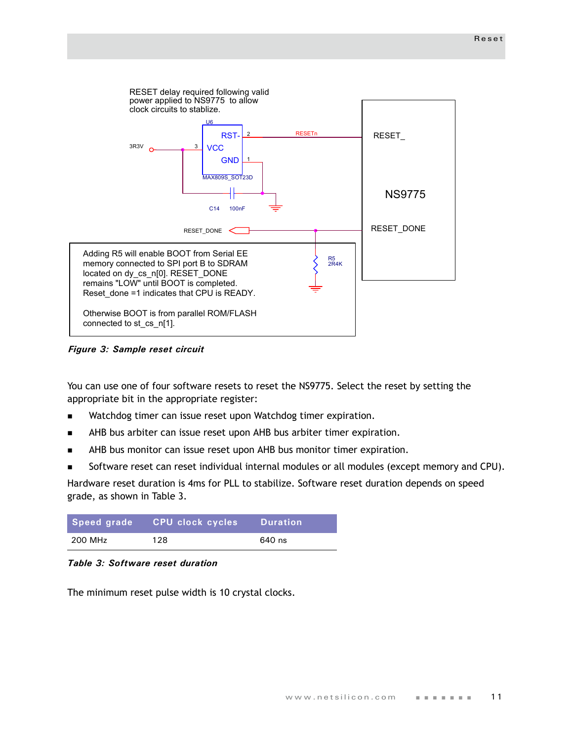RESET delay required following valid power applied to NS9775 to allow clock circuits to stablize.

Adding R5 will enable BOOT from Serial EE memory connected to SPI port B to SDRAM located on dy_cs_n[0]. RESET_DONE remains "LOW" until BOOT is completed. Reset_done =1 indicates that CPU is READY.

Otherwise BOOT is from parallel ROM/FLASH connected to st_cs_n[1].

***Figure 3: Sample reset circuit***

You can use one of four software resets to reset the NS9775. Select the reset by setting the appropriate bit in the appropriate register:

- Watchdog timer can issue reset upon Watchdog timer expiration.
- AHB bus arbiter can issue reset upon AHB bus arbiter timer expiration.
- AHB bus monitor can issue reset upon AHB bus monitor timer expiration.
- Software reset can reset individual internal modules or all modules (except memory and CPU).

Hardware reset duration is 4ms for PLL to stabilize. Software reset duration depends on speed grade, as shown in Table 3.

| Speed grade | CPU clock cycles | Duration |
|---|---|---|
| 200 MHz | 128 | 640 ns |

***Table 3: Software reset duration***

The minimum reset pulse width is 10 crystal clocks.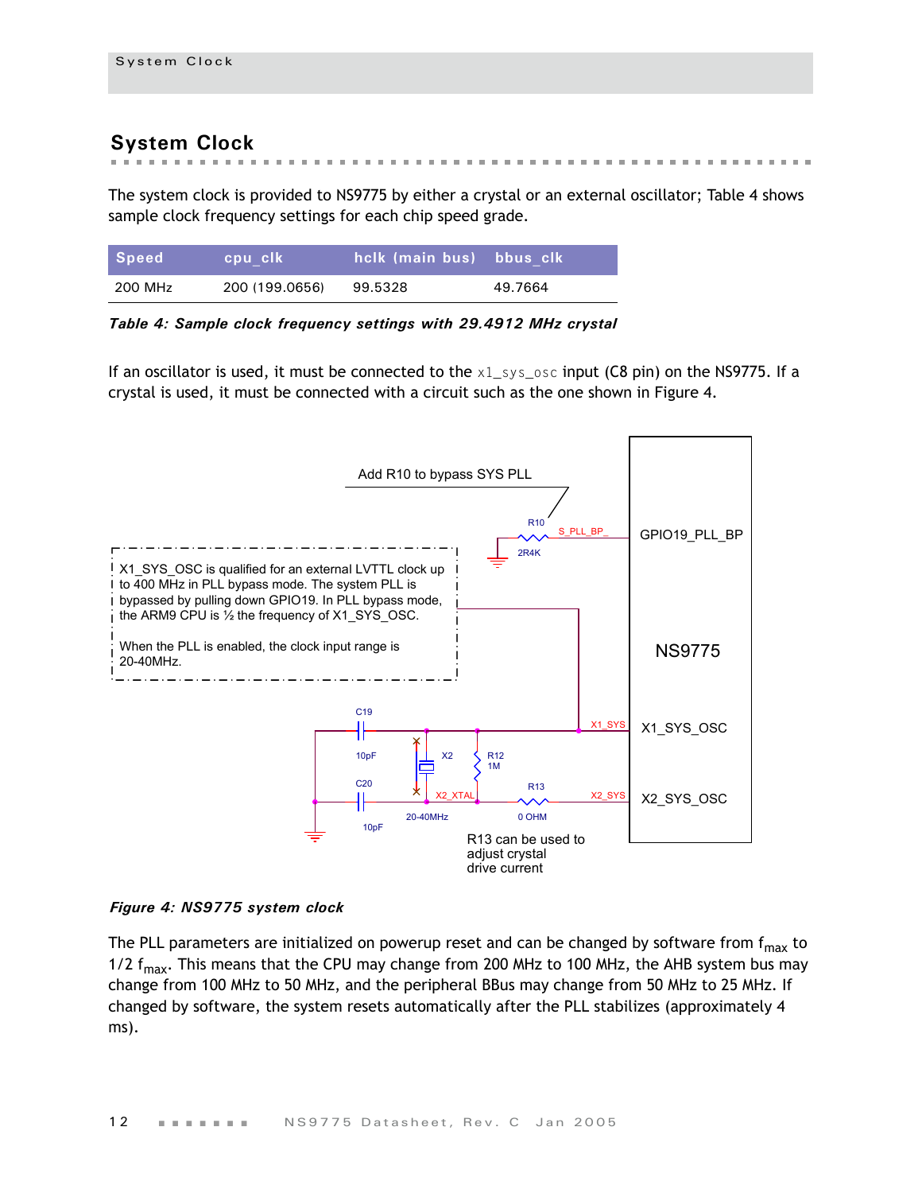## System Clock

The system clock is provided to NS9775 by either a crystal or an external oscillator; Table 4 shows sample clock frequency settings for each chip speed grade.

| Speed | cpu_clk | hclk (main bus) | bbus_clk |
|---|---|---|---|
| 200 MHz | 200 (199.0656) | 99.5328 | 49.7664 |

***Table 4: Sample clock frequency settings with 29.4912 MHz crystal***

If an oscillator is used, it must be connected to the `x1_sys_osc` input (C8 pin) on the NS9775. If a crystal is used, it must be connected with a circuit such as the one shown in Figure 4.

Add R10 to bypass SYS PLL

R10 S_PLL_BP_ 2R4K GPIO19_PLL_BP

X1_SYS_OSC is qualified for an external LVTTL clock up to 400 MHz in PLL bypass mode. The system PLL is bypassed by pulling down GPIO19. In PLL bypass mode, the ARM9 CPU is ½ the frequency of X1_SYS_OSC.

When the PLL is enabled, the clock input range is 20-40MHz.

NS9775

C19 10pF X2 R12 1M X1_SYS X1_SYS_OSC

C20 10pF X2_XTAL 20-40MHz R13 0 OHM X2_SYS X2_SYS_OSC

R13 can be used to adjust crystal drive current

***Figure 4: NS9775 system clock***

The PLL parameters are initialized on powerup reset and can be changed by software from $f_{max}$ to 1/2 $f_{max}$. This means that the CPU may change from 200 MHz to 100 MHz, the AHB system bus may change from 100 MHz to 50 MHz, and the peripheral BBus may change from 50 MHz to 25 MHz. If changed by software, the system resets automatically after the PLL stabilizes (approximately 4 ms).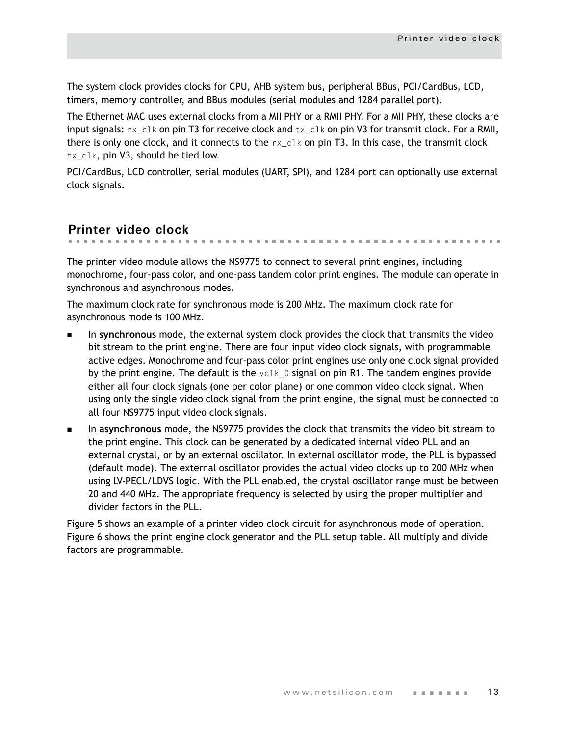The system clock provides clocks for CPU, AHB system bus, peripheral BBus, PCI/CardBus, LCD, timers, memory controller, and BBus modules (serial modules and 1284 parallel port).

The Ethernet MAC uses external clocks from a MII PHY or a RMII PHY. For a MII PHY, these clocks are input signals: `rx_clk` on pin T3 for receive clock and `tx_clk` on pin V3 for transmit clock. For a RMII, there is only one clock, and it connects to the `rx_clk` on pin T3. In this case, the transmit clock `tx_clk`, pin V3, should be tied low.

PCI/CardBus, LCD controller, serial modules (UART, SPI), and 1284 port can optionally use external clock signals.

## Printer video clock

The printer video module allows the NS9775 to connect to several print engines, including monochrome, four-pass color, and one-pass tandem color print engines. The module can operate in synchronous and asynchronous modes.

The maximum clock rate for synchronous mode is 200 MHz. The maximum clock rate for asynchronous mode is 100 MHz.

- In **synchronous** mode, the external system clock provides the clock that transmits the video bit stream to the print engine. There are four input video clock signals, with programmable active edges. Monochrome and four-pass color print engines use only one clock signal provided by the print engine. The default is the `vclk_0` signal on pin R1. The tandem engines provide either all four clock signals (one per color plane) or one common video clock signal. When using only the single video clock signal from the print engine, the signal must be connected to all four NS9775 input video clock signals.
- In **asynchronous** mode, the NS9775 provides the clock that transmits the video bit stream to the print engine. This clock can be generated by a dedicated internal video PLL and an external crystal, or by an external oscillator. In external oscillator mode, the PLL is bypassed (default mode). The external oscillator provides the actual video clocks up to 200 MHz when using LV-PECL/LDVS logic. With the PLL enabled, the crystal oscillator range must be between 20 and 440 MHz. The appropriate frequency is selected by using the proper multiplier and divider factors in the PLL.

Figure 5 shows an example of a printer video clock circuit for asynchronous mode of operation. Figure 6 shows the print engine clock generator and the PLL setup table. All multiply and divide factors are programmable.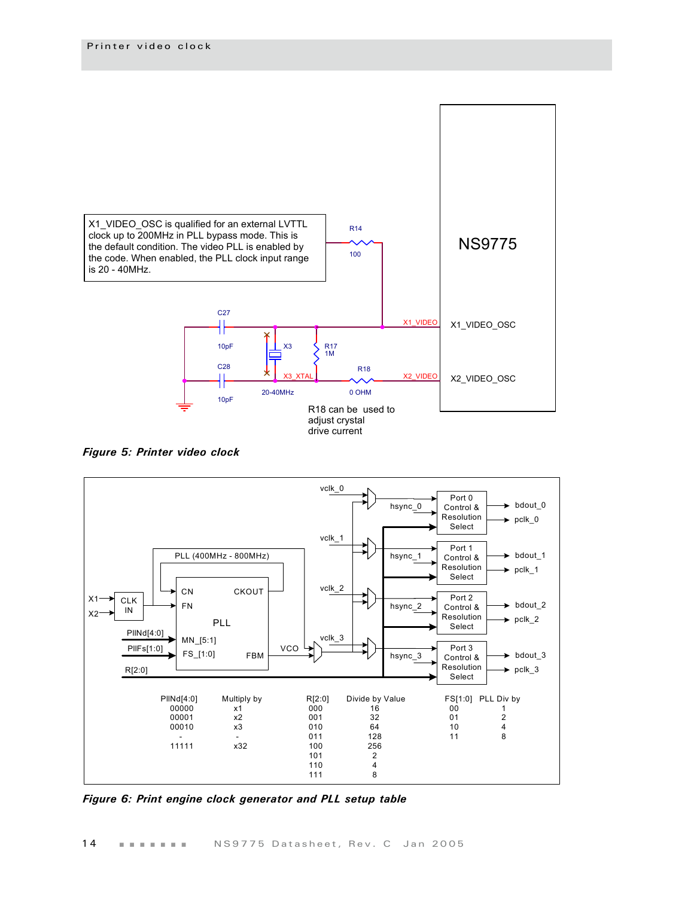X1_VIDEO_OSC is qualified for an external LVTTL clock up to 200MHz in PLL bypass mode. This is the default condition. The video PLL is enabled by the code. When enabled, the PLL clock input range is 20 - 40MHz.

R18 can be used to adjust crystal drive current

***Figure 5: Printer video clock***

| PllNd[4:0] | Multiply by |
|---|---|
| 00000 | x1 |
| 00001 | x2 |
| 00010 | x3 |
| - | - |
| 11111 | x32 |

| R[2:0] | Divide by Value |
|---|---|
| 000 | 16 |
| 001 | 32 |
| 010 | 64 |
| 011 | 128 |
| 100 | 256 |
| 101 | 2 |
| 110 | 4 |
| 111 | 8 |

| FS[1:0] | PLL Div by |
|---|---|
| 00 | 1 |
| 01 | 2 |
| 10 | 4 |
| 11 | 8 |

***Figure 6: Print engine clock generator and PLL setup table***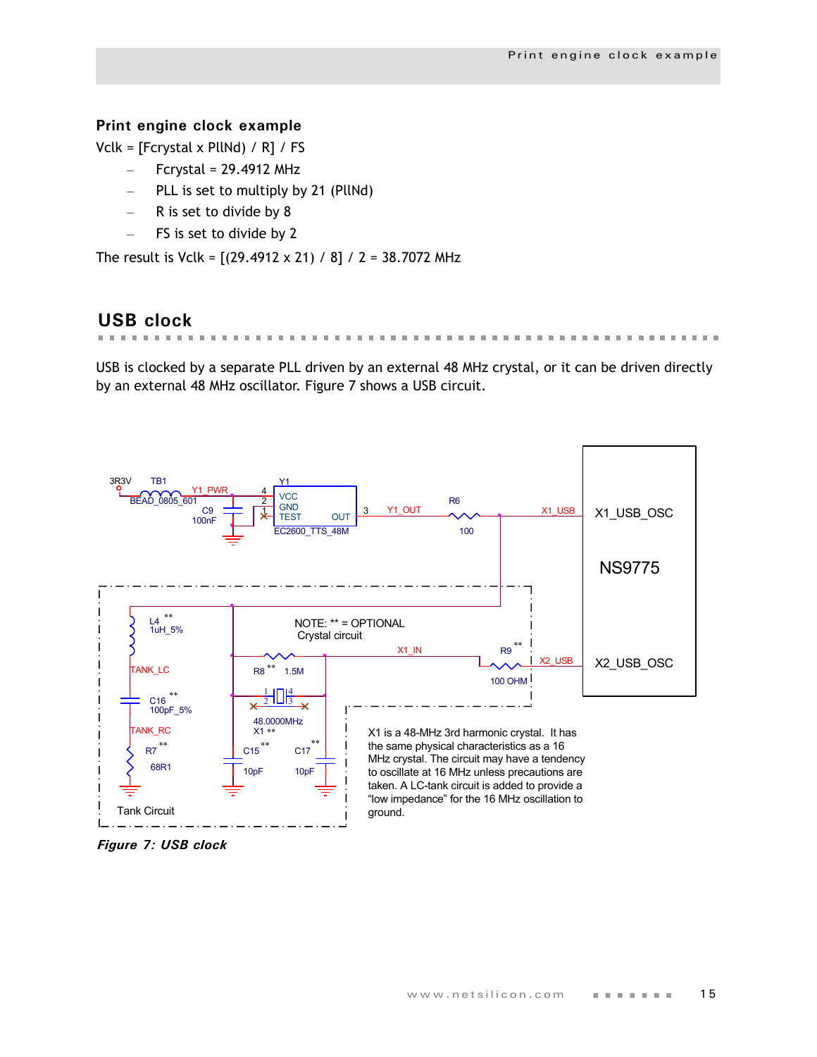### Print engine clock example

Vclk = [Fcrystal x PllNd) / R] / FS

- Fcrystal = 29.4912 MHz
- PLL is set to multiply by 21 (PllNd)
- R is set to divide by 8
- FS is set to divide by 2

The result is Vclk = [(29.4912 x 21) / 8] / 2 = 38.7072 MHz

## USB clock

USB is clocked by a separate PLL driven by an external 48 MHz crystal, or it can be driven directly by an external 48 MHz oscillator. Figure 7 shows a USB circuit.

NOTE: ** = OPTIONAL Crystal circuit

X1 is a 48-MHz 3rd harmonic crystal. It has the same physical characteristics as a 16 MHz crystal. The circuit may have a tendency to oscillate at 16 MHz unless precautions are taken. A LC-tank circuit is added to provide a "low impedance" for the 16 MHz oscillation to ground.

*Figure 7: USB clock*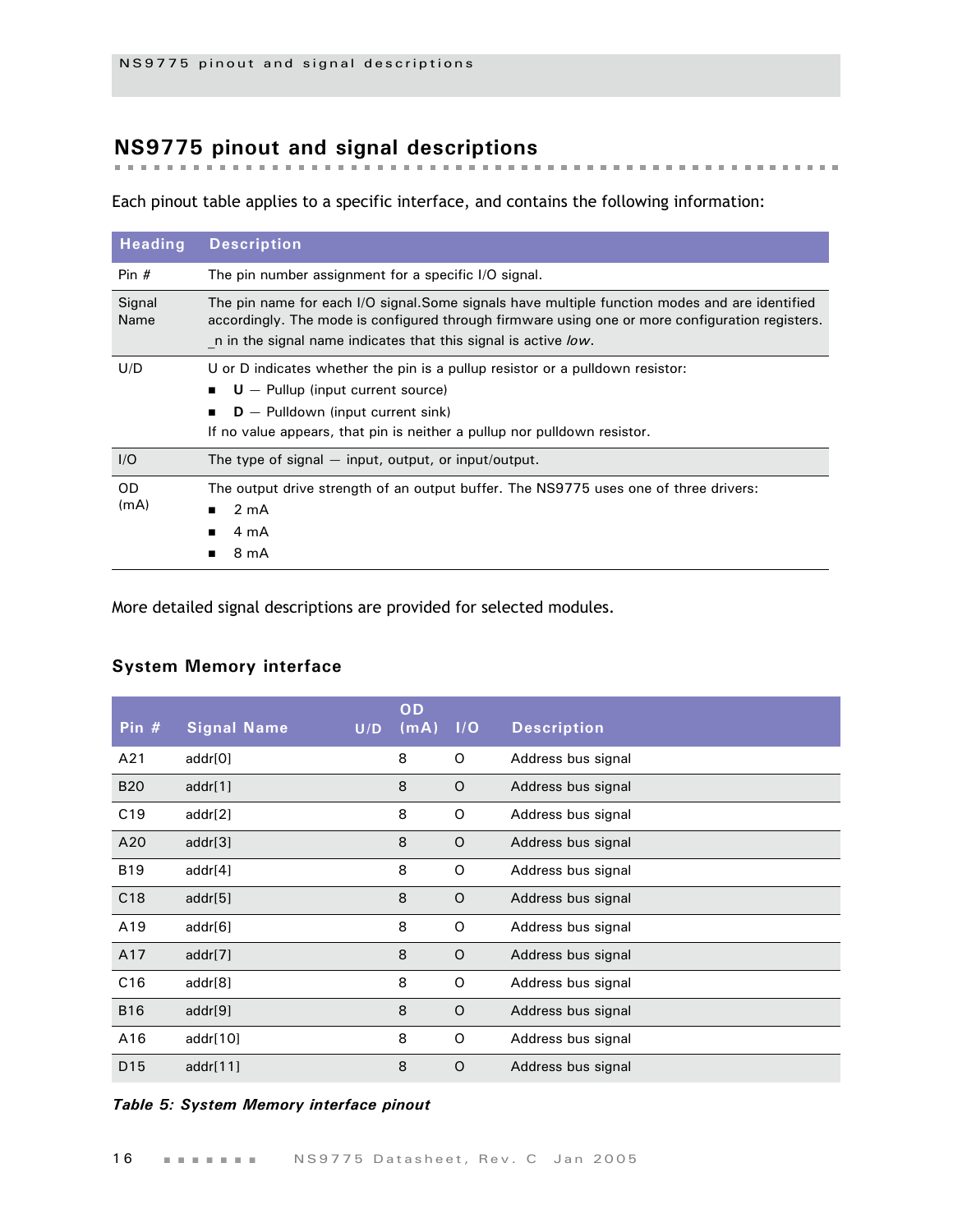# NS9775 pinout and signal descriptions

Each pinout table applies to a specific interface, and contains the following information:

| Heading | Description |
|---|---|
| Pin # | The pin number assignment for a specific I/O signal. |
| Signal Name | The pin name for each I/O signal.Some signals have multiple function modes and are identified accordingly. The mode is configured through firmware using one or more configuration registers. _n in the signal name indicates that this signal is active *low*. |
| U/D | U or D indicates whether the pin is a pullup resistor or a pulldown resistor: ■ **U** — Pullup (input current source) ■ **D** — Pulldown (input current sink) If no value appears, that pin is neither a pullup nor pulldown resistor. |
| I/O | The type of signal — input, output, or input/output. |
| OD (mA) | The output drive strength of an output buffer. The NS9775 uses one of three drivers: ■ 2 mA ■ 4 mA ■ 8 mA |

More detailed signal descriptions are provided for selected modules.

### System Memory interface

| Pin # | Signal Name | U/D | OD (mA) | I/O | Description |
|---|---|---|---|---|---|
| A21 | addr[0] | | 8 | O | Address bus signal |
| B20 | addr[1] | | 8 | O | Address bus signal |
| C19 | addr[2] | | 8 | O | Address bus signal |
| A20 | addr[3] | | 8 | O | Address bus signal |
| B19 | addr[4] | | 8 | O | Address bus signal |
| C18 | addr[5] | | 8 | O | Address bus signal |
| A19 | addr[6] | | 8 | O | Address bus signal |
| A17 | addr[7] | | 8 | O | Address bus signal |
| C16 | addr[8] | | 8 | O | Address bus signal |
| B16 | addr[9] | | 8 | O | Address bus signal |
| A16 | addr[10] | | 8 | O | Address bus signal |
| D15 | addr[11] | | 8 | O | Address bus signal |

***Table 5: System Memory interface pinout***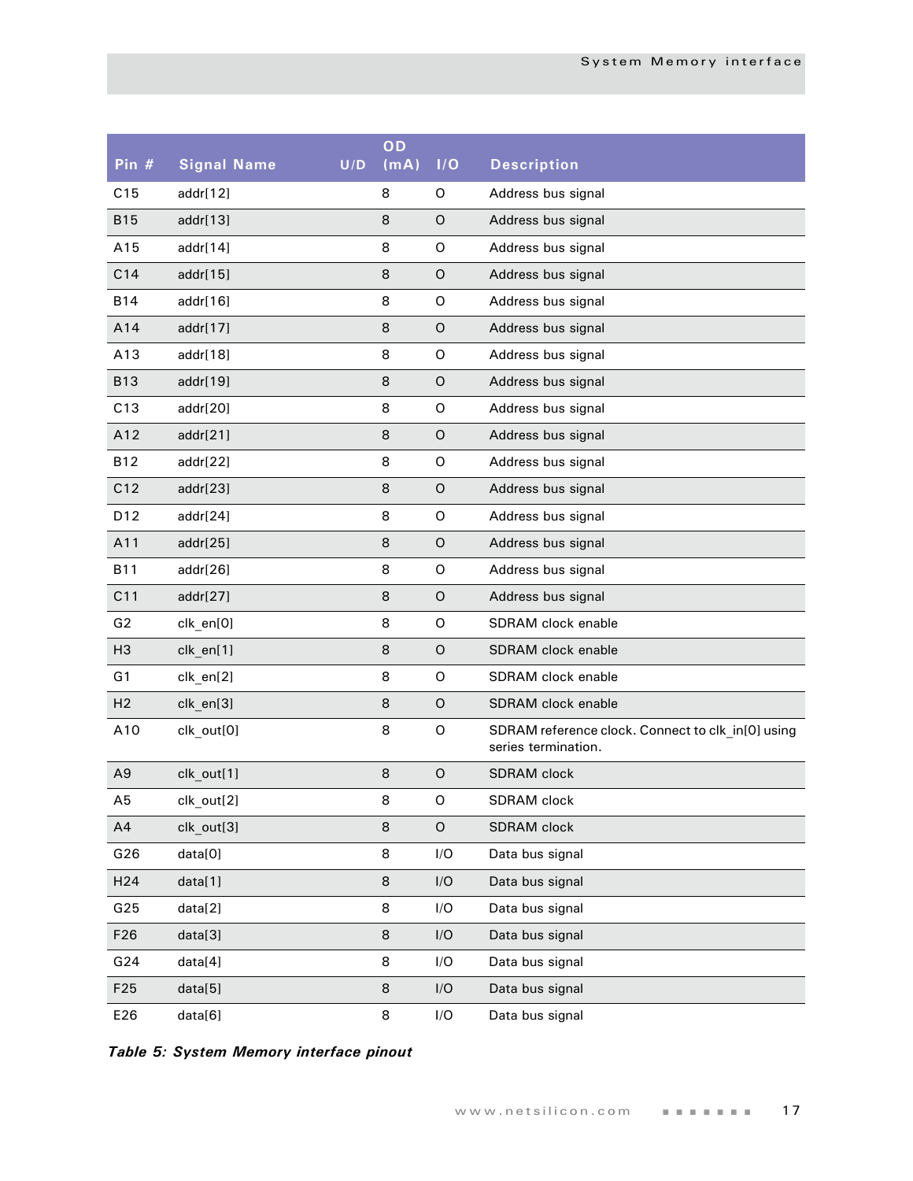| Pin # | Signal Name | U/D | OD (mA) | I/O | Description |
|---|---|---|---|---|---|
| C15 | addr[12] | | 8 | O | Address bus signal |
| B15 | addr[13] | | 8 | O | Address bus signal |
| A15 | addr[14] | | 8 | O | Address bus signal |
| C14 | addr[15] | | 8 | O | Address bus signal |
| B14 | addr[16] | | 8 | O | Address bus signal |
| A14 | addr[17] | | 8 | O | Address bus signal |
| A13 | addr[18] | | 8 | O | Address bus signal |
| B13 | addr[19] | | 8 | O | Address bus signal |
| C13 | addr[20] | | 8 | O | Address bus signal |
| A12 | addr[21] | | 8 | O | Address bus signal |
| B12 | addr[22] | | 8 | O | Address bus signal |
| C12 | addr[23] | | 8 | O | Address bus signal |
| D12 | addr[24] | | 8 | O | Address bus signal |
| A11 | addr[25] | | 8 | O | Address bus signal |
| B11 | addr[26] | | 8 | O | Address bus signal |
| C11 | addr[27] | | 8 | O | Address bus signal |
| G2 | clk_en[0] | | 8 | O | SDRAM clock enable |
| H3 | clk_en[1] | | 8 | O | SDRAM clock enable |
| G1 | clk_en[2] | | 8 | O | SDRAM clock enable |
| H2 | clk_en[3] | | 8 | O | SDRAM clock enable |
| A10 | clk_out[0] | | 8 | O | SDRAM reference clock. Connect to clk_in[0] using series termination. |
| A9 | clk_out[1] | | 8 | O | SDRAM clock |
| A5 | clk_out[2] | | 8 | O | SDRAM clock |
| A4 | clk_out[3] | | 8 | O | SDRAM clock |
| G26 | data[0] | | 8 | I/O | Data bus signal |
| H24 | data[1] | | 8 | I/O | Data bus signal |
| G25 | data[2] | | 8 | I/O | Data bus signal |
| F26 | data[3] | | 8 | I/O | Data bus signal |
| G24 | data[4] | | 8 | I/O | Data bus signal |
| F25 | data[5] | | 8 | I/O | Data bus signal |
| E26 | data[6] | | 8 | I/O | Data bus signal |

***Table 5: System Memory interface pinout***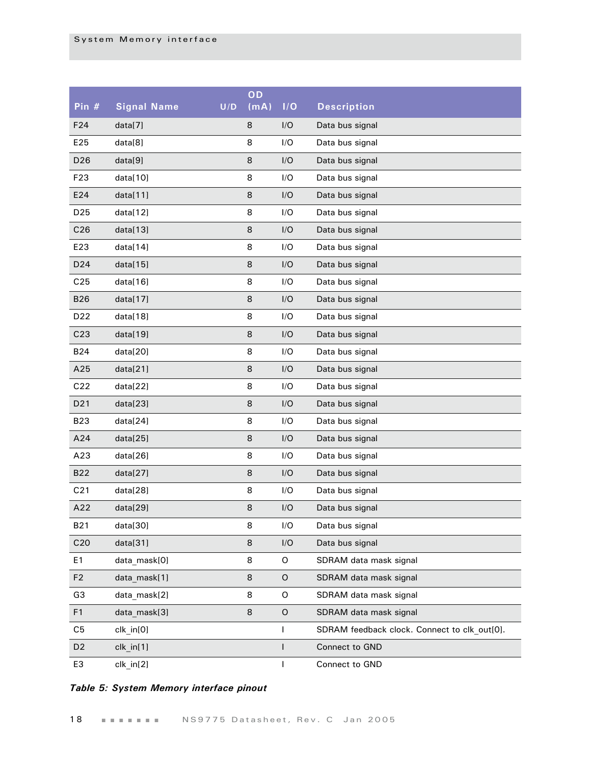| Pin # | Signal Name | U/D | OD (mA) | I/O | Description |
|---|---|---|---|---|---|
| F24 | data[7] | | 8 | I/O | Data bus signal |
| E25 | data[8] | | 8 | I/O | Data bus signal |
| D26 | data[9] | | 8 | I/O | Data bus signal |
| F23 | data[10] | | 8 | I/O | Data bus signal |
| E24 | data[11] | | 8 | I/O | Data bus signal |
| D25 | data[12] | | 8 | I/O | Data bus signal |
| C26 | data[13] | | 8 | I/O | Data bus signal |
| E23 | data[14] | | 8 | I/O | Data bus signal |
| D24 | data[15] | | 8 | I/O | Data bus signal |
| C25 | data[16] | | 8 | I/O | Data bus signal |
| B26 | data[17] | | 8 | I/O | Data bus signal |
| D22 | data[18] | | 8 | I/O | Data bus signal |
| C23 | data[19] | | 8 | I/O | Data bus signal |
| B24 | data[20] | | 8 | I/O | Data bus signal |
| A25 | data[21] | | 8 | I/O | Data bus signal |
| C22 | data[22] | | 8 | I/O | Data bus signal |
| D21 | data[23] | | 8 | I/O | Data bus signal |
| B23 | data[24] | | 8 | I/O | Data bus signal |
| A24 | data[25] | | 8 | I/O | Data bus signal |
| A23 | data[26] | | 8 | I/O | Data bus signal |
| B22 | data[27] | | 8 | I/O | Data bus signal |
| C21 | data[28] | | 8 | I/O | Data bus signal |
| A22 | data[29] | | 8 | I/O | Data bus signal |
| B21 | data[30] | | 8 | I/O | Data bus signal |
| C20 | data[31] | | 8 | I/O | Data bus signal |
| E1 | data_mask[0] | | 8 | O | SDRAM data mask signal |
| F2 | data_mask[1] | | 8 | O | SDRAM data mask signal |
| G3 | data_mask[2] | | 8 | O | SDRAM data mask signal |
| F1 | data_mask[3] | | 8 | O | SDRAM data mask signal |
| C5 | clk_in[0] | | | I | SDRAM feedback clock. Connect to clk_out[0]. |
| D2 | clk_in[1] | | | I | Connect to GND |
| E3 | clk_in[2] | | | I | Connect to GND |

***Table 5: System Memory interface pinout***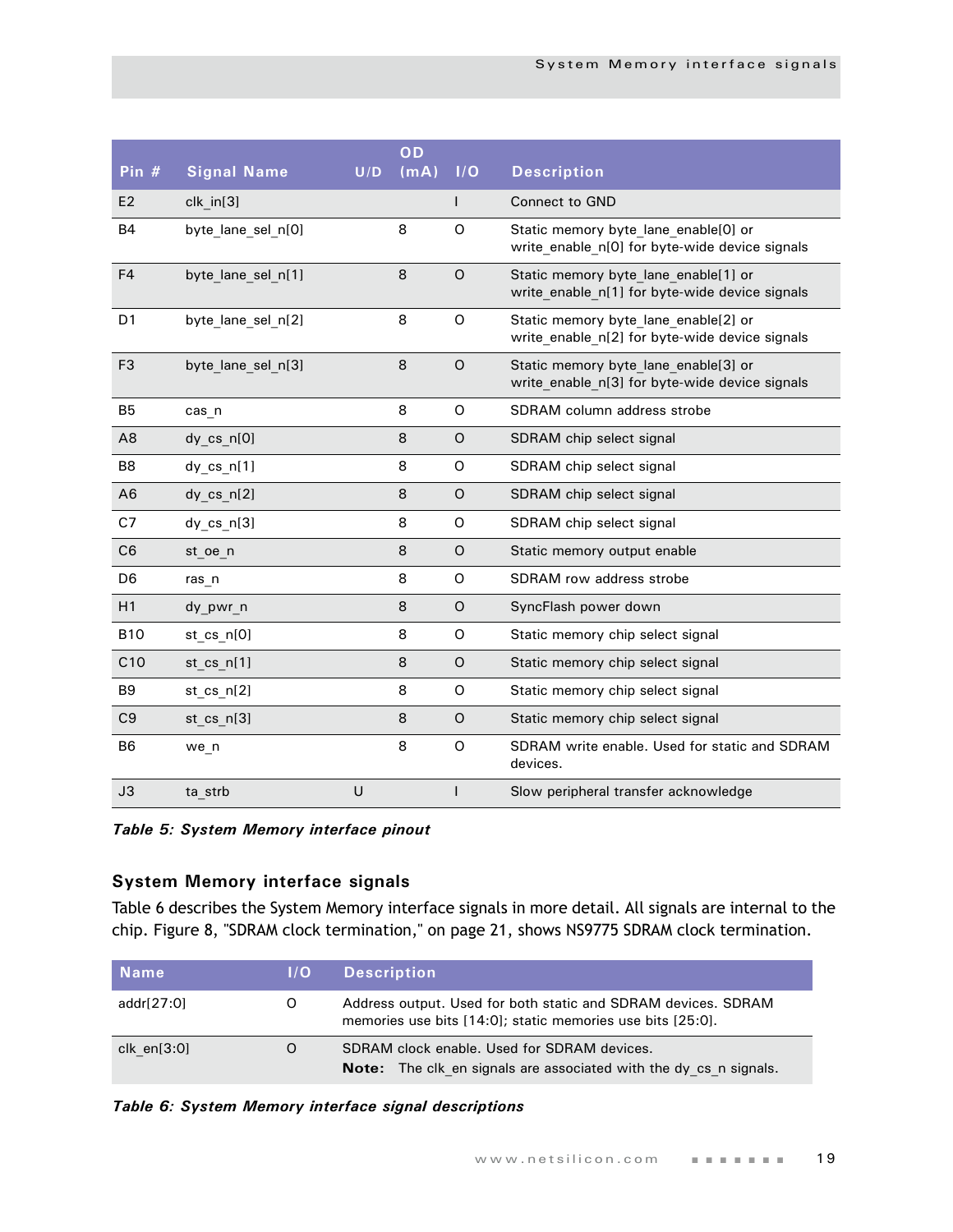| Pin # | Signal Name | U/D | OD (mA) | I/O | Description |
|---|---|---|---|---|---|
| E2 | clk_in[3] | | | I | Connect to GND |
| B4 | byte_lane_sel_n[0] | | 8 | O | Static memory byte_lane_enable[0] or write_enable_n[0] for byte-wide device signals |
| F4 | byte_lane_sel_n[1] | | 8 | O | Static memory byte_lane_enable[1] or write_enable_n[1] for byte-wide device signals |
| D1 | byte_lane_sel_n[2] | | 8 | O | Static memory byte_lane_enable[2] or write_enable_n[2] for byte-wide device signals |
| F3 | byte_lane_sel_n[3] | | 8 | O | Static memory byte_lane_enable[3] or write_enable_n[3] for byte-wide device signals |
| B5 | cas_n | | 8 | O | SDRAM column address strobe |
| A8 | dy_cs_n[0] | | 8 | O | SDRAM chip select signal |
| B8 | dy_cs_n[1] | | 8 | O | SDRAM chip select signal |
| A6 | dy_cs_n[2] | | 8 | O | SDRAM chip select signal |
| C7 | dy_cs_n[3] | | 8 | O | SDRAM chip select signal |
| C6 | st_oe_n | | 8 | O | Static memory output enable |
| D6 | ras_n | | 8 | O | SDRAM row address strobe |
| H1 | dy_pwr_n | | 8 | O | SyncFlash power down |
| B10 | st_cs_n[0] | | 8 | O | Static memory chip select signal |
| C10 | st_cs_n[1] | | 8 | O | Static memory chip select signal |
| B9 | st_cs_n[2] | | 8 | O | Static memory chip select signal |
| C9 | st_cs_n[3] | | 8 | O | Static memory chip select signal |
| B6 | we_n | | 8 | O | SDRAM write enable. Used for static and SDRAM devices. |
| J3 | ta_strb | U | | I | Slow peripheral transfer acknowledge |

***Table 5: System Memory interface pinout***

### System Memory interface signals

Table 6 describes the System Memory interface signals in more detail. All signals are internal to the chip. Figure 8, "SDRAM clock termination," on page 21, shows NS9775 SDRAM clock termination.

| Name | I/O | Description |
|---|---|---|
| addr[27:0] | O | Address output. Used for both static and SDRAM devices. SDRAM memories use bits [14:0]; static memories use bits [25:0]. |
| clk_en[3:0] | O | SDRAM clock enable. Used for SDRAM devices. **Note:** The clk_en signals are associated with the dy_cs_n signals. |

***Table 6: System Memory interface signal descriptions***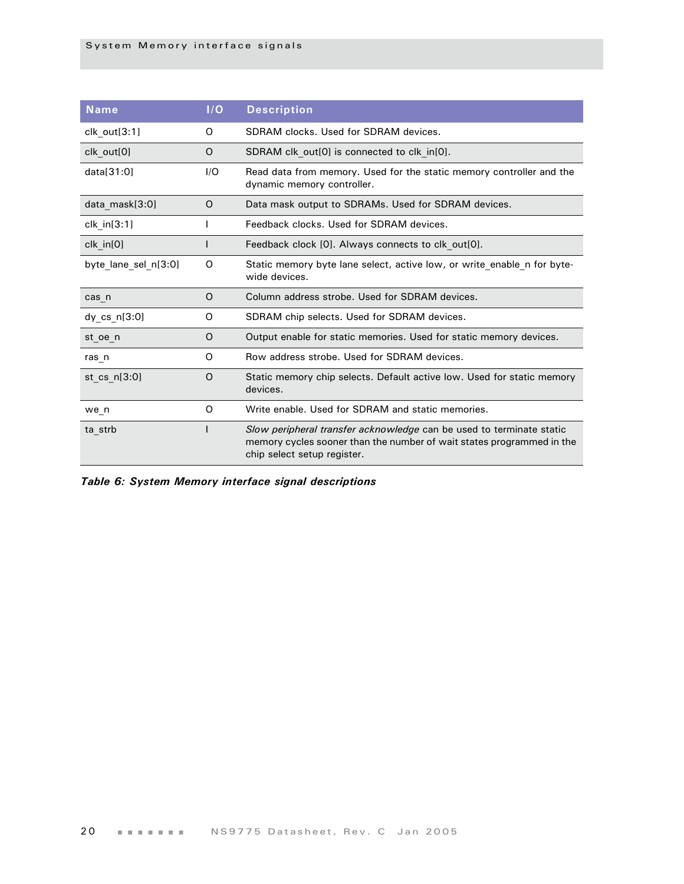| Name | I/O | Description |
| --- | --- | --- |
| clk_out[3:1] | O | SDRAM clocks. Used for SDRAM devices. |
| clk_out[0] | O | SDRAM clk_out[0] is connected to clk_in[0]. |
| data[31:0] | I/O | Read data from memory. Used for the static memory controller and the dynamic memory controller. |
| data_mask[3:0] | O | Data mask output to SDRAMs. Used for SDRAM devices. |
| clk_in[3:1] | I | Feedback clocks. Used for SDRAM devices. |
| clk_in[0] | I | Feedback clock [0]. Always connects to clk_out[0]. |
| byte_lane_sel_n[3:0] | O | Static memory byte lane select, active low, or write_enable_n for byte-wide devices. |
| cas_n | O | Column address strobe. Used for SDRAM devices. |
| dy_cs_n[3:0] | O | SDRAM chip selects. Used for SDRAM devices. |
| st_oe_n | O | Output enable for static memories. Used for static memory devices. |
| ras_n | O | Row address strobe. Used for SDRAM devices. |
| st_cs_n[3:0] | O | Static memory chip selects. Default active low. Used for static memory devices. |
| we_n | O | Write enable. Used for SDRAM and static memories. |
| ta_strb | I | *Slow peripheral transfer acknowledge* can be used to terminate static memory cycles sooner than the number of wait states programmed in the chip select setup register. |

***Table 6: System Memory interface signal descriptions***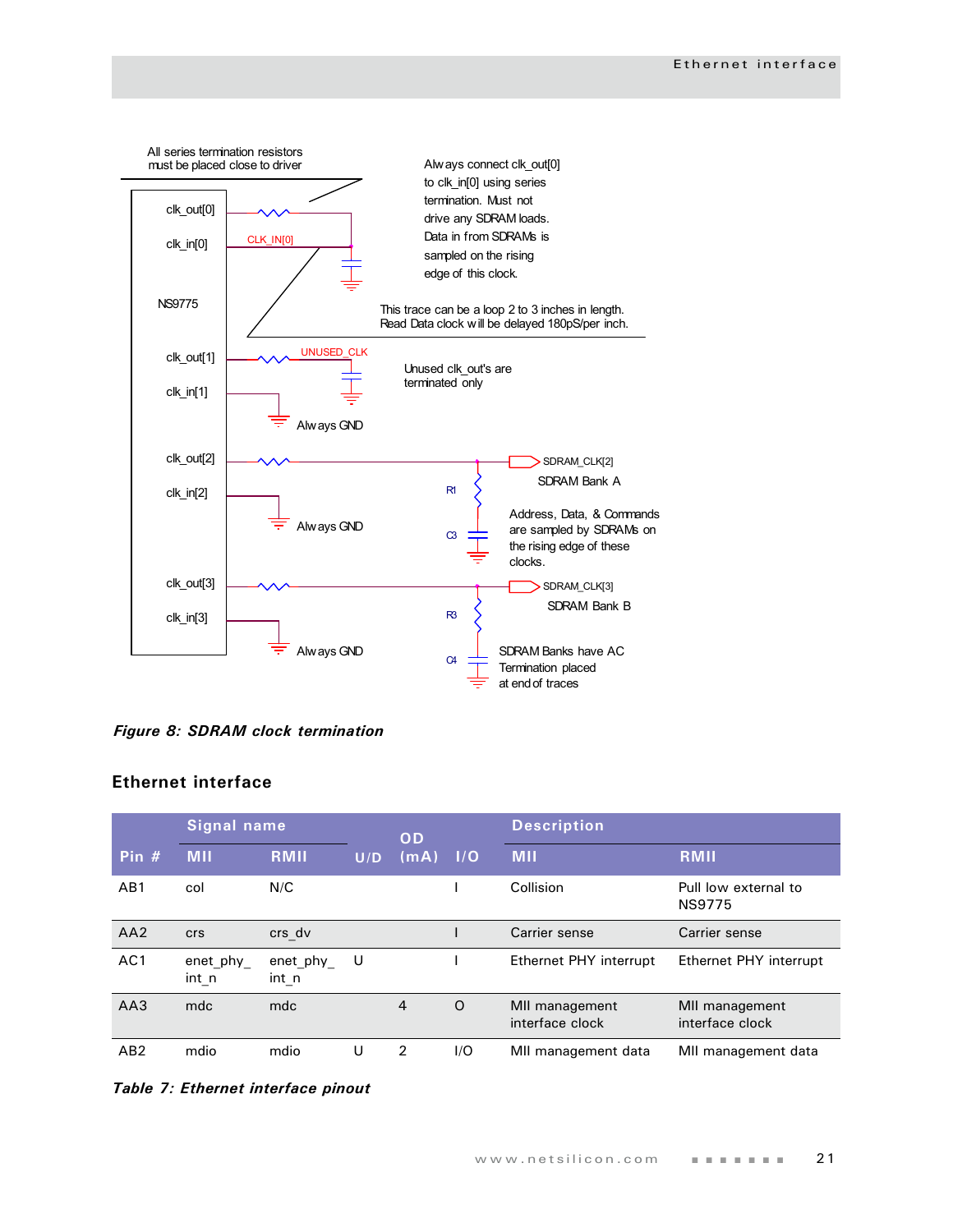All series termination resistors must be placed close to driver

Always connect clk_out[0] to clk_in[0] using series termination. Must not drive any SDRAM loads. Data in from SDRAMs is sampled on the rising edge of this clock.

This trace can be a loop 2 to 3 inches in length. Read Data clock will be delayed 180pS/per inch.

Unused clk_out's are terminated only

Address, Data, & Commands are sampled by SDRAMs on the rising edge of these clocks.

SDRAM Banks have AC Termination placed at end of traces

*Figure 8: SDRAM clock termination*

## Ethernet interface

| Pin # | Signal name | | U/D | OD (mA) | I/O | Description | |
|---|---|---|---|---|---|---|---|
| | MII | RMII | | | | MII | RMII |
| AB1 | col | N/C | | | I | Collision | Pull low external to NS9775 |
| AA2 | crs | crs_dv | | | I | Carrier sense | Carrier sense |
| AC1 | enet_phy_int_n | enet_phy_int_n | U | | I | Ethernet PHY interrupt | Ethernet PHY interrupt |
| AA3 | mdc | mdc | | 4 | O | MII management interface clock | MII management interface clock |
| AB2 | mdio | mdio | U | 2 | I/O | MII management data | MII management data |

*Table 7: Ethernet interface pinout*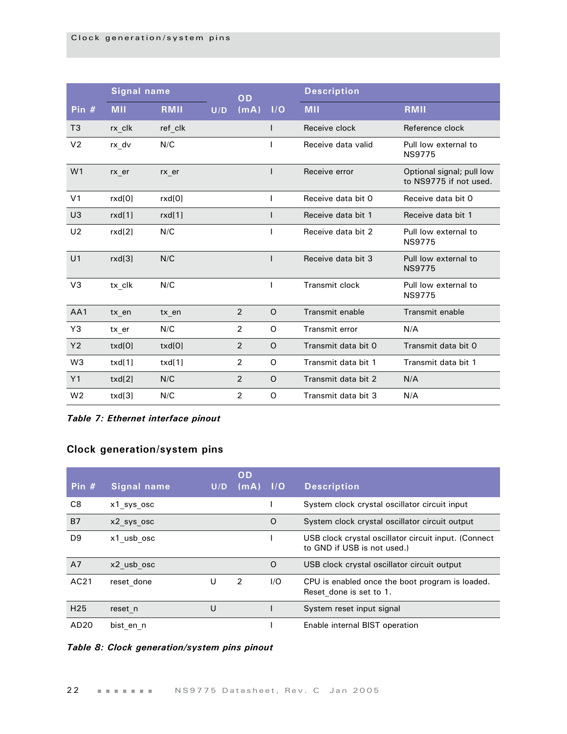| Pin # | Signal name | | U/D | OD (mA) | I/O | Description | |
|---|---|---|---|---|---|---|---|
| | MII | RMII | | | | MII | RMII |
| T3 | rx_clk | ref_clk | | | I | Receive clock | Reference clock |
| V2 | rx_dv | N/C | | | I | Receive data valid | Pull low external to NS9775 |
| W1 | rx_er | rx_er | | | I | Receive error | Optional signal; pull low to NS9775 if not used. |
| V1 | rxd[0] | rxd[0] | | | I | Receive data bit 0 | Receive data bit 0 |
| U3 | rxd[1] | rxd[1] | | | I | Receive data bit 1 | Receive data bit 1 |
| U2 | rxd[2] | N/C | | | I | Receive data bit 2 | Pull low external to NS9775 |
| U1 | rxd[3] | N/C | | | I | Receive data bit 3 | Pull low external to NS9775 |
| V3 | tx_clk | N/C | | | I | Transmit clock | Pull low external to NS9775 |
| AA1 | tx_en | tx_en | | 2 | O | Transmit enable | Transmit enable |
| Y3 | tx_er | N/C | | 2 | O | Transmit error | N/A |
| Y2 | txd[0] | txd[0] | | 2 | O | Transmit data bit 0 | Transmit data bit 0 |
| W3 | txd[1] | txd[1] | | 2 | O | Transmit data bit 1 | Transmit data bit 1 |
| Y1 | txd[2] | N/C | | 2 | O | Transmit data bit 2 | N/A |
| W2 | txd[3] | N/C | | 2 | O | Transmit data bit 3 | N/A |

***Table 7: Ethernet interface pinout***

## Clock generation/system pins

| Pin # | Signal name | U/D | OD (mA) | I/O | Description |
|---|---|---|---|---|---|
| C8 | x1_sys_osc | | | I | System clock crystal oscillator circuit input |
| B7 | x2_sys_osc | | | O | System clock crystal oscillator circuit output |
| D9 | x1_usb_osc | | | I | USB clock crystal oscillator circuit input. (Connect to GND if USB is not used.) |
| A7 | x2_usb_osc | | | O | USB clock crystal oscillator circuit output |
| AC21 | reset_done | U | 2 | I/O | CPU is enabled once the boot program is loaded. Reset_done is set to 1. |
| H25 | reset_n | U | | I | System reset input signal |
| AD20 | bist_en_n | | | I | Enable internal BIST operation |

***Table 8: Clock generation/system pins pinout***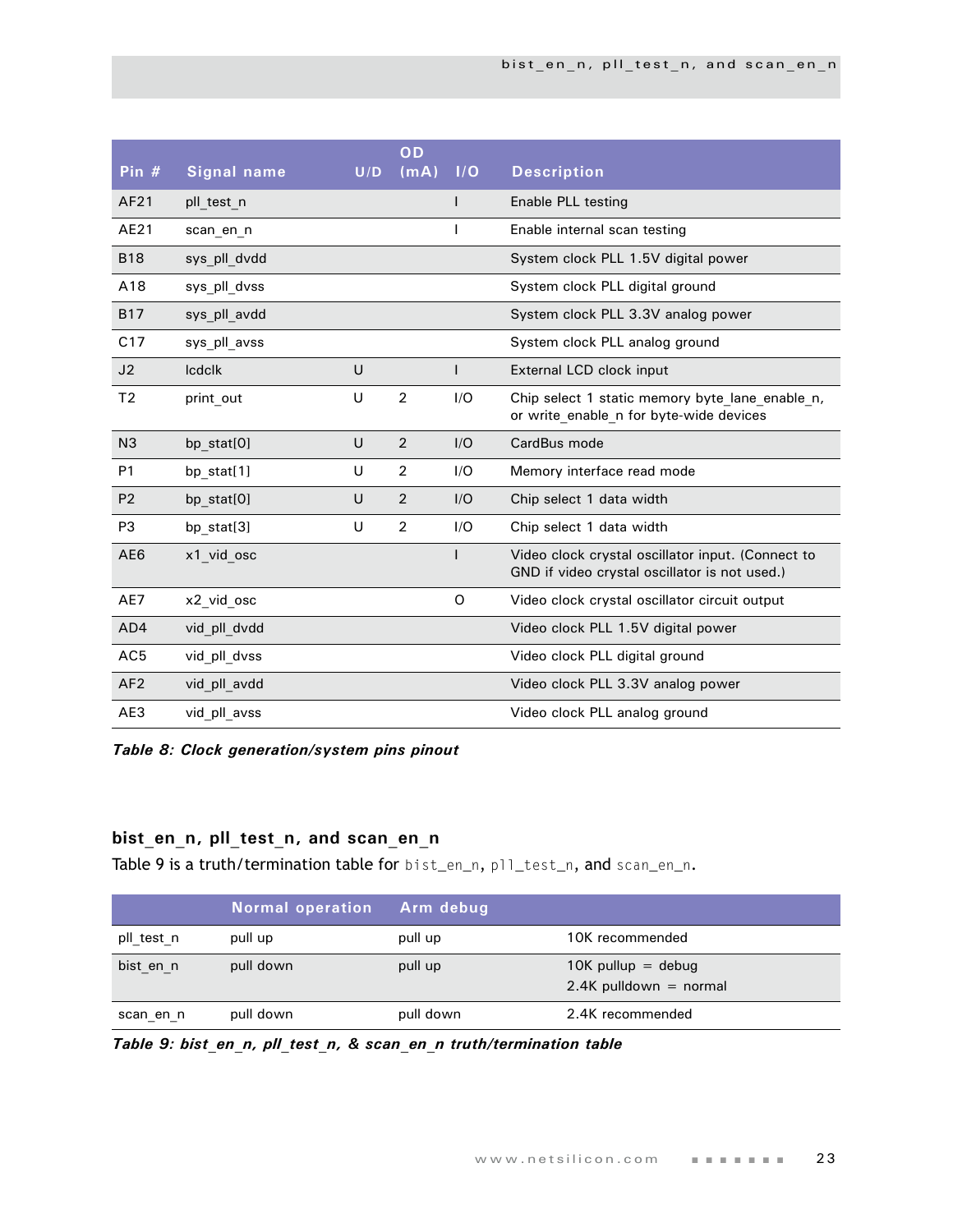| Pin # | Signal name | U/D | OD (mA) | I/O | Description |
|---|---|---|---|---|---|
| AF21 | pll_test_n | | | I | Enable PLL testing |
| AE21 | scan_en_n | | | I | Enable internal scan testing |
| B18 | sys_pll_dvdd | | | | System clock PLL 1.5V digital power |
| A18 | sys_pll_dvss | | | | System clock PLL digital ground |
| B17 | sys_pll_avdd | | | | System clock PLL 3.3V analog power |
| C17 | sys_pll_avss | | | | System clock PLL analog ground |
| J2 | lcdclk | U | | I | External LCD clock input |
| T2 | print_out | U | 2 | I/O | Chip select 1 static memory byte_lane_enable_n, or write_enable_n for byte-wide devices |
| N3 | bp_stat[0] | U | 2 | I/O | CardBus mode |
| P1 | bp_stat[1] | U | 2 | I/O | Memory interface read mode |
| P2 | bp_stat[0] | U | 2 | I/O | Chip select 1 data width |
| P3 | bp_stat[3] | U | 2 | I/O | Chip select 1 data width |
| AE6 | x1_vid_osc | | | I | Video clock crystal oscillator input. (Connect to GND if video crystal oscillator is not used.) |
| AE7 | x2_vid_osc | | | O | Video clock crystal oscillator circuit output |
| AD4 | vid_pll_dvdd | | | | Video clock PLL 1.5V digital power |
| AC5 | vid_pll_dvss | | | | Video clock PLL digital ground |
| AF2 | vid_pll_avdd | | | | Video clock PLL 3.3V analog power |
| AE3 | vid_pll_avss | | | | Video clock PLL analog ground |

***Table 8: Clock generation/system pins pinout***

## bist_en_n, pll_test_n, and scan_en_n

Table 9 is a truth/termination table for `bist_en_n`, `pll_test_n`, and `scan_en_n`.

| | Normal operation | Arm debug | |
|---|---|---|---|
| pll_test_n | pull up | pull up | 10K recommended |
| bist_en_n | pull down | pull up | 10K pullup = debug<br>2.4K pulldown = normal |
| scan_en_n | pull down | pull down | 2.4K recommended |

***Table 9: bist_en_n, pll_test_n, & scan_en_n truth/termination table***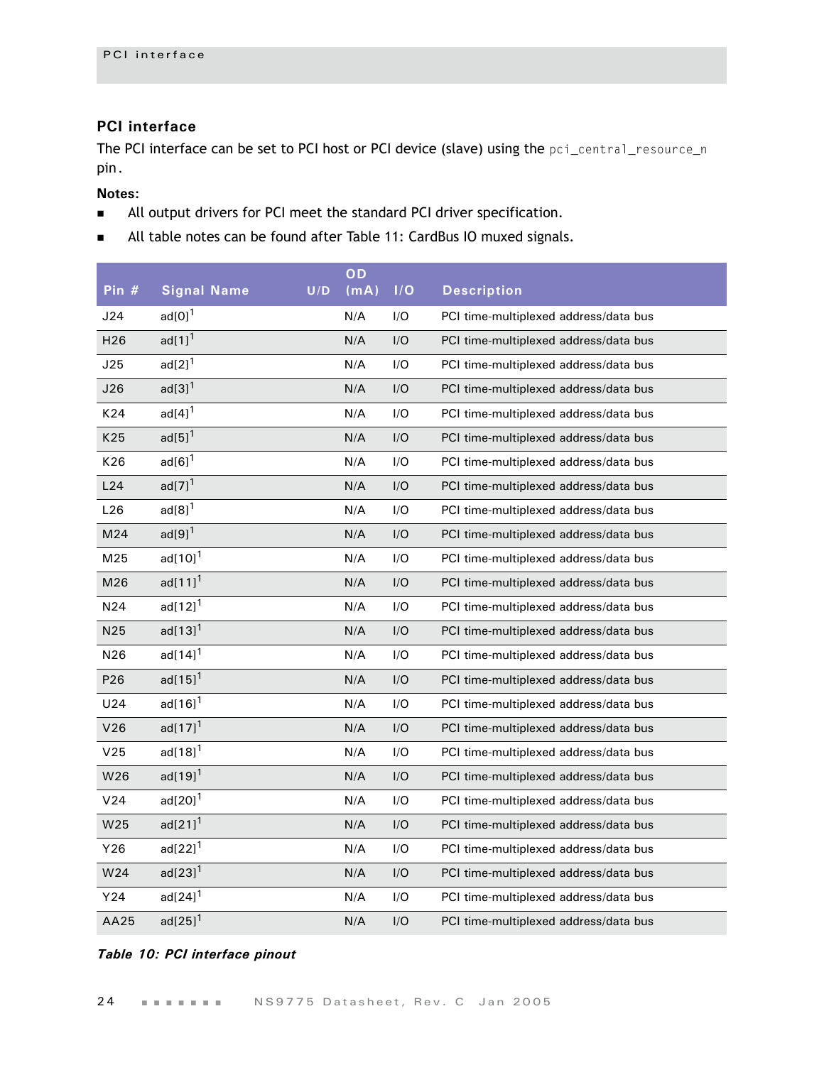## PCI interface

The PCI interface can be set to PCI host or PCI device (slave) using the pci_central_resource_n pin.

**Notes:**

- All output drivers for PCI meet the standard PCI driver specification.
- All table notes can be found after Table 11: CardBus IO muxed signals.

| Pin # | Signal Name | U/D | OD (mA) | I/O | Description |
|---|---|---|---|---|---|
| J24 | ad[0][1] | | N/A | I/O | PCI time-multiplexed address/data bus |
| H26 | ad[1][1] | | N/A | I/O | PCI time-multiplexed address/data bus |
| J25 | ad[2][1] | | N/A | I/O | PCI time-multiplexed address/data bus |
| J26 | ad[3][1] | | N/A | I/O | PCI time-multiplexed address/data bus |
| K24 | ad[4][1] | | N/A | I/O | PCI time-multiplexed address/data bus |
| K25 | ad[5][1] | | N/A | I/O | PCI time-multiplexed address/data bus |
| K26 | ad[6][1] | | N/A | I/O | PCI time-multiplexed address/data bus |
| L24 | ad[7][1] | | N/A | I/O | PCI time-multiplexed address/data bus |
| L26 | ad[8][1] | | N/A | I/O | PCI time-multiplexed address/data bus |
| M24 | ad[9][1] | | N/A | I/O | PCI time-multiplexed address/data bus |
| M25 | ad[10][1] | | N/A | I/O | PCI time-multiplexed address/data bus |
| M26 | ad[11][1] | | N/A | I/O | PCI time-multiplexed address/data bus |
| N24 | ad[12][1] | | N/A | I/O | PCI time-multiplexed address/data bus |
| N25 | ad[13][1] | | N/A | I/O | PCI time-multiplexed address/data bus |
| N26 | ad[14][1] | | N/A | I/O | PCI time-multiplexed address/data bus |
| P26 | ad[15][1] | | N/A | I/O | PCI time-multiplexed address/data bus |
| U24 | ad[16][1] | | N/A | I/O | PCI time-multiplexed address/data bus |
| V26 | ad[17][1] | | N/A | I/O | PCI time-multiplexed address/data bus |
| V25 | ad[18][1] | | N/A | I/O | PCI time-multiplexed address/data bus |
| W26 | ad[19][1] | | N/A | I/O | PCI time-multiplexed address/data bus |
| V24 | ad[20][1] | | N/A | I/O | PCI time-multiplexed address/data bus |
| W25 | ad[21][1] | | N/A | I/O | PCI time-multiplexed address/data bus |
| Y26 | ad[22][1] | | N/A | I/O | PCI time-multiplexed address/data bus |
| W24 | ad[23][1] | | N/A | I/O | PCI time-multiplexed address/data bus |
| Y24 | ad[24][1] | | N/A | I/O | PCI time-multiplexed address/data bus |
| AA25 | ad[25][1] | | N/A | I/O | PCI time-multiplexed address/data bus |

*Table 10: PCI interface pinout*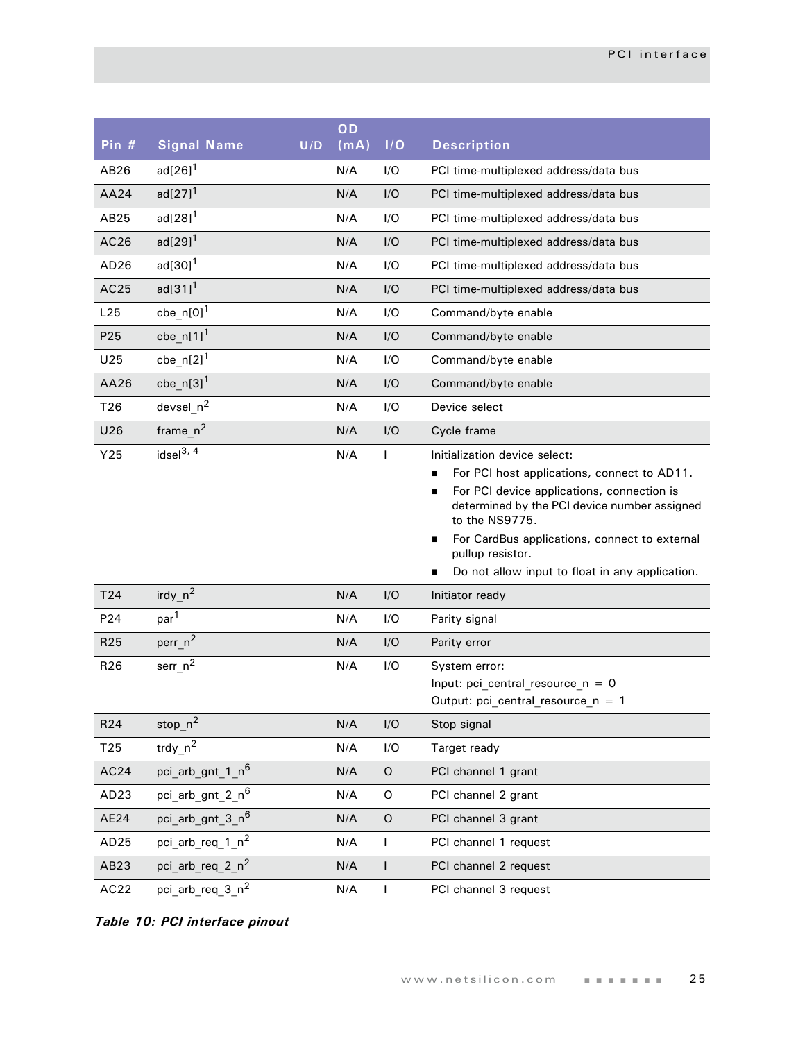| Pin # | Signal Name | U/D | OD (mA) | I/O | Description |
|---|---|---|---|---|---|
| AB26 | ad[26][1] | | N/A | I/O | PCI time-multiplexed address/data bus |
| AA24 | ad[27][1] | | N/A | I/O | PCI time-multiplexed address/data bus |
| AB25 | ad[28][1] | | N/A | I/O | PCI time-multiplexed address/data bus |
| AC26 | ad[29][1] | | N/A | I/O | PCI time-multiplexed address/data bus |
| AD26 | ad[30][1] | | N/A | I/O | PCI time-multiplexed address/data bus |
| AC25 | ad[31][1] | | N/A | I/O | PCI time-multiplexed address/data bus |
| L25 | cbe_n[0][1] | | N/A | I/O | Command/byte enable |
| P25 | cbe_n[1][1] | | N/A | I/O | Command/byte enable |
| U25 | cbe_n[2][1] | | N/A | I/O | Command/byte enable |
| AA26 | cbe_n[3][1] | | N/A | I/O | Command/byte enable |
| T26 | devsel_n[2] | | N/A | I/O | Device select |
| U26 | frame_n[2] | | N/A | I/O | Cycle frame |
| Y25 | idsel[3, 4] | | N/A | I | Initialization device select: <br>■ For PCI host applications, connect to AD11. <br>■ For PCI device applications, connection is determined by the PCI device number assigned to the NS9775. <br>■ For CardBus applications, connect to external pullup resistor. <br>■ Do not allow input to float in any application. |
| T24 | irdy_n[2] | | N/A | I/O | Initiator ready |
| P24 | par[1] | | N/A | I/O | Parity signal |
| R25 | perr_n[2] | | N/A | I/O | Parity error |
| R26 | serr_n[2] | | N/A | I/O | System error: <br>Input: pci_central_resource_n = 0 <br>Output: pci_central_resource_n = 1 |
| R24 | stop_n[2] | | N/A | I/O | Stop signal |
| T25 | trdy_n[2] | | N/A | I/O | Target ready |
| AC24 | pci_arb_gnt_1_n[6] | | N/A | O | PCI channel 1 grant |
| AD23 | pci_arb_gnt_2_n[6] | | N/A | O | PCI channel 2 grant |
| AE24 | pci_arb_gnt_3_n[6] | | N/A | O | PCI channel 3 grant |
| AD25 | pci_arb_req_1_n[2] | | N/A | I | PCI channel 1 request |
| AB23 | pci_arb_req_2_n[2] | | N/A | I | PCI channel 2 request |
| AC22 | pci_arb_req_3_n[2] | | N/A | I | PCI channel 3 request |

*Table 10: PCI interface pinout*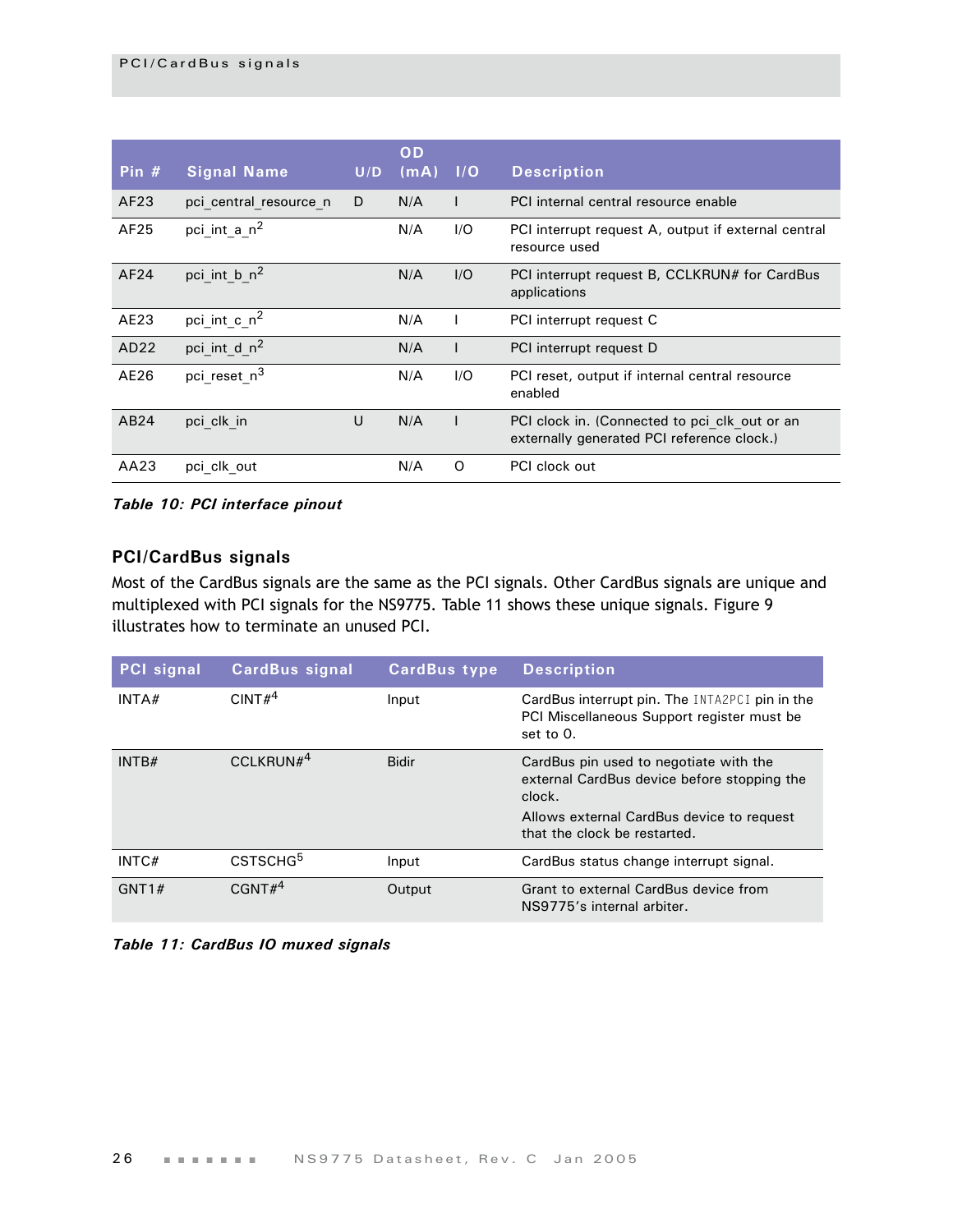| Pin # | Signal Name | U/D | OD (mA) | I/O | Description |
|---|---|---|---|---|---|
| AF23 | pci_central_resource_n | D | N/A | I | PCI internal central resource enable |
| AF25 | pci_int_a_n[2] | | N/A | I/O | PCI interrupt request A, output if external central resource used |
| AF24 | pci_int_b_n[2] | | N/A | I/O | PCI interrupt request B, CCLKRUN# for CardBus applications |
| AE23 | pci_int_c_n[2] | | N/A | I | PCI interrupt request C |
| AD22 | pci_int_d_n[2] | | N/A | I | PCI interrupt request D |
| AE26 | pci_reset_n[3] | | N/A | I/O | PCI reset, output if internal central resource enabled |
| AB24 | pci_clk_in | U | N/A | I | PCI clock in. (Connected to pci_clk_out or an externally generated PCI reference clock.) |
| AA23 | pci_clk_out | | N/A | O | PCI clock out |

***Table 10: PCI interface pinout***

### PCI/CardBus signals

Most of the CardBus signals are the same as the PCI signals. Other CardBus signals are unique and multiplexed with PCI signals for the NS9775. Table 11 shows these unique signals. Figure 9 illustrates how to terminate an unused PCI.

| PCI signal | CardBus signal | CardBus type | Description |
|---|---|---|---|
| INTA# | CINT#[4] | Input | CardBus interrupt pin. The INTA2PCI pin in the PCI Miscellaneous Support register must be set to 0. |
| INTB# | CCLKRUN#[4] | Bidir | CardBus pin used to negotiate with the external CardBus device before stopping the clock.<br>Allows external CardBus device to request that the clock be restarted. |
| INTC# | CSTSCHG[5] | Input | CardBus status change interrupt signal. |
| GNT1# | CGNT#[4] | Output | Grant to external CardBus device from NS9775's internal arbiter. |

***Table 11: CardBus IO muxed signals***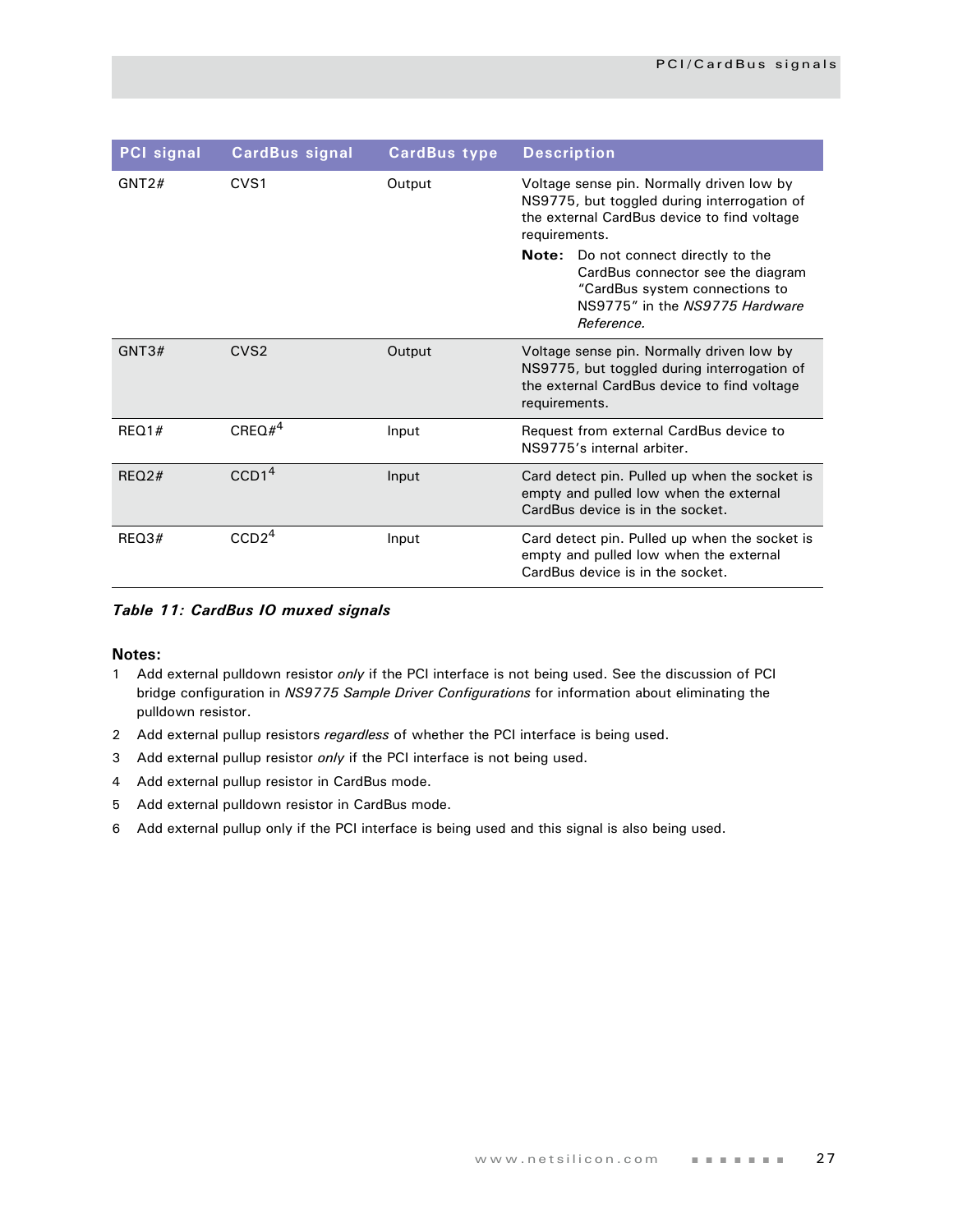| PCI signal | CardBus signal | CardBus type | Description |
|---|---|---|---|
| GNT2# | CVS1 | Output | Voltage sense pin. Normally driven low by NS9775, but toggled during interrogation of the external CardBus device to find voltage requirements. **Note:** Do not connect directly to the CardBus connector see the diagram "CardBus system connections to NS9775" in the *NS9775 Hardware Reference.* |
| GNT3# | CVS2 | Output | Voltage sense pin. Normally driven low by NS9775, but toggled during interrogation of the external CardBus device to find voltage requirements. |
| REQ1# | CREQ#[4] | Input | Request from external CardBus device to NS9775's internal arbiter. |
| REQ2# | CCD1[4] | Input | Card detect pin. Pulled up when the socket is empty and pulled low when the external CardBus device is in the socket. |
| REQ3# | CCD2[4] | Input | Card detect pin. Pulled up when the socket is empty and pulled low when the external CardBus device is in the socket. |

***Table 11: CardBus IO muxed signals***

**Notes:**

1. Add external pulldown resistor *only* if the PCI interface is not being used. See the discussion of PCI bridge configuration in *NS9775 Sample Driver Configurations* for information about eliminating the pulldown resistor.
2. Add external pullup resistors *regardless* of whether the PCI interface is being used.
3. Add external pullup resistor *only* if the PCI interface is not being used.
4. Add external pullup resistor in CardBus mode.
5. Add external pulldown resistor in CardBus mode.
6. Add external pullup only if the PCI interface is being used and this signal is also being used.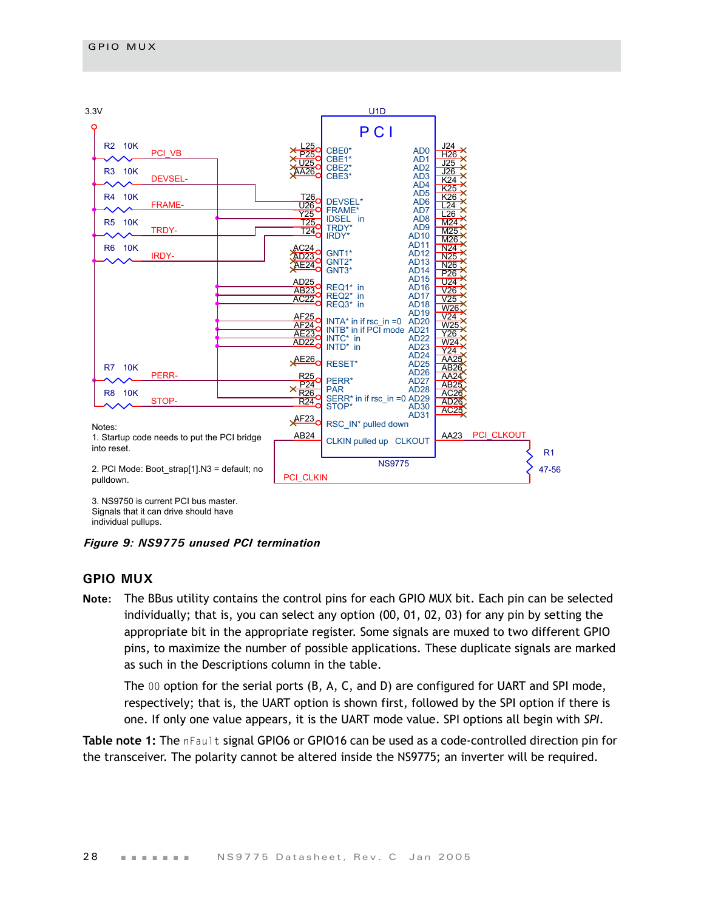Notes:

1. Startup code needs to put the PCI bridge into reset.

2. PCI Mode: Boot_strap[1].N3 = default; no pulldown.

3. NS9750 is current PCI bus master. Signals that it can drive should have individual pullups.

***Figure 9: NS9775 unused PCI termination***

## GPIO MUX

**Note:** The BBus utility contains the control pins for each GPIO MUX bit. Each pin can be selected individually; that is, you can select any option (00, 01, 02, 03) for any pin by setting the appropriate bit in the appropriate register. Some signals are muxed to two different GPIO pins, to maximize the number of possible applications. These duplicate signals are marked as such in the Descriptions column in the table.

The `00` option for the serial ports (B, A, C, and D) are configured for UART and SPI mode, respectively; that is, the UART option is shown first, followed by the SPI option if there is one. If only one value appears, it is the UART mode value. SPI options all begin with *SPI*.

**Table note 1:** The `nFault` signal GPIO6 or GPIO16 can be used as a code-controlled direction pin for the transceiver. The polarity cannot be altered inside the NS9775; an inverter will be required.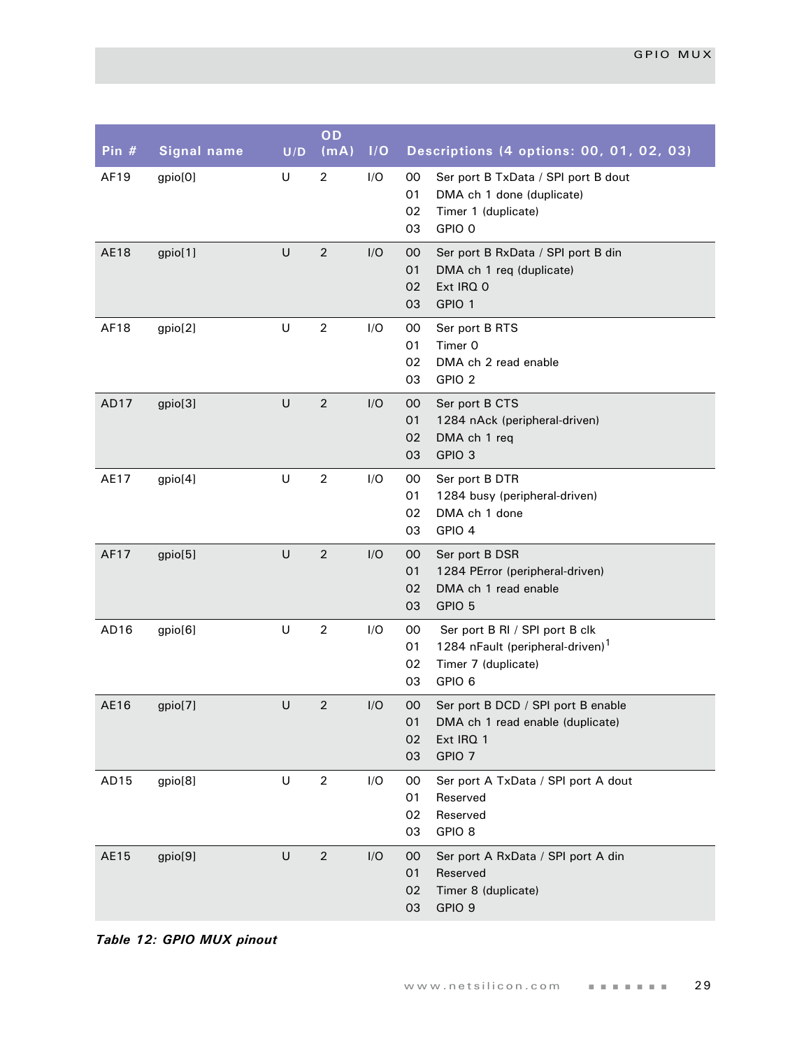| Pin # | Signal name | U/D | OD (mA) | I/O | Descriptions (4 options: 00, 01, 02, 03) |
|---|---|---|---|---|---|
| AF19 | gpio[0] | U | 2 | I/O | 00 Ser port B TxData / SPI port B dout<br>01 DMA ch 1 done (duplicate)<br>02 Timer 1 (duplicate)<br>03 GPIO 0 |
| AE18 | gpio[1] | U | 2 | I/O | 00 Ser port B RxData / SPI port B din<br>01 DMA ch 1 req (duplicate)<br>02 Ext IRQ 0<br>03 GPIO 1 |
| AF18 | gpio[2] | U | 2 | I/O | 00 Ser port B RTS<br>01 Timer 0<br>02 DMA ch 2 read enable<br>03 GPIO 2 |
| AD17 | gpio[3] | U | 2 | I/O | 00 Ser port B CTS<br>01 1284 nAck (peripheral-driven)<br>02 DMA ch 1 req<br>03 GPIO 3 |
| AE17 | gpio[4] | U | 2 | I/O | 00 Ser port B DTR<br>01 1284 busy (peripheral-driven)<br>02 DMA ch 1 done<br>03 GPIO 4 |
| AF17 | gpio[5] | U | 2 | I/O | 00 Ser port B DSR<br>01 1284 PError (peripheral-driven)<br>02 DMA ch 1 read enable<br>03 GPIO 5 |
| AD16 | gpio[6] | U | 2 | I/O | 00 Ser port B RI / SPI port B clk<br>01 1284 nFault (peripheral-driven)[1]<br>02 Timer 7 (duplicate)<br>03 GPIO 6 |
| AE16 | gpio[7] | U | 2 | I/O | 00 Ser port B DCD / SPI port B enable<br>01 DMA ch 1 read enable (duplicate)<br>02 Ext IRQ 1<br>03 GPIO 7 |
| AD15 | gpio[8] | U | 2 | I/O | 00 Ser port A TxData / SPI port A dout<br>01 Reserved<br>02 Reserved<br>03 GPIO 8 |
| AE15 | gpio[9] | U | 2 | I/O | 00 Ser port A RxData / SPI port A din<br>01 Reserved<br>02 Timer 8 (duplicate)<br>03 GPIO 9 |

***Table 12: GPIO MUX pinout***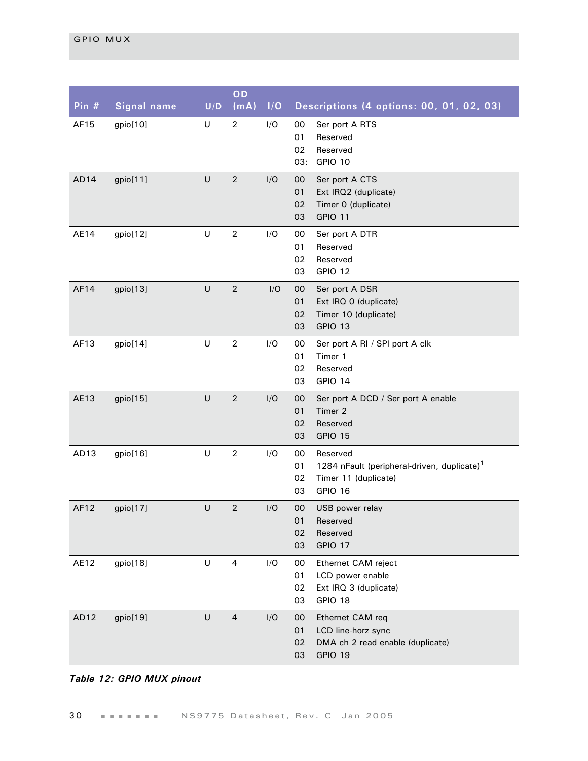| Pin # | Signal name | U/D | OD (mA) | I/O | Descriptions (4 options: 00, 01, 02, 03) |
|---|---|---|---|---|---|
| AF15 | gpio[10] | U | 2 | I/O | 00 Ser port A RTS<br>01 Reserved<br>02 Reserved<br>03: GPIO 10 |
| AD14 | gpio[11] | U | 2 | I/O | 00 Ser port A CTS<br>01 Ext IRQ2 (duplicate)<br>02 Timer 0 (duplicate)<br>03 GPIO 11 |
| AE14 | gpio[12] | U | 2 | I/O | 00 Ser port A DTR<br>01 Reserved<br>02 Reserved<br>03 GPIO 12 |
| AF14 | gpio[13] | U | 2 | I/O | 00 Ser port A DSR<br>01 Ext IRQ 0 (duplicate)<br>02 Timer 10 (duplicate)<br>03 GPIO 13 |
| AF13 | gpio[14] | U | 2 | I/O | 00 Ser port A RI / SPI port A clk<br>01 Timer 1<br>02 Reserved<br>03 GPIO 14 |
| AE13 | gpio[15] | U | 2 | I/O | 00 Ser port A DCD / Ser port A enable<br>01 Timer 2<br>02 Reserved<br>03 GPIO 15 |
| AD13 | gpio[16] | U | 2 | I/O | 00 Reserved<br>01 1284 nFault (peripheral-driven, duplicate)[1]<br>02 Timer 11 (duplicate)<br>03 GPIO 16 |
| AF12 | gpio[17] | U | 2 | I/O | 00 USB power relay<br>01 Reserved<br>02 Reserved<br>03 GPIO 17 |
| AE12 | gpio[18] | U | 4 | I/O | 00 Ethernet CAM reject<br>01 LCD power enable<br>02 Ext IRQ 3 (duplicate)<br>03 GPIO 18 |
| AD12 | gpio[19] | U | 4 | I/O | 00 Ethernet CAM req<br>01 LCD line-horz sync<br>02 DMA ch 2 read enable (duplicate)<br>03 GPIO 19 |

*Table 12: GPIO MUX pinout*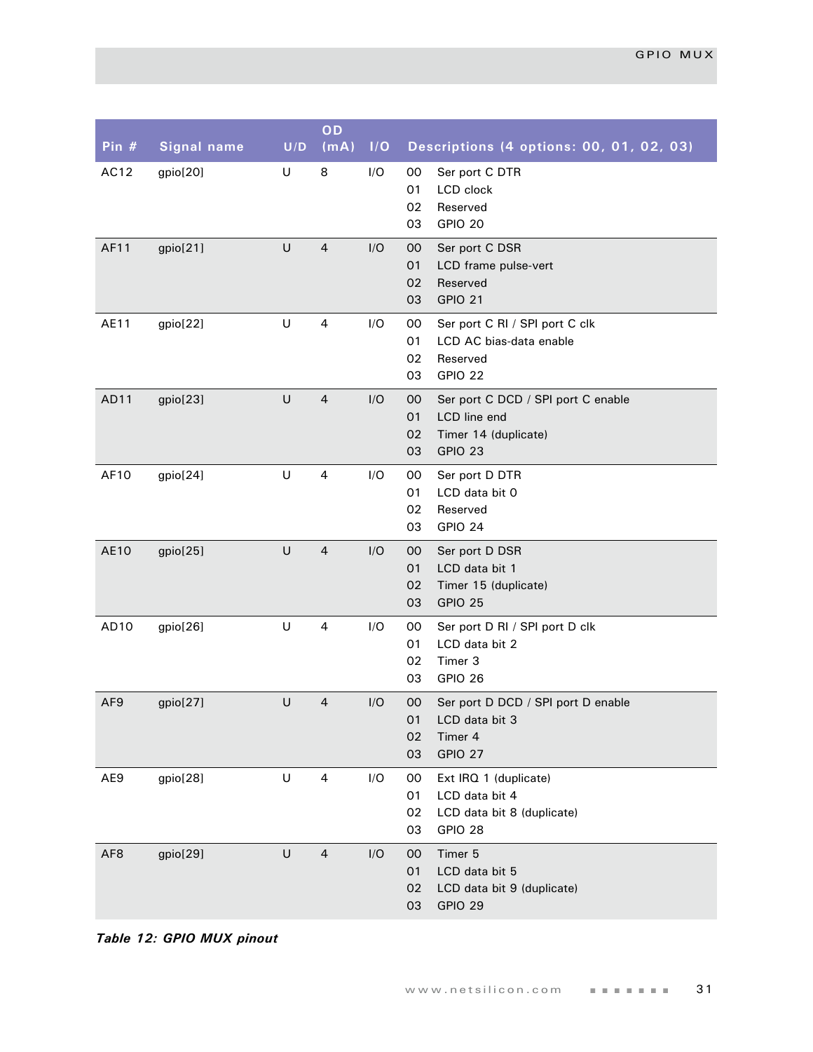| Pin # | Signal name | U/D | OD (mA) | I/O | Descriptions (4 options: 00, 01, 02, 03) |
|---|---|---|---|---|---|
| AC12 | gpio[20] | U | 8 | I/O | 00 Ser port C DTR<br>01 LCD clock<br>02 Reserved<br>03 GPIO 20 |
| AF11 | gpio[21] | U | 4 | I/O | 00 Ser port C DSR<br>01 LCD frame pulse-vert<br>02 Reserved<br>03 GPIO 21 |
| AE11 | gpio[22] | U | 4 | I/O | 00 Ser port C RI / SPI port C clk<br>01 LCD AC bias-data enable<br>02 Reserved<br>03 GPIO 22 |
| AD11 | gpio[23] | U | 4 | I/O | 00 Ser port C DCD / SPI port C enable<br>01 LCD line end<br>02 Timer 14 (duplicate)<br>03 GPIO 23 |
| AF10 | gpio[24] | U | 4 | I/O | 00 Ser port D DTR<br>01 LCD data bit 0<br>02 Reserved<br>03 GPIO 24 |
| AE10 | gpio[25] | U | 4 | I/O | 00 Ser port D DSR<br>01 LCD data bit 1<br>02 Timer 15 (duplicate)<br>03 GPIO 25 |
| AD10 | gpio[26] | U | 4 | I/O | 00 Ser port D RI / SPI port D clk<br>01 LCD data bit 2<br>02 Timer 3<br>03 GPIO 26 |
| AF9 | gpio[27] | U | 4 | I/O | 00 Ser port D DCD / SPI port D enable<br>01 LCD data bit 3<br>02 Timer 4<br>03 GPIO 27 |
| AE9 | gpio[28] | U | 4 | I/O | 00 Ext IRQ 1 (duplicate)<br>01 LCD data bit 4<br>02 LCD data bit 8 (duplicate)<br>03 GPIO 28 |
| AF8 | gpio[29] | U | 4 | I/O | 00 Timer 5<br>01 LCD data bit 5<br>02 LCD data bit 9 (duplicate)<br>03 GPIO 29 |

***Table 12: GPIO MUX pinout***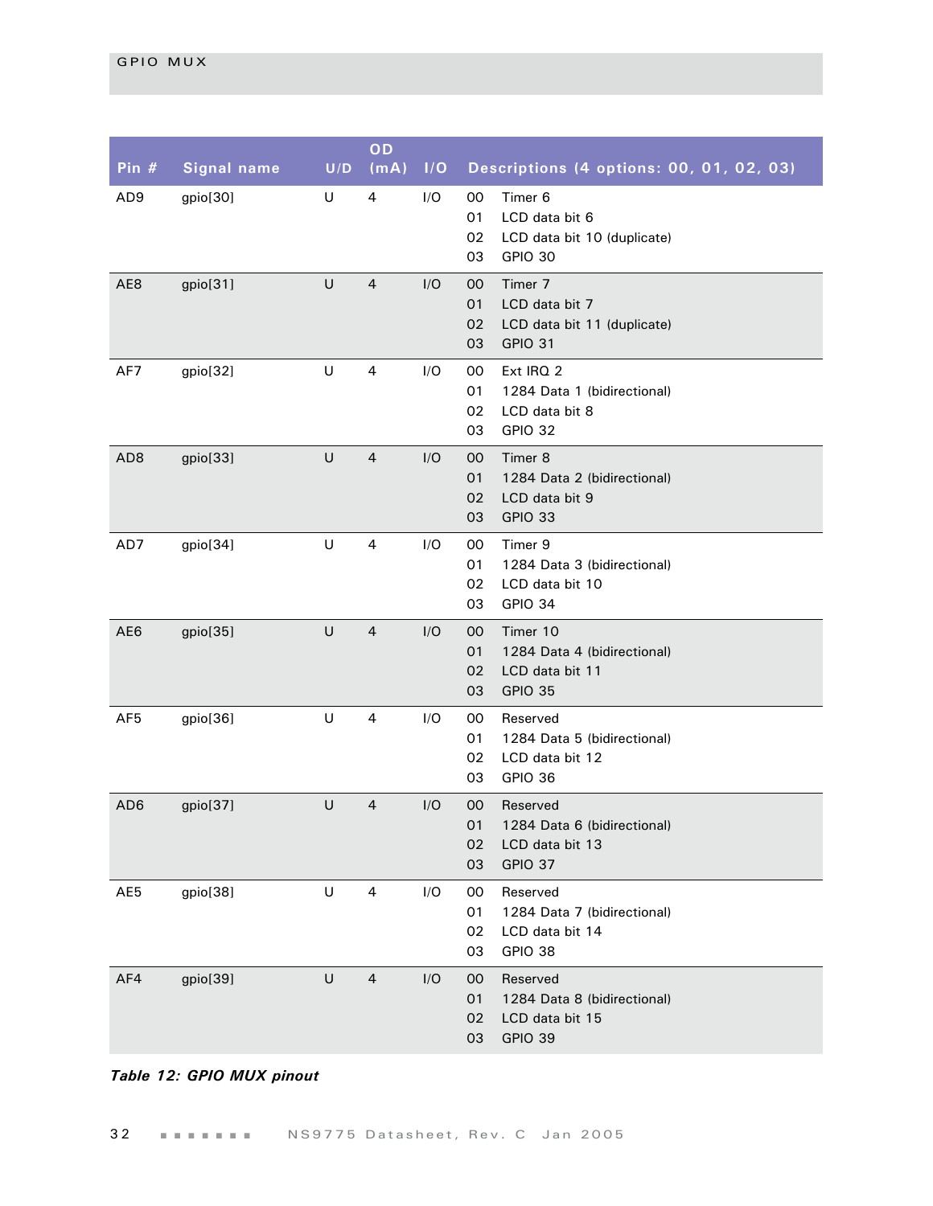| Pin # | Signal name | U/D | OD (mA) | I/O | Descriptions (4 options: 00, 01, 02, 03) |
|---|---|---|---|---|---|
| AD9 | gpio[30] | U | 4 | I/O | 00 Timer 6<br>01 LCD data bit 6<br>02 LCD data bit 10 (duplicate)<br>03 GPIO 30 |
| AE8 | gpio[31] | U | 4 | I/O | 00 Timer 7<br>01 LCD data bit 7<br>02 LCD data bit 11 (duplicate)<br>03 GPIO 31 |
| AF7 | gpio[32] | U | 4 | I/O | 00 Ext IRQ 2<br>01 1284 Data 1 (bidirectional)<br>02 LCD data bit 8<br>03 GPIO 32 |
| AD8 | gpio[33] | U | 4 | I/O | 00 Timer 8<br>01 1284 Data 2 (bidirectional)<br>02 LCD data bit 9<br>03 GPIO 33 |
| AD7 | gpio[34] | U | 4 | I/O | 00 Timer 9<br>01 1284 Data 3 (bidirectional)<br>02 LCD data bit 10<br>03 GPIO 34 |
| AE6 | gpio[35] | U | 4 | I/O | 00 Timer 10<br>01 1284 Data 4 (bidirectional)<br>02 LCD data bit 11<br>03 GPIO 35 |
| AF5 | gpio[36] | U | 4 | I/O | 00 Reserved<br>01 1284 Data 5 (bidirectional)<br>02 LCD data bit 12<br>03 GPIO 36 |
| AD6 | gpio[37] | U | 4 | I/O | 00 Reserved<br>01 1284 Data 6 (bidirectional)<br>02 LCD data bit 13<br>03 GPIO 37 |
| AE5 | gpio[38] | U | 4 | I/O | 00 Reserved<br>01 1284 Data 7 (bidirectional)<br>02 LCD data bit 14<br>03 GPIO 38 |
| AF4 | gpio[39] | U | 4 | I/O | 00 Reserved<br>01 1284 Data 8 (bidirectional)<br>02 LCD data bit 15<br>03 GPIO 39 |

*Table 12: GPIO MUX pinout*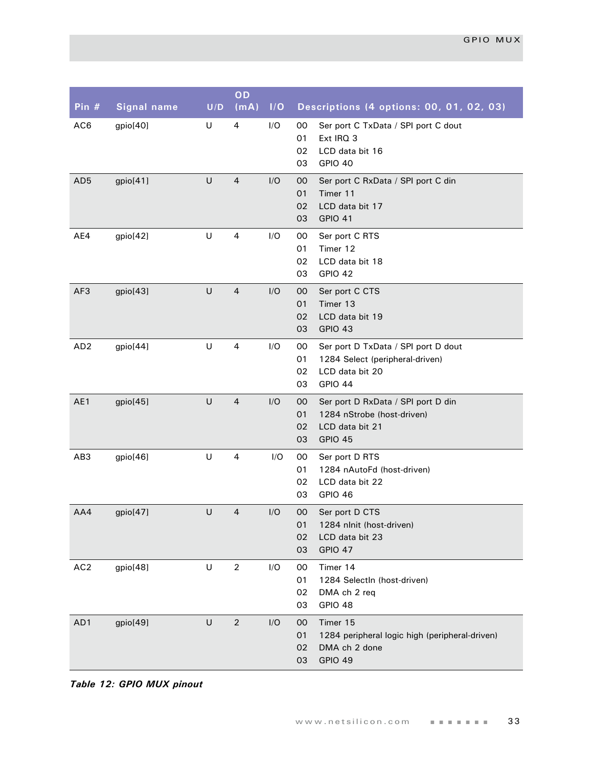| Pin # | Signal name | U/D | OD (mA) | I/O | Descriptions (4 options: 00, 01, 02, 03) |
|---|---|---|---|---|---|
| AC6 | gpio[40] | U | 4 | I/O | 00 Ser port C TxData / SPI port C dout<br>01 Ext IRQ 3<br>02 LCD data bit 16<br>03 GPIO 40 |
| AD5 | gpio[41] | U | 4 | I/O | 00 Ser port C RxData / SPI port C din<br>01 Timer 11<br>02 LCD data bit 17<br>03 GPIO 41 |
| AE4 | gpio[42] | U | 4 | I/O | 00 Ser port C RTS<br>01 Timer 12<br>02 LCD data bit 18<br>03 GPIO 42 |
| AF3 | gpio[43] | U | 4 | I/O | 00 Ser port C CTS<br>01 Timer 13<br>02 LCD data bit 19<br>03 GPIO 43 |
| AD2 | gpio[44] | U | 4 | I/O | 00 Ser port D TxData / SPI port D dout<br>01 1284 Select (peripheral-driven)<br>02 LCD data bit 20<br>03 GPIO 44 |
| AE1 | gpio[45] | U | 4 | I/O | 00 Ser port D RxData / SPI port D din<br>01 1284 nStrobe (host-driven)<br>02 LCD data bit 21<br>03 GPIO 45 |
| AB3 | gpio[46] | U | 4 | I/O | 00 Ser port D RTS<br>01 1284 nAutoFd (host-driven)<br>02 LCD data bit 22<br>03 GPIO 46 |
| AA4 | gpio[47] | U | 4 | I/O | 00 Ser port D CTS<br>01 1284 nInit (host-driven)<br>02 LCD data bit 23<br>03 GPIO 47 |
| AC2 | gpio[48] | U | 2 | I/O | 00 Timer 14<br>01 1284 SelectIn (host-driven)<br>02 DMA ch 2 req<br>03 GPIO 48 |
| AD1 | gpio[49] | U | 2 | I/O | 00 Timer 15<br>01 1284 peripheral logic high (peripheral-driven)<br>02 DMA ch 2 done<br>03 GPIO 49 |

***Table 12: GPIO MUX pinout***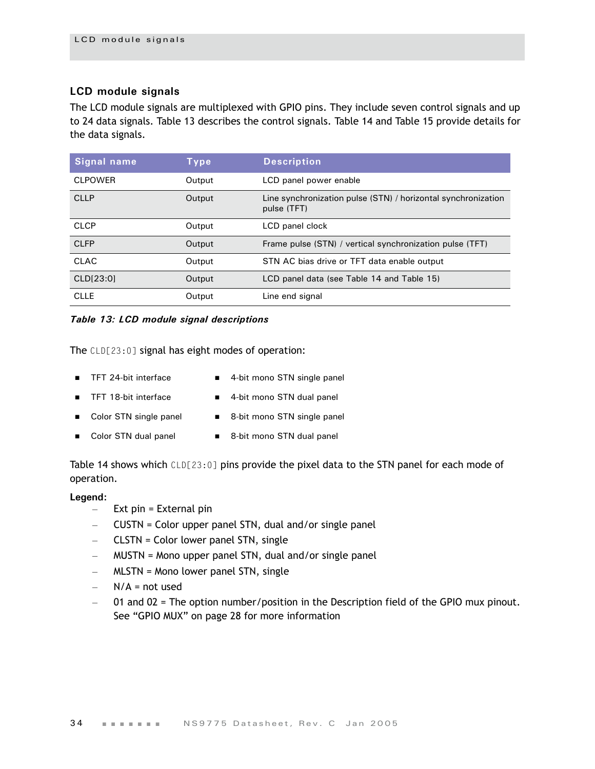## LCD module signals

The LCD module signals are multiplexed with GPIO pins. They include seven control signals and up to 24 data signals. Table 13 describes the control signals. Table 14 and Table 15 provide details for the data signals.

| Signal name | Type | Description |
|---|---|---|
| CLPOWER | Output | LCD panel power enable |
| CLLP | Output | Line synchronization pulse (STN) / horizontal synchronization pulse (TFT) |
| CLCP | Output | LCD panel clock |
| CLFP | Output | Frame pulse (STN) / vertical synchronization pulse (TFT) |
| CLAC | Output | STN AC bias drive or TFT data enable output |
| CLD[23:0] | Output | LCD panel data (see Table 14 and Table 15) |
| CLLE | Output | Line end signal |

***Table 13: LCD module signal descriptions***

The `CLD[23:0]` signal has eight modes of operation:

- TFT 24-bit interface
- TFT 18-bit interface
- Color STN single panel
- Color STN dual panel
- 4-bit mono STN single panel
- 4-bit mono STN dual panel
- 8-bit mono STN single panel
- 8-bit mono STN dual panel

Table 14 shows which `CLD[23:0]` pins provide the pixel data to the STN panel for each mode of operation.

**Legend:**

- Ext pin = External pin
- CUSTN = Color upper panel STN, dual and/or single panel
- CLSTN = Color lower panel STN, single
- MUSTN = Mono upper panel STN, dual and/or single panel
- MLSTN = Mono lower panel STN, single
- N/A = not used
- 01 and 02 = The option number/position in the Description field of the GPIO mux pinout. See “GPIO MUX” on page 28 for more information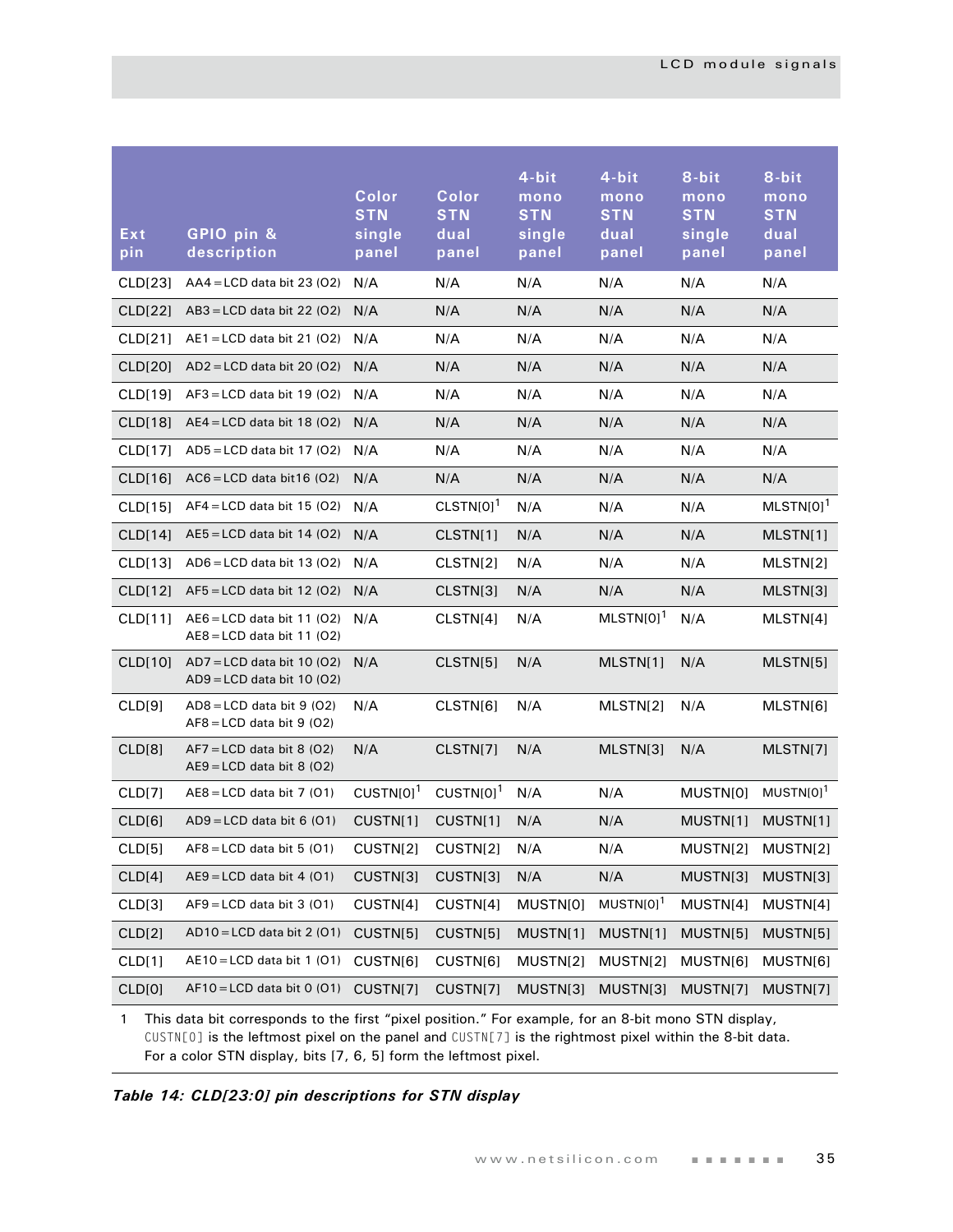| Ext pin | GPIO pin & description | Color STN single panel | Color STN dual panel | 4-bit mono STN single panel | 4-bit mono STN dual panel | 8-bit mono STN single panel | 8-bit mono STN dual panel |
|---|---|---|---|---|---|---|---|
| CLD[23] | AA4 = LCD data bit 23 (O2) | N/A | N/A | N/A | N/A | N/A | N/A |
| CLD[22] | AB3 = LCD data bit 22 (O2) | N/A | N/A | N/A | N/A | N/A | N/A |
| CLD[21] | AE1 = LCD data bit 21 (O2) | N/A | N/A | N/A | N/A | N/A | N/A |
| CLD[20] | AD2 = LCD data bit 20 (O2) | N/A | N/A | N/A | N/A | N/A | N/A |
| CLD[19] | AF3 = LCD data bit 19 (O2) | N/A | N/A | N/A | N/A | N/A | N/A |
| CLD[18] | AE4 = LCD data bit 18 (O2) | N/A | N/A | N/A | N/A | N/A | N/A |
| CLD[17] | AD5 = LCD data bit 17 (O2) | N/A | N/A | N/A | N/A | N/A | N/A |
| CLD[16] | AC6 = LCD data bit16 (O2) | N/A | N/A | N/A | N/A | N/A | N/A |
| CLD[15] | AF4 = LCD data bit 15 (O2) | N/A | CLSTN[0][1] | N/A | N/A | N/A | MLSTN[0][1] |
| CLD[14] | AE5 = LCD data bit 14 (O2) | N/A | CLSTN[1] | N/A | N/A | N/A | MLSTN[1] |
| CLD[13] | AD6 = LCD data bit 13 (O2) | N/A | CLSTN[2] | N/A | N/A | N/A | MLSTN[2] |
| CLD[12] | AF5 = LCD data bit 12 (O2) | N/A | CLSTN[3] | N/A | N/A | N/A | MLSTN[3] |
| CLD[11] | AE6 = LCD data bit 11 (O2)<br>AE8 = LCD data bit 11 (O2) | N/A | CLSTN[4] | N/A | MLSTN[0][1] | N/A | MLSTN[4] |
| CLD[10] | AD7 = LCD data bit 10 (O2)<br>AD9 = LCD data bit 10 (O2) | N/A | CLSTN[5] | N/A | MLSTN[1] | N/A | MLSTN[5] |
| CLD[9] | AD8 = LCD data bit 9 (O2)<br>AF8 = LCD data bit 9 (O2) | N/A | CLSTN[6] | N/A | MLSTN[2] | N/A | MLSTN[6] |
| CLD[8] | AF7 = LCD data bit 8 (O2)<br>AE9 = LCD data bit 8 (O2) | N/A | CLSTN[7] | N/A | MLSTN[3] | N/A | MLSTN[7] |
| CLD[7] | AE8 = LCD data bit 7 (O1) | CUSTN[0][1] | CUSTN[0][1] | N/A | N/A | MUSTN[0] | MUSTN[0][1] |
| CLD[6] | AD9 = LCD data bit 6 (O1) | CUSTN[1] | CUSTN[1] | N/A | N/A | MUSTN[1] | MUSTN[1] |
| CLD[5] | AF8 = LCD data bit 5 (O1) | CUSTN[2] | CUSTN[2] | N/A | N/A | MUSTN[2] | MUSTN[2] |
| CLD[4] | AE9 = LCD data bit 4 (O1) | CUSTN[3] | CUSTN[3] | N/A | N/A | MUSTN[3] | MUSTN[3] |
| CLD[3] | AF9 = LCD data bit 3 (O1) | CUSTN[4] | CUSTN[4] | MUSTN[0] | MUSTN[0][1] | MUSTN[4] | MUSTN[4] |
| CLD[2] | AD10 = LCD data bit 2 (O1) | CUSTN[5] | CUSTN[5] | MUSTN[1] | MUSTN[1] | MUSTN[5] | MUSTN[5] |
| CLD[1] | AE10 = LCD data bit 1 (O1) | CUSTN[6] | CUSTN[6] | MUSTN[2] | MUSTN[2] | MUSTN[6] | MUSTN[6] |
| CLD[0] | AF10 = LCD data bit 0 (O1) | CUSTN[7] | CUSTN[7] | MUSTN[3] | MUSTN[3] | MUSTN[7] | MUSTN[7] |

1 This data bit corresponds to the first "pixel position." For example, for an 8-bit mono STN display, `CUSTN[0]` is the leftmost pixel on the panel and `CUSTN[7]` is the rightmost pixel within the 8-bit data. For a color STN display, bits [7, 6, 5] form the leftmost pixel.

***Table 14: CLD[23:0] pin descriptions for STN display***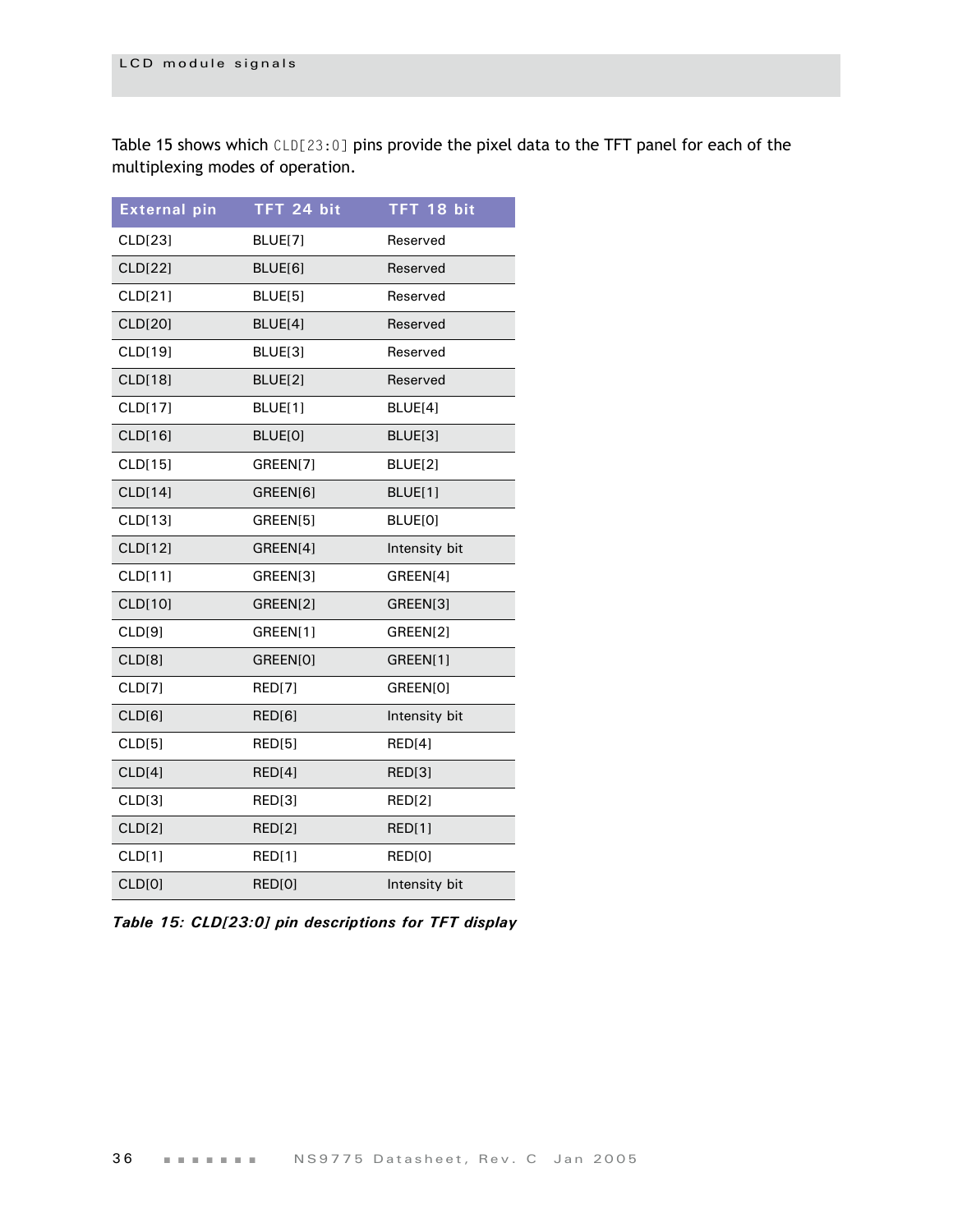Table 15 shows which `CLD[23:0]` pins provide the pixel data to the TFT panel for each of the multiplexing modes of operation.

| External pin | TFT 24 bit | TFT 18 bit |
|---|---|---|
| CLD[23] | BLUE[7] | Reserved |
| CLD[22] | BLUE[6] | Reserved |
| CLD[21] | BLUE[5] | Reserved |
| CLD[20] | BLUE[4] | Reserved |
| CLD[19] | BLUE[3] | Reserved |
| CLD[18] | BLUE[2] | Reserved |
| CLD[17] | BLUE[1] | BLUE[4] |
| CLD[16] | BLUE[0] | BLUE[3] |
| CLD[15] | GREEN[7] | BLUE[2] |
| CLD[14] | GREEN[6] | BLUE[1] |
| CLD[13] | GREEN[5] | BLUE[0] |
| CLD[12] | GREEN[4] | Intensity bit |
| CLD[11] | GREEN[3] | GREEN[4] |
| CLD[10] | GREEN[2] | GREEN[3] |
| CLD[9] | GREEN[1] | GREEN[2] |
| CLD[8] | GREEN[0] | GREEN[1] |
| CLD[7] | RED[7] | GREEN[0] |
| CLD[6] | RED[6] | Intensity bit |
| CLD[5] | RED[5] | RED[4] |
| CLD[4] | RED[4] | RED[3] |
| CLD[3] | RED[3] | RED[2] |
| CLD[2] | RED[2] | RED[1] |
| CLD[1] | RED[1] | RED[0] |
| CLD[0] | RED[0] | Intensity bit |

***Table 15: CLD[23:0] pin descriptions for TFT display***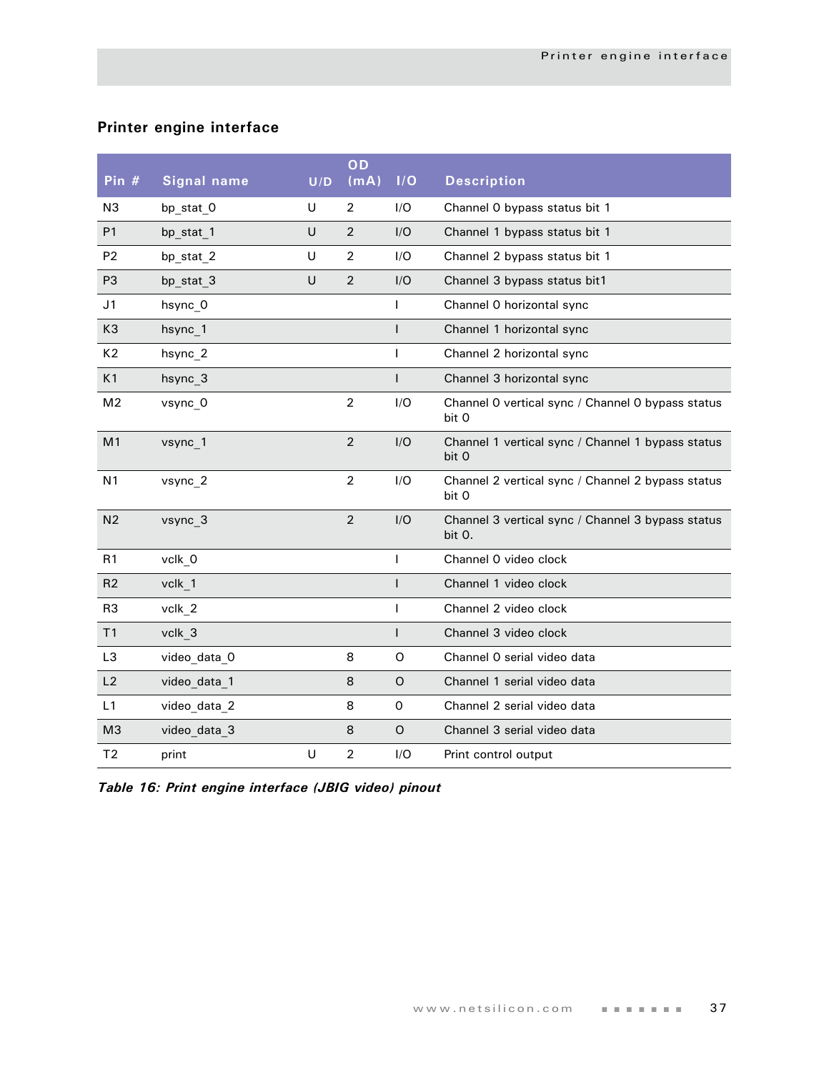## Printer engine interface

| Pin # | Signal name | U/D | OD (mA) | I/O | Description |
|---|---|---|---|---|---|
| N3 | bp_stat_0 | U | 2 | I/O | Channel 0 bypass status bit 1 |
| P1 | bp_stat_1 | U | 2 | I/O | Channel 1 bypass status bit 1 |
| P2 | bp_stat_2 | U | 2 | I/O | Channel 2 bypass status bit 1 |
| P3 | bp_stat_3 | U | 2 | I/O | Channel 3 bypass status bit1 |
| J1 | hsync_0 | | | I | Channel 0 horizontal sync |
| K3 | hsync_1 | | | I | Channel 1 horizontal sync |
| K2 | hsync_2 | | | I | Channel 2 horizontal sync |
| K1 | hsync_3 | | | I | Channel 3 horizontal sync |
| M2 | vsync_0 | | 2 | I/O | Channel 0 vertical sync / Channel 0 bypass status bit 0 |
| M1 | vsync_1 | | 2 | I/O | Channel 1 vertical sync / Channel 1 bypass status bit 0 |
| N1 | vsync_2 | | 2 | I/O | Channel 2 vertical sync / Channel 2 bypass status bit 0 |
| N2 | vsync_3 | | 2 | I/O | Channel 3 vertical sync / Channel 3 bypass status bit 0. |
| R1 | vclk_0 | | | I | Channel 0 video clock |
| R2 | vclk_1 | | | I | Channel 1 video clock |
| R3 | vclk_2 | | | I | Channel 2 video clock |
| T1 | vclk_3 | | | I | Channel 3 video clock |
| L3 | video_data_0 | | 8 | O | Channel 0 serial video data |
| L2 | video_data_1 | | 8 | O | Channel 1 serial video data |
| L1 | video_data_2 | | 8 | O | Channel 2 serial video data |
| M3 | video_data_3 | | 8 | O | Channel 3 serial video data |
| T2 | print | U | 2 | I/O | Print control output |

***Table 16: Print engine interface (JBIG video) pinout***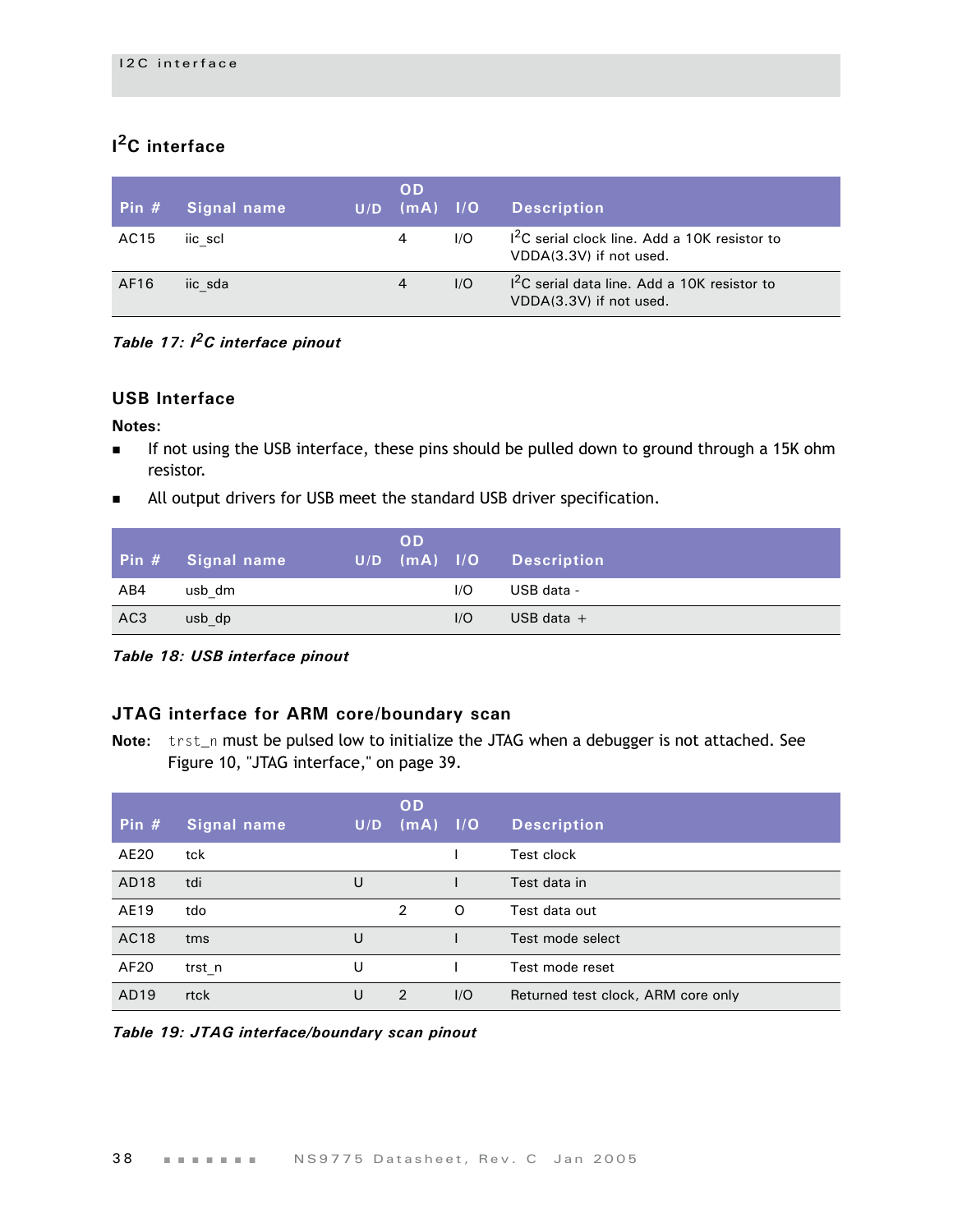## I$^2$C interface

| Pin # | Signal name | U/D | OD (mA) | I/O | Description |
|---|---|---|---|---|---|
| AC15 | iic_scl | | 4 | I/O | I$^2$C serial clock line. Add a 10K resistor to VDDA(3.3V) if not used. |
| AF16 | iic_sda | | 4 | I/O | I$^2$C serial data line. Add a 10K resistor to VDDA(3.3V) if not used. |

***Table 17: I$^2$C interface pinout***

## USB Interface

**Notes:**

- If not using the USB interface, these pins should be pulled down to ground through a 15K ohm resistor.
- All output drivers for USB meet the standard USB driver specification.

| Pin # | Signal name | U/D | OD (mA) | I/O | Description |
|---|---|---|---|---|---|
| AB4 | usb_dm | | | I/O | USB data - |
| AC3 | usb_dp | | | I/O | USB data + |

***Table 18: USB interface pinout***

## JTAG interface for ARM core/boundary scan

**Note:** `trst_n` must be pulsed low to initialize the JTAG when a debugger is not attached. See Figure 10, "JTAG interface," on page 39.

| Pin # | Signal name | U/D | OD (mA) | I/O | Description |
|---|---|---|---|---|---|
| AE20 | tck | | | I | Test clock |
| AD18 | tdi | U | | I | Test data in |
| AE19 | tdo | | 2 | O | Test data out |
| AC18 | tms | U | | I | Test mode select |
| AF20 | trst_n | U | | I | Test mode reset |
| AD19 | rtck | U | 2 | I/O | Returned test clock, ARM core only |

***Table 19: JTAG interface/boundary scan pinout***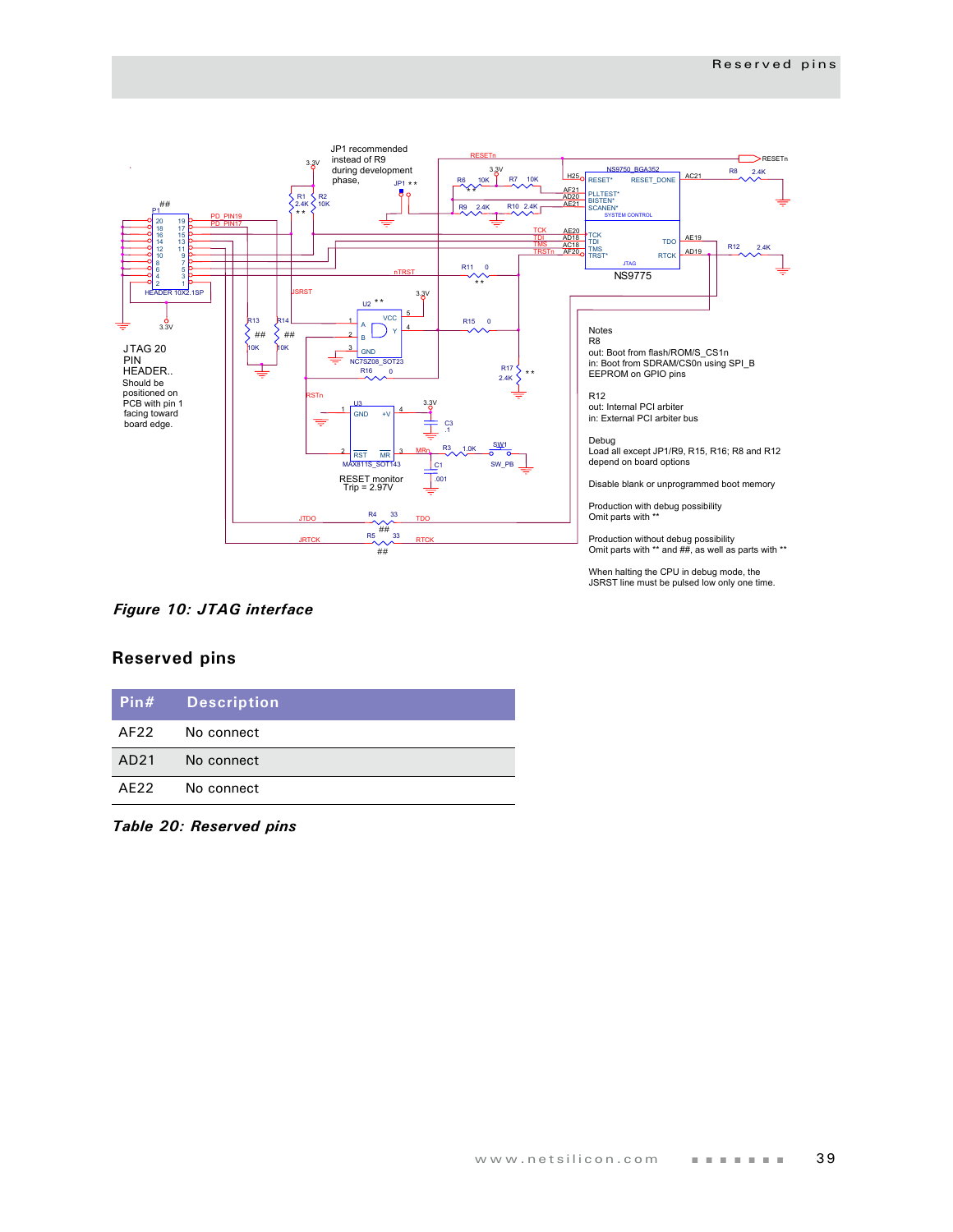Notes

R8
out: Boot from flash/ROM/S_CS1n
in: Boot from SDRAM/CS0n using SPI_B EEPROM on GPIO pins

R12
out: Internal PCI arbiter
in: External PCI arbiter bus

Debug
Load all except JP1/R9, R15, R16; R8 and R12 depend on board options

Disable blank or unprogrammed boot memory

Production with debug possibility
Omit parts with **

Production without debug possibility
Omit parts with ** and ##, as well as parts with **

When halting the CPU in debug mode, the JSRST line must be pulsed low only one time.

***Figure 10: JTAG interface***

## Reserved pins

| Pin# | Description |
|---|---|
| AF22 | No connect |
| AD21 | No connect |
| AE22 | No connect |

***Table 20: Reserved pins***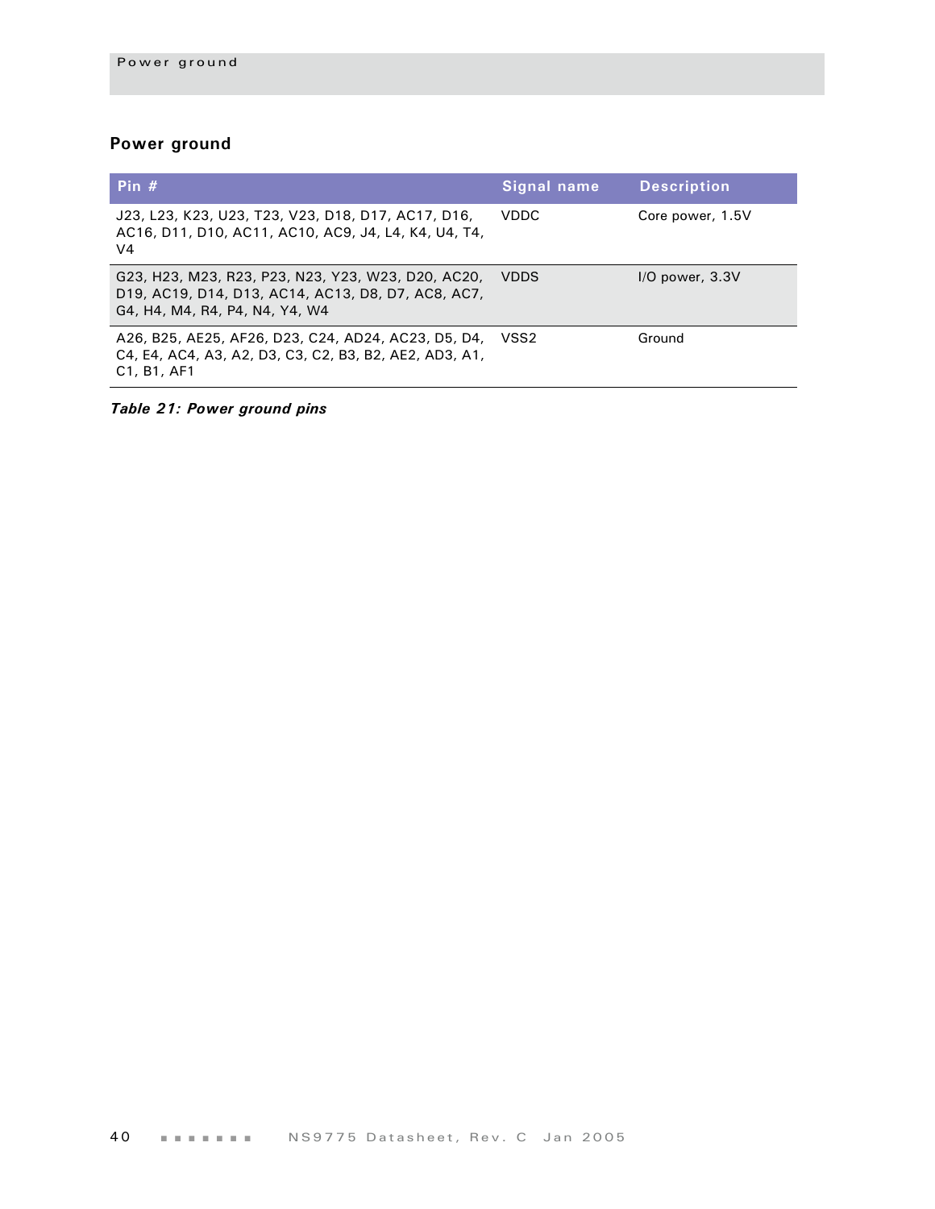## Power ground

| Pin # | Signal name | Description |
|---|---|---|
| J23, L23, K23, U23, T23, V23, D18, D17, AC17, D16, AC16, D11, D10, AC11, AC10, AC9, J4, L4, K4, U4, T4, V4 | VDDC | Core power, 1.5V |
| G23, H23, M23, R23, P23, N23, Y23, W23, D20, AC20, D19, AC19, D14, D13, AC14, AC13, D8, D7, AC8, AC7, G4, H4, M4, R4, P4, N4, Y4, W4 | VDDS | I/O power, 3.3V |
| A26, B25, AE25, AF26, D23, C24, AD24, AC23, D5, D4, C4, E4, AC4, A3, A2, D3, C3, C2, B3, B2, AE2, AD3, A1, C1, B1, AF1 | VSS2 | Ground |

***Table 21: Power ground pins***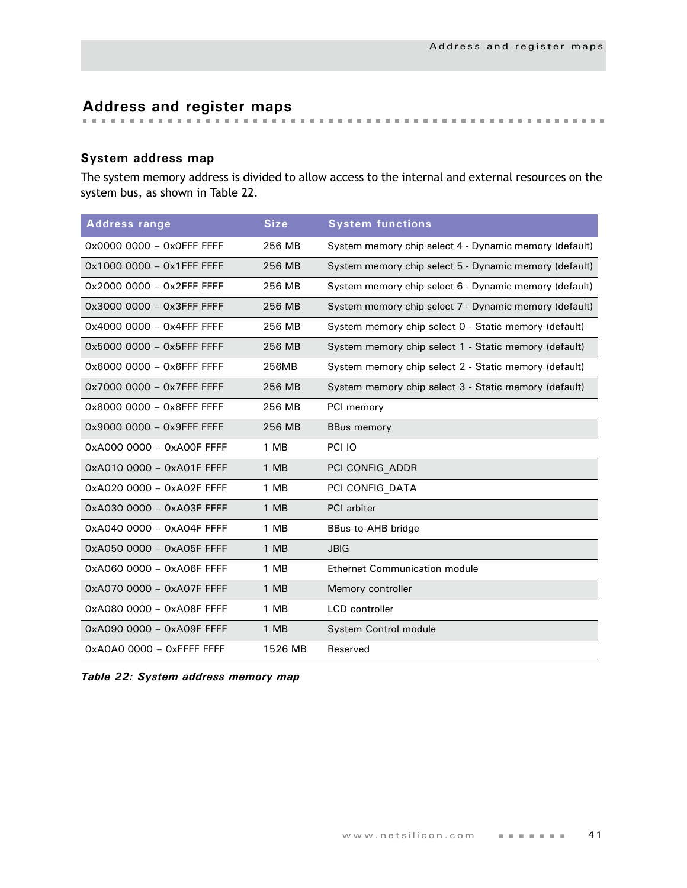# Address and register maps

## System address map

The system memory address is divided to allow access to the internal and external resources on the system bus, as shown in Table 22.

| Address range | Size | System functions |
|---|---|---|
| 0x0000 0000 – 0x0FFF FFFF | 256 MB | System memory chip select 4 - Dynamic memory (default) |
| 0x1000 0000 – 0x1FFF FFFF | 256 MB | System memory chip select 5 - Dynamic memory (default) |
| 0x2000 0000 – 0x2FFF FFFF | 256 MB | System memory chip select 6 - Dynamic memory (default) |
| 0x3000 0000 – 0x3FFF FFFF | 256 MB | System memory chip select 7 - Dynamic memory (default) |
| 0x4000 0000 – 0x4FFF FFFF | 256 MB | System memory chip select 0 - Static memory (default) |
| 0x5000 0000 – 0x5FFF FFFF | 256 MB | System memory chip select 1 - Static memory (default) |
| 0x6000 0000 – 0x6FFF FFFF | 256MB | System memory chip select 2 - Static memory (default) |
| 0x7000 0000 – 0x7FFF FFFF | 256 MB | System memory chip select 3 - Static memory (default) |
| 0x8000 0000 – 0x8FFF FFFF | 256 MB | PCI memory |
| 0x9000 0000 – 0x9FFF FFFF | 256 MB | BBus memory |
| 0xA000 0000 – 0xA00F FFFF | 1 MB | PCI IO |
| 0xA010 0000 – 0xA01F FFFF | 1 MB | PCI CONFIG_ADDR |
| 0xA020 0000 – 0xA02F FFFF | 1 MB | PCI CONFIG_DATA |
| 0xA030 0000 – 0xA03F FFFF | 1 MB | PCI arbiter |
| 0xA040 0000 – 0xA04F FFFF | 1 MB | BBus-to-AHB bridge |
| 0xA050 0000 – 0xA05F FFFF | 1 MB | JBIG |
| 0xA060 0000 – 0xA06F FFFF | 1 MB | Ethernet Communication module |
| 0xA070 0000 – 0xA07F FFFF | 1 MB | Memory controller |
| 0xA080 0000 – 0xA08F FFFF | 1 MB | LCD controller |
| 0xA090 0000 – 0xA09F FFFF | 1 MB | System Control module |
| 0xA0A0 0000 – 0xFFFF FFFF | 1526 MB | Reserved |

***Table 22: System address memory map***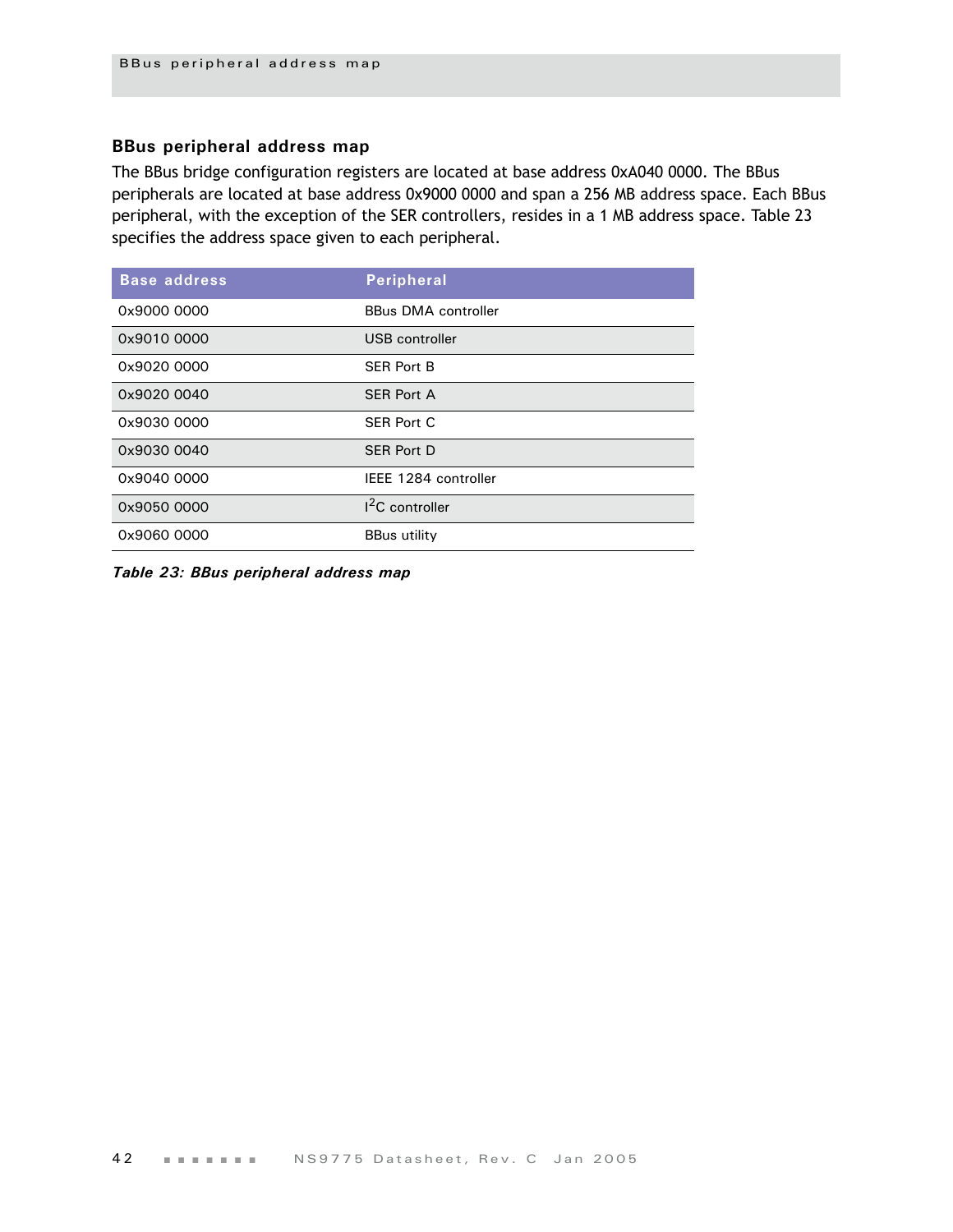## BBus peripheral address map

The BBus bridge configuration registers are located at base address 0xA040 0000. The BBus peripherals are located at base address 0x9000 0000 and span a 256 MB address space. Each BBus peripheral, with the exception of the SER controllers, resides in a 1 MB address space. Table 23 specifies the address space given to each peripheral.

| Base address | Peripheral |
|---|---|
| 0x9000 0000 | BBus DMA controller |
| 0x9010 0000 | USB controller |
| 0x9020 0000 | SER Port B |
| 0x9020 0040 | SER Port A |
| 0x9030 0000 | SER Port C |
| 0x9030 0040 | SER Port D |
| 0x9040 0000 | IEEE 1284 controller |
| 0x9050 0000 | $I^2C$ controller |
| 0x9060 0000 | BBus utility |

***Table 23: BBus peripheral address map***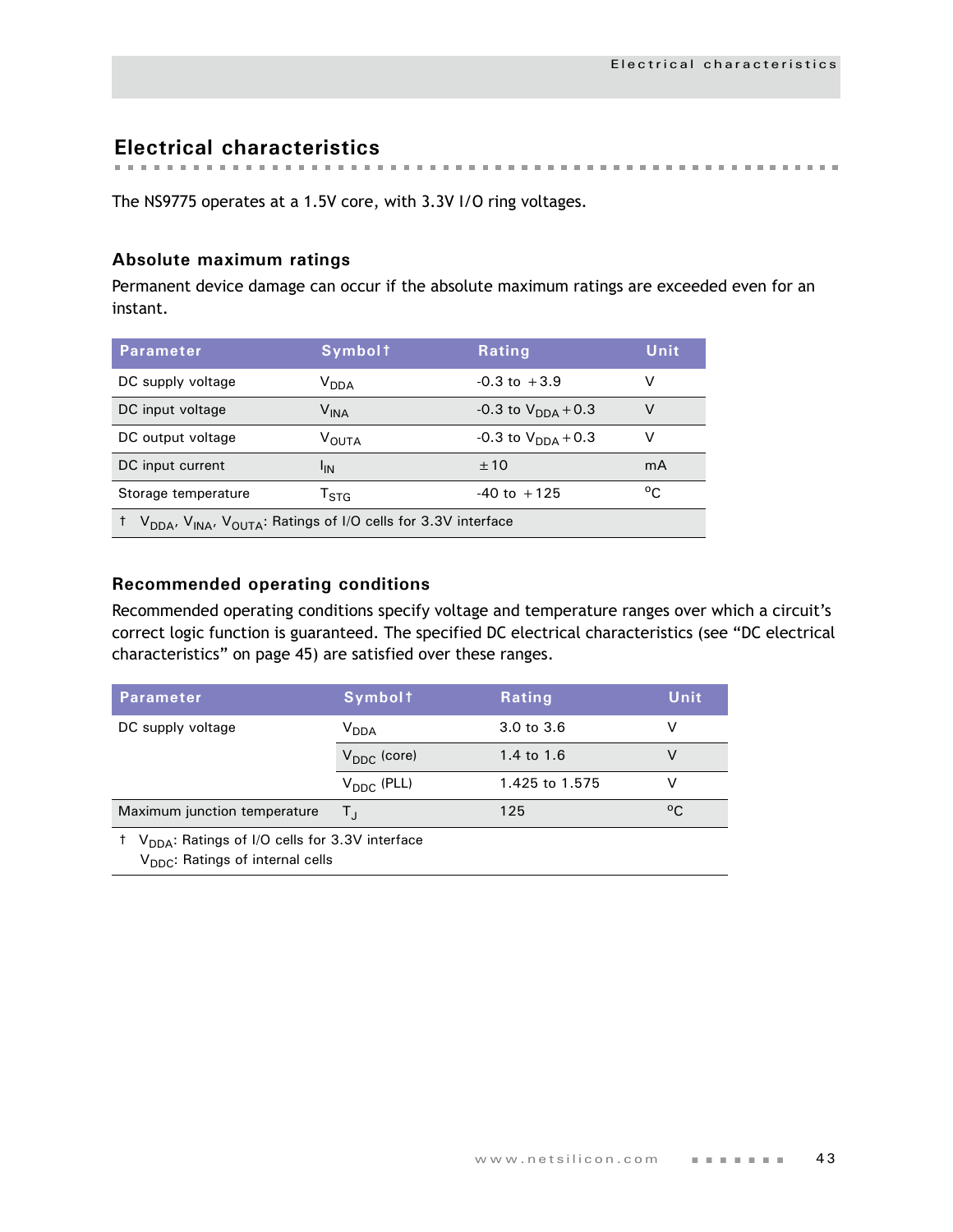## Electrical characteristics

The NS9775 operates at a 1.5V core, with 3.3V I/O ring voltages.

### Absolute maximum ratings

Permanent device damage can occur if the absolute maximum ratings are exceeded even for an instant.

| Parameter | Symbol† | Rating | Unit |
|---|---|---|---|
| DC supply voltage | $V_{DDA}$ | -0.3 to +3.9 | V |
| DC input voltage | $V_{INA}$ | -0.3 to $V_{DDA}$+0.3 | V |
| DC output voltage | $V_{OUTA}$ | -0.3 to $V_{DDA}$+0.3 | V |
| DC input current | $I_{IN}$ | ±10 | mA |
| Storage temperature | $T_{STG}$ | -40 to +125 | °C |

† $V_{DDA}$, $V_{INA}$, $V_{OUTA}$: Ratings of I/O cells for 3.3V interface

### Recommended operating conditions

Recommended operating conditions specify voltage and temperature ranges over which a circuit's correct logic function is guaranteed. The specified DC electrical characteristics (see "DC electrical characteristics" on page 45) are satisfied over these ranges.

| Parameter | Symbol† | Rating | Unit |
|---|---|---|---|
| DC supply voltage | $V_{DDA}$ | 3.0 to 3.6 | V |
| | $V_{DDC}$ (core) | 1.4 to 1.6 | V |
| | $V_{DDC}$ (PLL) | 1.425 to 1.575 | V |
| Maximum junction temperature | $T_J$ | 125 | °C |

† $V_{DDA}$: Ratings of I/O cells for 3.3V interface
$V_{DDC}$: Ratings of internal cells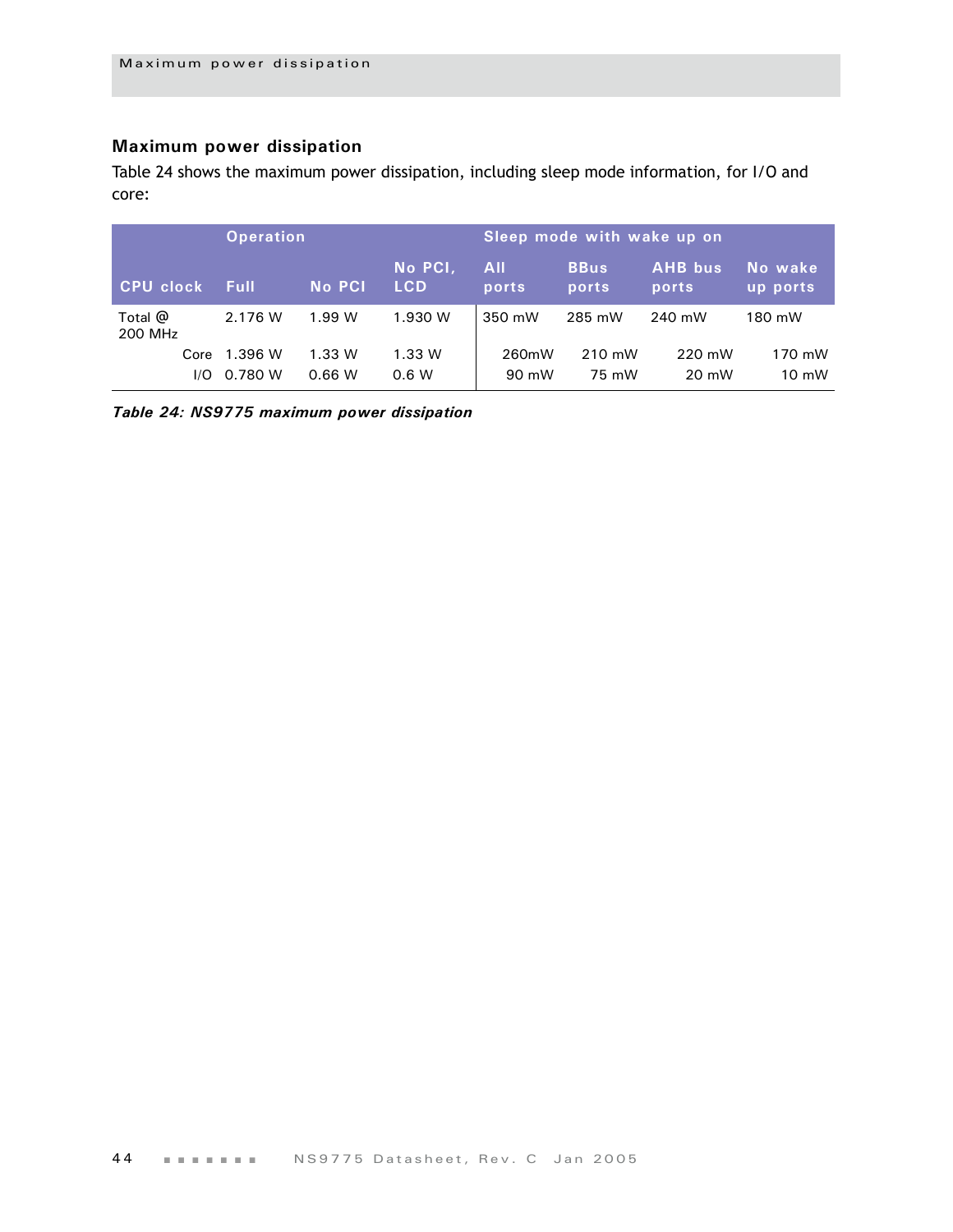## Maximum power dissipation

Table 24 shows the maximum power dissipation, including sleep mode information, for I/O and core:

| | Operation | | | Sleep mode with wake up on | | | |
|---|---|---|---|---|---|---|---|
| **CPU clock** | **Full** | **No PCI** | **No PCI, LCD** | **All ports** | **BBus ports** | **AHB bus ports** | **No wake up ports** |
| Total @ 200 MHz | 2.176 W | 1.99 W | 1.930 W | 350 mW | 285 mW | 240 mW | 180 mW |
| Core | 1.396 W | 1.33 W | 1.33 W | 260mW | 210 mW | 220 mW | 170 mW |
| I/O | 0.780 W | 0.66 W | 0.6 W | 90 mW | 75 mW | 20 mW | 10 mW |

***Table 24: NS9775 maximum power dissipation***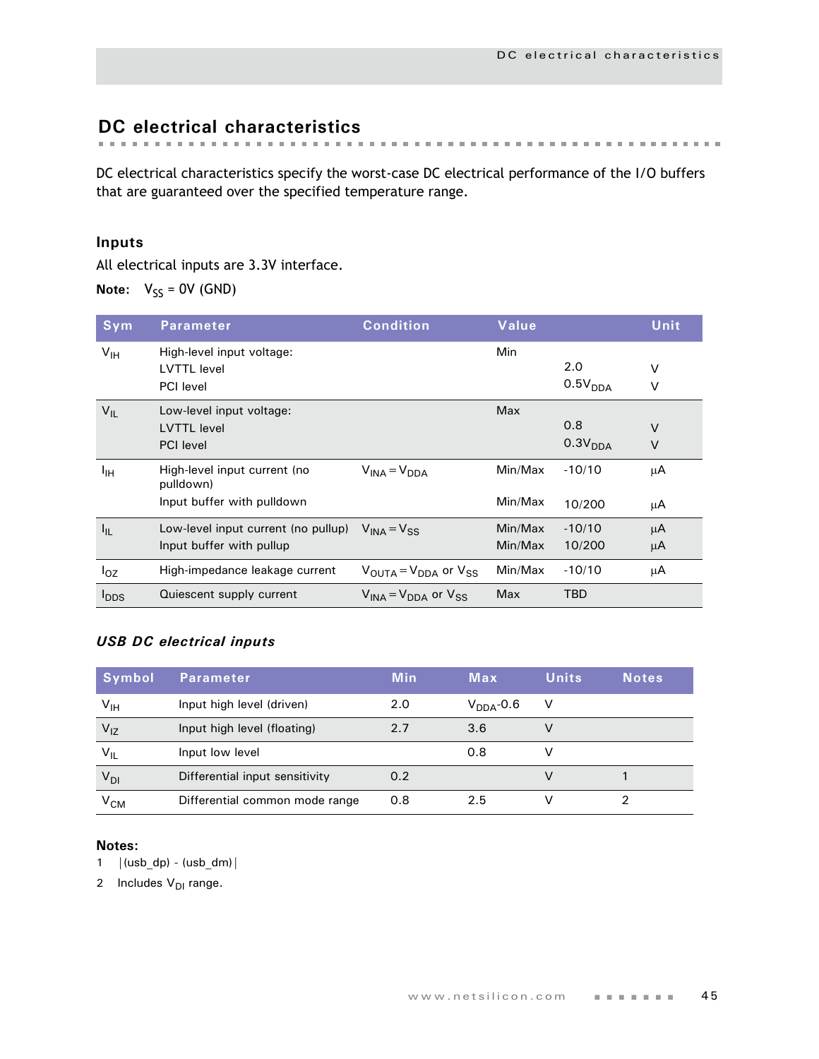## DC electrical characteristics

DC electrical characteristics specify the worst-case DC electrical performance of the I/O buffers that are guaranteed over the specified temperature range.

### Inputs

All electrical inputs are 3.3V interface.

**Note:** $V_{SS}$ = 0V (GND)

| Sym | Parameter | Condition | Value | | Unit |
|---|---|---|---|---|---|
| $V_{IH}$ | High-level input voltage: | | Min | | |
| | LVTTL level | | | 2.0 | V |
| | PCI level | | | $0.5V_{DDA}$ | V |
| $V_{IL}$ | Low-level input voltage: | | Max | | |
| | LVTTL level | | | 0.8 | V |
| | PCI level | | | $0.3V_{DDA}$ | V |
| $I_{IH}$ | High-level input current (no pulldown) | $V_{INA} = V_{DDA}$ | Min/Max | -10/10 | µA |
| | Input buffer with pulldown | | Min/Max | 10/200 | µA |
| $I_{IL}$ | Low-level input current (no pullup) | $V_{INA} = V_{SS}$ | Min/Max | -10/10 | µA |
| | Input buffer with pullup | | Min/Max | 10/200 | µA |
| $I_{OZ}$ | High-impedance leakage current | $V_{OUTA} = V_{DDA}$ or $V_{SS}$ | Min/Max | -10/10 | µA |
| $I_{DDS}$ | Quiescent supply current | $V_{INA} = V_{DDA}$ or $V_{SS}$ | Max | TBD | |

### *USB DC electrical inputs*

| Symbol | Parameter | Min | Max | Units | Notes |
|---|---|---|---|---|---|
| $V_{IH}$ | Input high level (driven) | 2.0 | $V_{DDA}$-0.6 | V | |
| $V_{IZ}$ | Input high level (floating) | 2.7 | 3.6 | V | |
| $V_{IL}$ | Input low level | | 0.8 | V | |
| $V_{DI}$ | Differential input sensitivity | 0.2 | | V | 1 |
| $V_{CM}$ | Differential common mode range | 0.8 | 2.5 | V | 2 |

**Notes:**

1 |(usb_dp) - (usb_dm)|

2 Includes $V_{DI}$ range.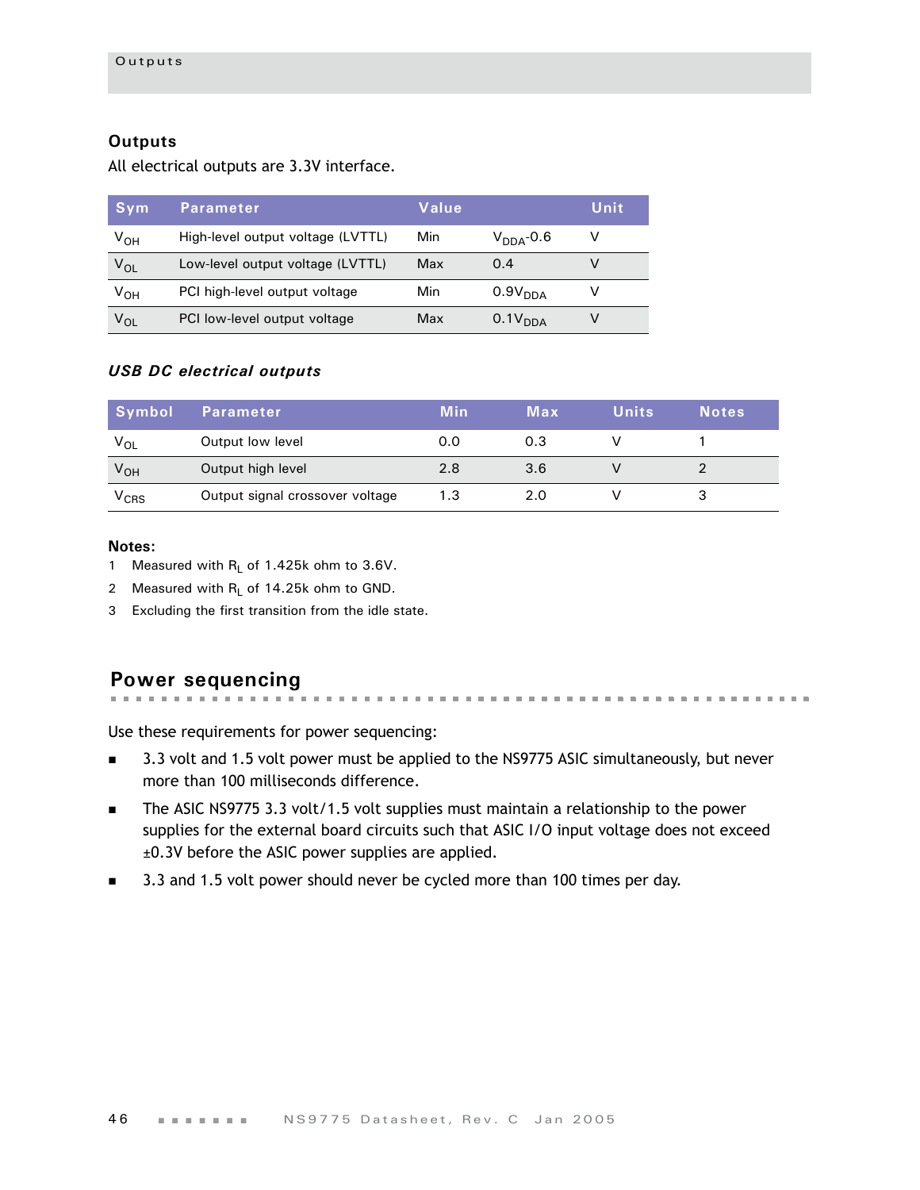## Outputs

All electrical outputs are 3.3V interface.

| Sym | Parameter | Value | | Unit |
|---|---|---|---|---|
| $V_{OH}$ | High-level output voltage (LVTTL) | Min | $V_{DDA}$-0.6 | V |
| $V_{OL}$ | Low-level output voltage (LVTTL) | Max | 0.4 | V |
| $V_{OH}$ | PCI high-level output voltage | Min | $0.9V_{DDA}$ | V |
| $V_{OL}$ | PCI low-level output voltage | Max | $0.1V_{DDA}$ | V |

### *USB DC electrical outputs*

| Symbol | Parameter | Min | Max | Units | Notes |
|---|---|---|---|---|---|
| $V_{OL}$ | Output low level | 0.0 | 0.3 | V | 1 |
| $V_{OH}$ | Output high level | 2.8 | 3.6 | V | 2 |
| $V_{CRS}$ | Output signal crossover voltage | 1.3 | 2.0 | V | 3 |

**Notes:**

1 Measured with $R_L$ of 1.425k ohm to 3.6V.

2 Measured with $R_L$ of 14.25k ohm to GND.

3 Excluding the first transition from the idle state.

## Power sequencing

Use these requirements for power sequencing:

- 3.3 volt and 1.5 volt power must be applied to the NS9775 ASIC simultaneously, but never more than 100 milliseconds difference.
- The ASIC NS9775 3.3 volt/1.5 volt supplies must maintain a relationship to the power supplies for the external board circuits such that ASIC I/O input voltage does not exceed ±0.3V before the ASIC power supplies are applied.
- 3.3 and 1.5 volt power should never be cycled more than 100 times per day.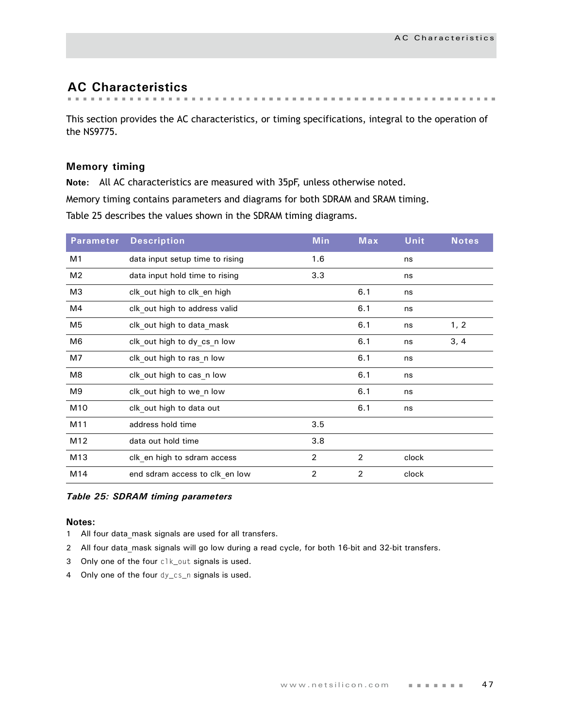## AC Characteristics

This section provides the AC characteristics, or timing specifications, integral to the operation of the NS9775.

### Memory timing

**Note:** All AC characteristics are measured with 35pF, unless otherwise noted.

Memory timing contains parameters and diagrams for both SDRAM and SRAM timing.

Table 25 describes the values shown in the SDRAM timing diagrams.

| Parameter | Description | Min | Max | Unit | Notes |
|---|---|---|---|---|---|
| M1 | data input setup time to rising | 1.6 | | ns | |
| M2 | data input hold time to rising | 3.3 | | ns | |
| M3 | clk_out high to clk_en high | | 6.1 | ns | |
| M4 | clk_out high to address valid | | 6.1 | ns | |
| M5 | clk_out high to data_mask | | 6.1 | ns | 1, 2 |
| M6 | clk_out high to dy_cs_n low | | 6.1 | ns | 3, 4 |
| M7 | clk_out high to ras_n low | | 6.1 | ns | |
| M8 | clk_out high to cas_n low | | 6.1 | ns | |
| M9 | clk_out high to we_n low | | 6.1 | ns | |
| M10 | clk_out high to data out | | 6.1 | ns | |
| M11 | address hold time | 3.5 | | | |
| M12 | data out hold time | 3.8 | | | |
| M13 | clk_en high to sdram access | 2 | 2 | clock | |
| M14 | end sdram access to clk_en low | 2 | 2 | clock | |

***Table 25: SDRAM timing parameters***

**Notes:**

1. All four data_mask signals are used for all transfers.
2. All four data_mask signals will go low during a read cycle, for both 16-bit and 32-bit transfers.
3. Only one of the four `clk_out` signals is used.
4. Only one of the four `dy_cs_n` signals is used.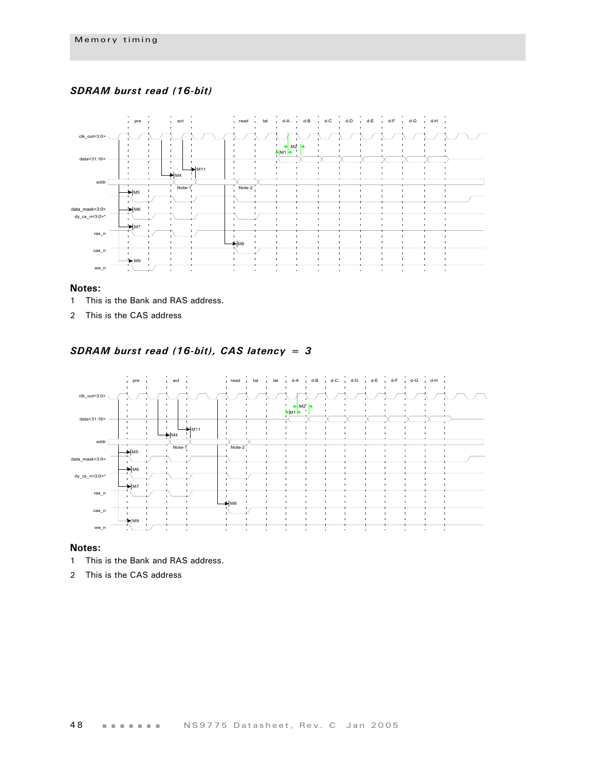### *SDRAM burst read (16-bit)*

pre act read lat d-A d-B d-C d-D d-E d-F d-G d-H

clk_out<3:0>

data<31:16>

addr

data_mask<3:0>

dy_cs_n<3:0>*

ras_n

cas_n

we_n

M1 M2 M4 M5 M6 M7 M8 M9 M11

Note-1 Note-2

**Notes:**

1 This is the Bank and RAS address.

2 This is the CAS address

### *SDRAM burst read (16-bit), CAS latency = 3*

pre act read lat lat d-A d-B d-C d-D d-E d-F d-G d-H

clk_out<3:0>

data<31:16>

addr

data_mask<3:0>

dy_cs_n<3:0>*

ras_n

cas_n

we_n

M1 M2 M4 M5 M6 M7 M8 M9 M11

Note-1 Note-2

**Notes:**

1 This is the Bank and RAS address.

2 This is the CAS address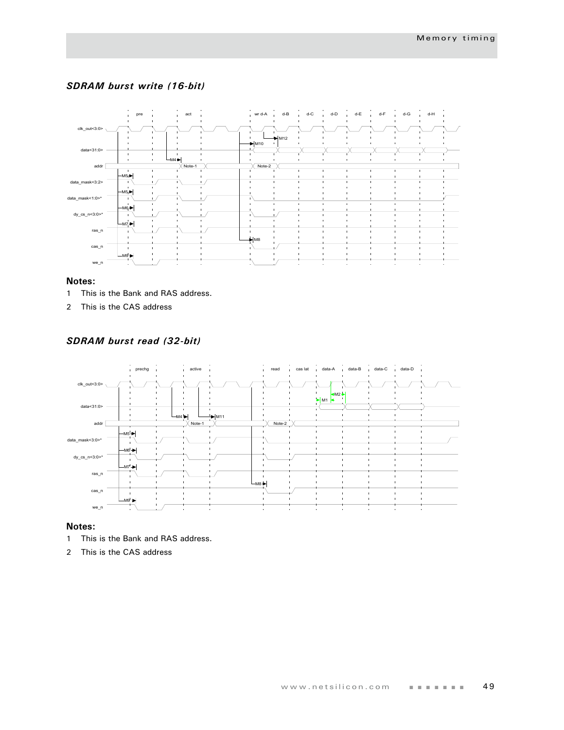### *SDRAM burst write (16-bit)*

**Notes:**

1 This is the Bank and RAS address.

2 This is the CAS address

### *SDRAM burst read (32-bit)*

**Notes:**

1 This is the Bank and RAS address.

2 This is the CAS address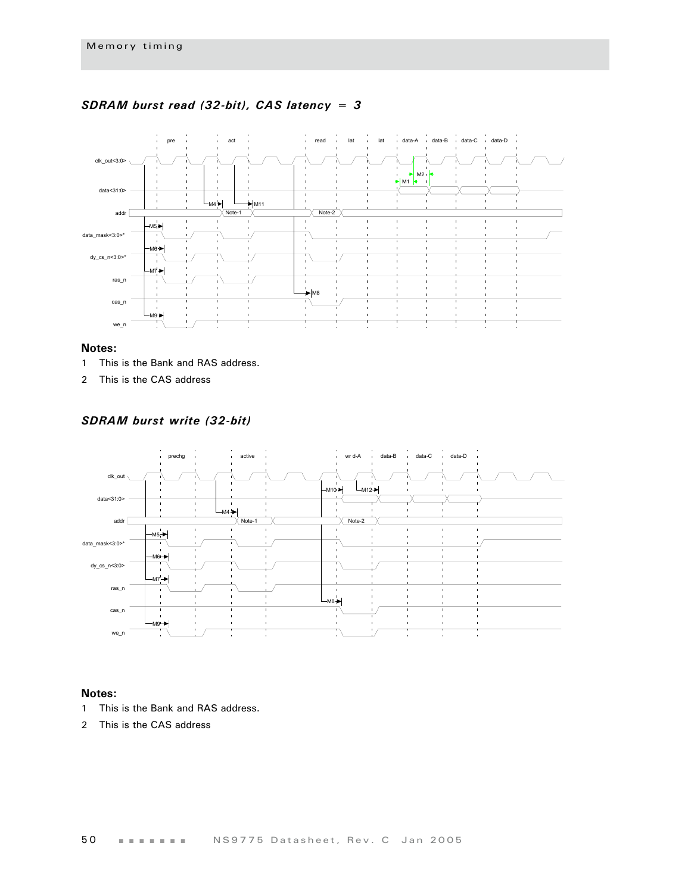### *SDRAM burst read (32-bit), CAS latency = 3*

**Notes:**

1 This is the Bank and RAS address.

2 This is the CAS address

### *SDRAM burst write (32-bit)*

**Notes:**

1 This is the Bank and RAS address.

2 This is the CAS address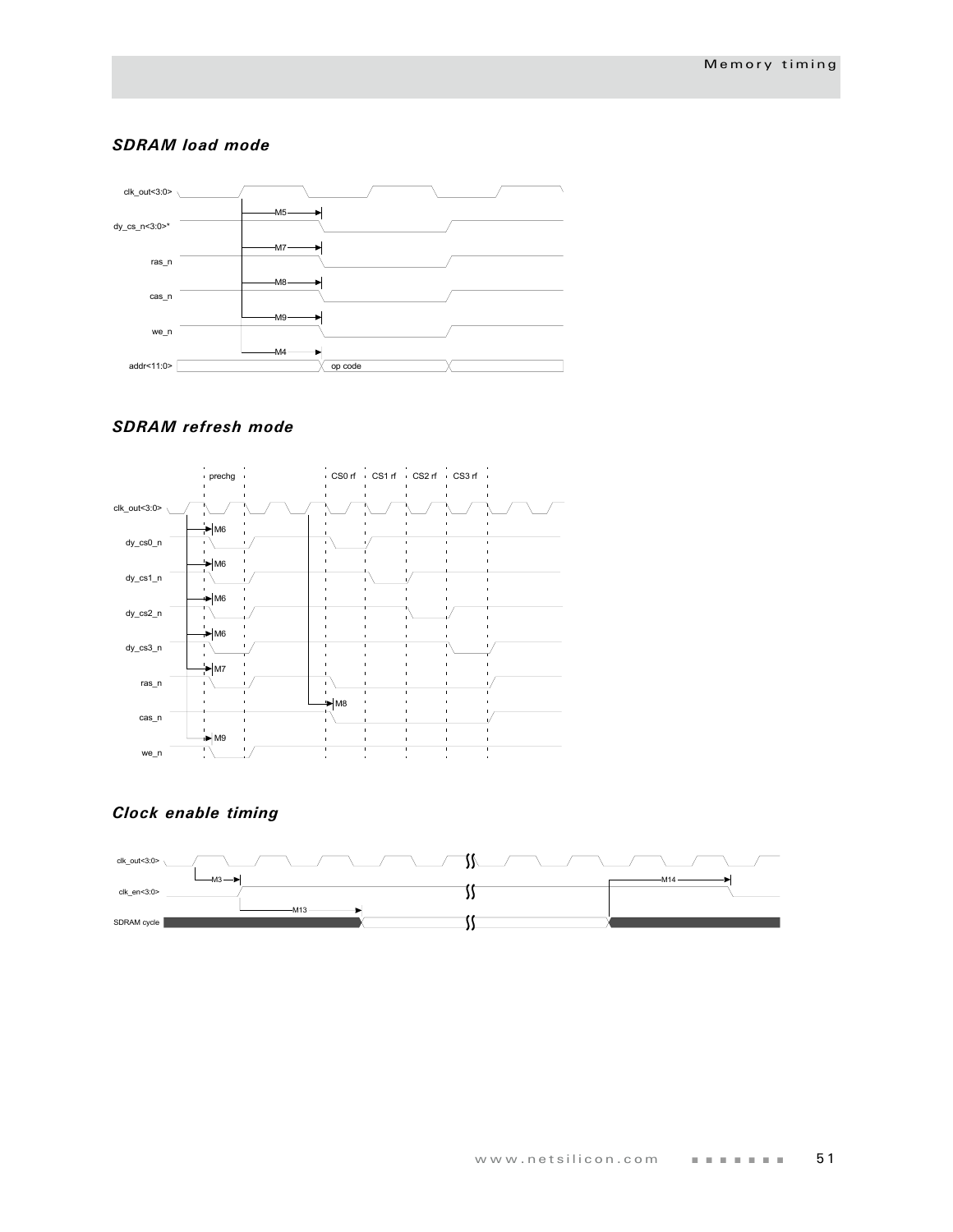### SDRAM load mode

clk_out<3:0>

dy_cs_n<3:0>*

ras_n

cas_n

we_n

addr<11:0>

M5

M7

M8

M9

M4

op code

### SDRAM refresh mode

prechg

CS0 rf

CS1 rf

CS2 rf

CS3 rf

clk_out<3:0>

dy_cs0_n

dy_cs1_n

dy_cs2_n

dy_cs3_n

ras_n

cas_n

we_n

M6

M6

M6

M6

M7

M8

M9

### Clock enable timing

clk_out<3:0>

clk_en<3:0>

SDRAM cycle

M3

M13

M14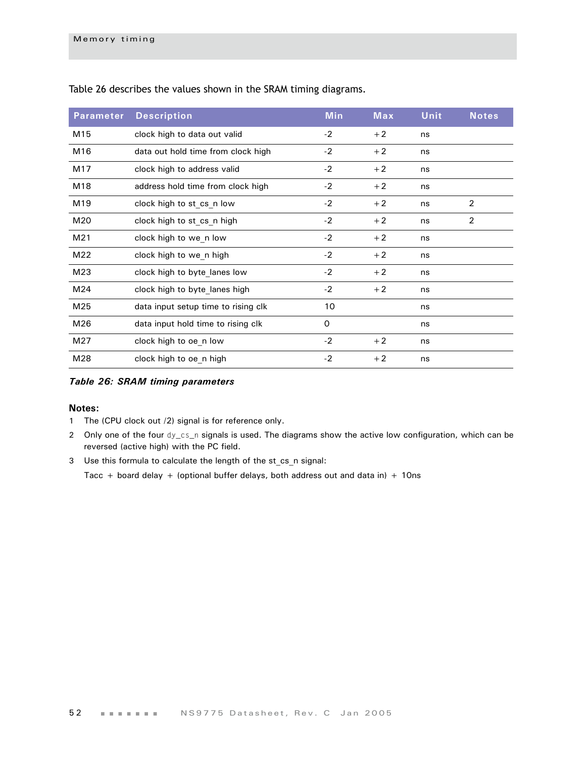Table 26 describes the values shown in the SRAM timing diagrams.

| Parameter | Description | Min | Max | Unit | Notes |
|---|---|---|---|---|---|
| M15 | clock high to data out valid | -2 | +2 | ns | |
| M16 | data out hold time from clock high | -2 | +2 | ns | |
| M17 | clock high to address valid | -2 | +2 | ns | |
| M18 | address hold time from clock high | -2 | +2 | ns | |
| M19 | clock high to st_cs_n low | -2 | +2 | ns | 2 |
| M20 | clock high to st_cs_n high | -2 | +2 | ns | 2 |
| M21 | clock high to we_n low | -2 | +2 | ns | |
| M22 | clock high to we_n high | -2 | +2 | ns | |
| M23 | clock high to byte_lanes low | -2 | +2 | ns | |
| M24 | clock high to byte_lanes high | -2 | +2 | ns | |
| M25 | data input setup time to rising clk | 10 | | ns | |
| M26 | data input hold time to rising clk | 0 | | ns | |
| M27 | clock high to oe_n low | -2 | +2 | ns | |
| M28 | clock high to oe_n high | -2 | +2 | ns | |

***Table 26: SRAM timing parameters***

**Notes:**

1. The (CPU clock out /2) signal is for reference only.
2. Only one of the four dy_cs_n signals is used. The diagrams show the active low configuration, which can be reversed (active high) with the PC field.
3. Use this formula to calculate the length of the st_cs_n signal:

   Tacc + board delay + (optional buffer delays, both address out and data in) + 10ns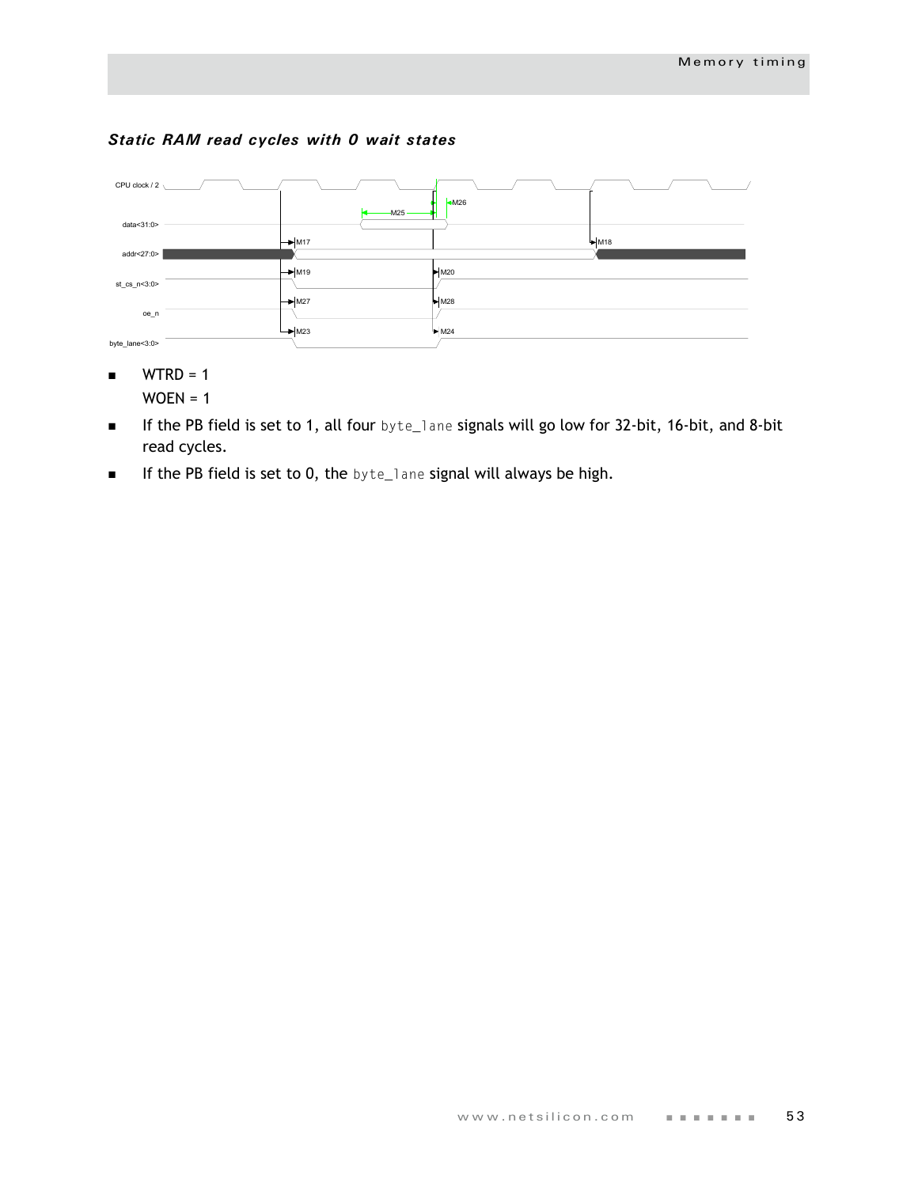### *Static RAM read cycles with 0 wait states*

- WTRD = 1
  WOEN = 1
- If the PB field is set to 1, all four `byte_lane` signals will go low for 32-bit, 16-bit, and 8-bit read cycles.
- If the PB field is set to 0, the `byte_lane` signal will always be high.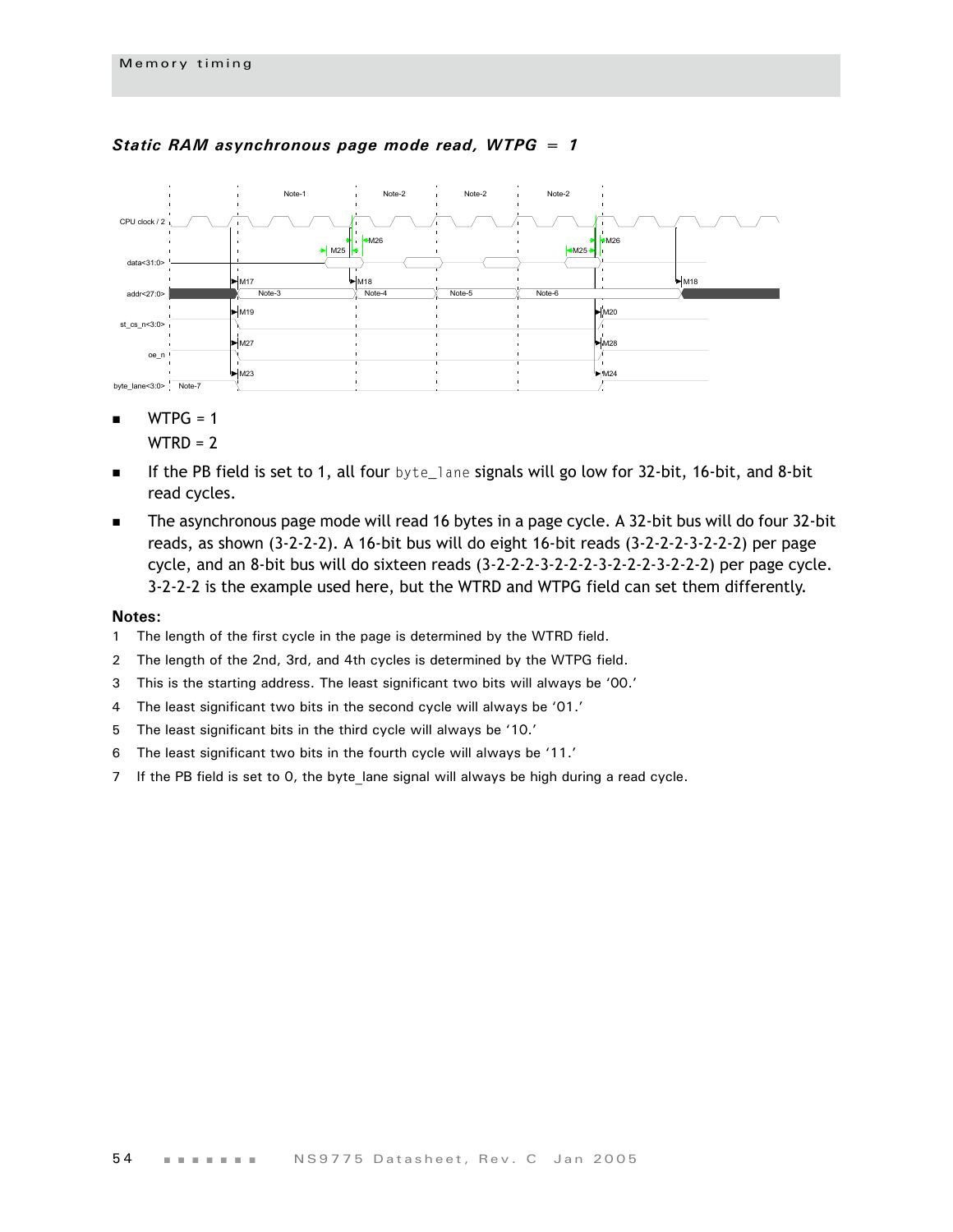### *Static RAM asynchronous page mode read, WTPG = 1*

- WTPG = 1

  WTRD = 2
- If the PB field is set to 1, all four `byte_lane` signals will go low for 32-bit, 16-bit, and 8-bit read cycles.
- The asynchronous page mode will read 16 bytes in a page cycle. A 32-bit bus will do four 32-bit reads, as shown (3-2-2-2). A 16-bit bus will do eight 16-bit reads (3-2-2-2-3-2-2-2) per page cycle, and an 8-bit bus will do sixteen reads (3-2-2-2-3-2-2-2-3-2-2-2-3-2-2-2) per page cycle. 3-2-2-2 is the example used here, but the WTRD and WTPG field can set them differently.

**Notes:**

1. The length of the first cycle in the page is determined by the WTRD field.
2. The length of the 2nd, 3rd, and 4th cycles is determined by the WTPG field.
3. This is the starting address. The least significant two bits will always be '00.'
4. The least significant two bits in the second cycle will always be '01.'
5. The least significant bits in the third cycle will always be '10.'
6. The least significant two bits in the fourth cycle will always be '11.'
7. If the PB field is set to 0, the byte_lane signal will always be high during a read cycle.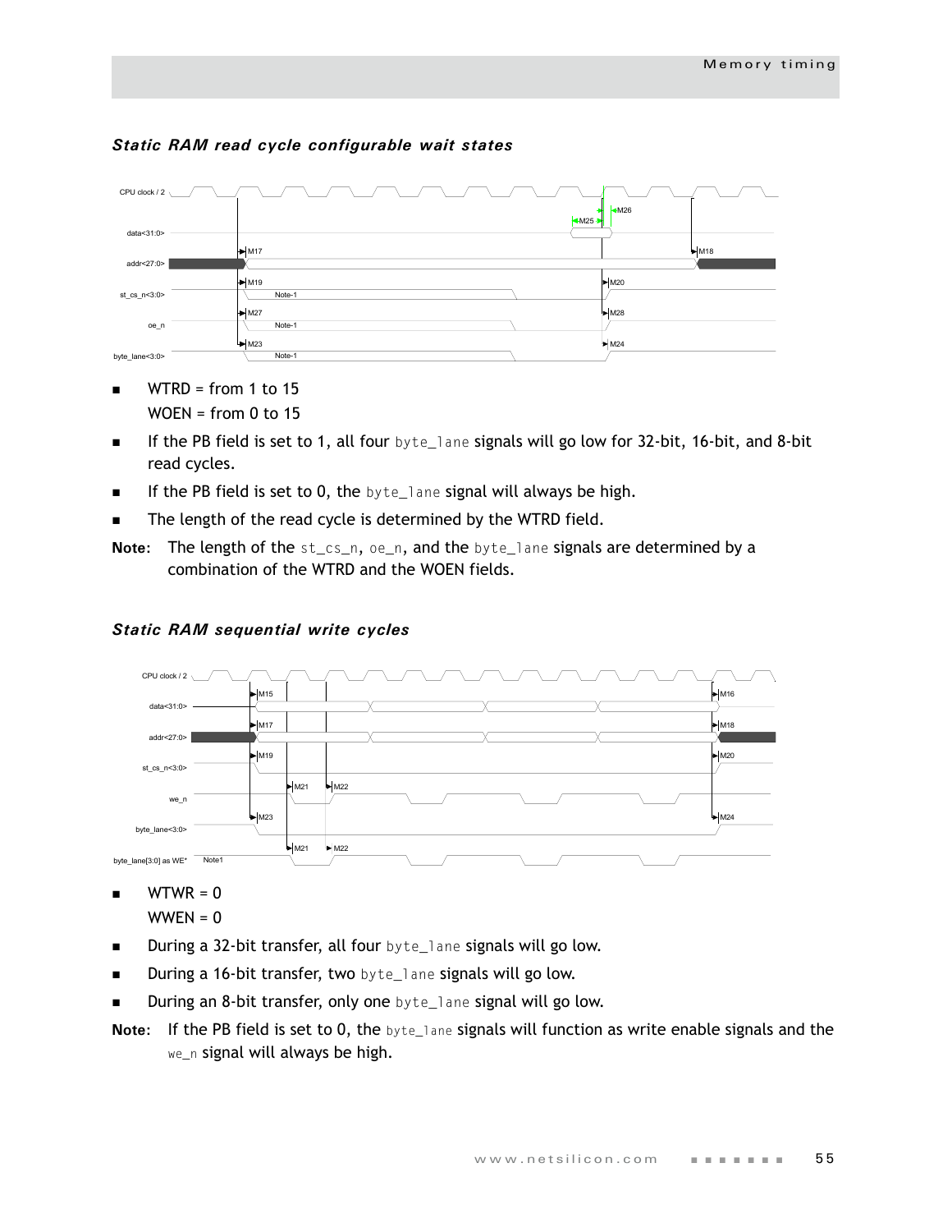### Static RAM read cycle configurable wait states

- WTRD = from 1 to 15
  WOEN = from 0 to 15
- If the PB field is set to 1, all four byte_lane signals will go low for 32-bit, 16-bit, and 8-bit read cycles.
- If the PB field is set to 0, the byte_lane signal will always be high.
- The length of the read cycle is determined by the WTRD field.

**Note:** The length of the st_cs_n, oe_n, and the byte_lane signals are determined by a combination of the WTRD and the WOEN fields.

### Static RAM sequential write cycles

- WTWR = 0
  WWEN = 0
- During a 32-bit transfer, all four byte_lane signals will go low.
- During a 16-bit transfer, two byte_lane signals will go low.
- During an 8-bit transfer, only one byte_lane signal will go low.

**Note:** If the PB field is set to 0, the byte_lane signals will function as write enable signals and the we_n signal will always be high.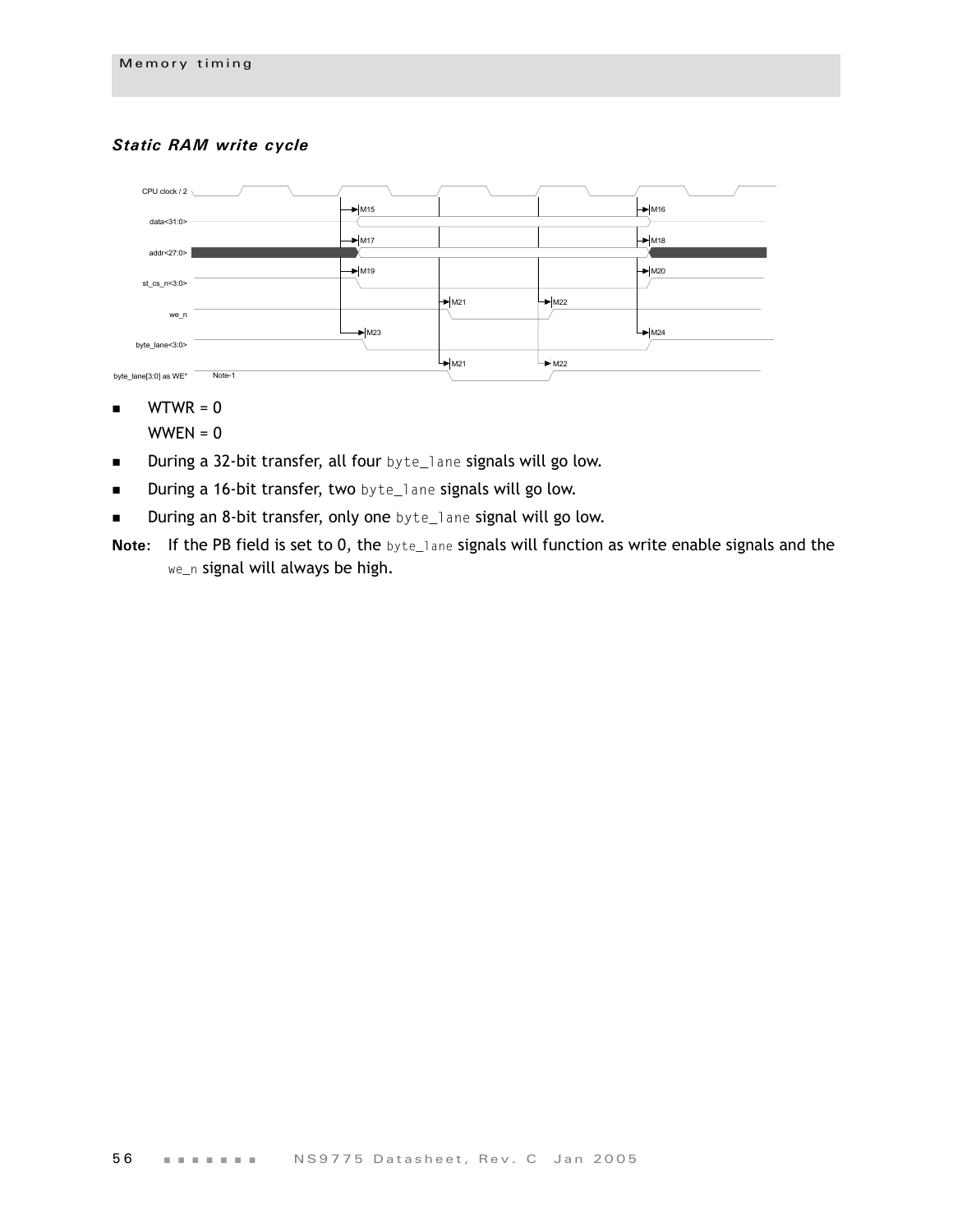### *Static RAM write cycle*

CPU clock / 2

data<31:0>

addr<27:0>

st_cs_n<3:0>

we_n

byte_lane<3:0>

byte_lane[3:0] as WE*

Note-1

M15 M16 M17 M18 M19 M20 M21 M22 M23 M24 M21 M22

- WTWR = 0

  WWEN = 0

- During a 32-bit transfer, all four `byte_lane` signals will go low.
- During a 16-bit transfer, two `byte_lane` signals will go low.
- During an 8-bit transfer, only one `byte_lane` signal will go low.

**Note:** If the PB field is set to 0, the `byte_lane` signals will function as write enable signals and the `we_n` signal will always be high.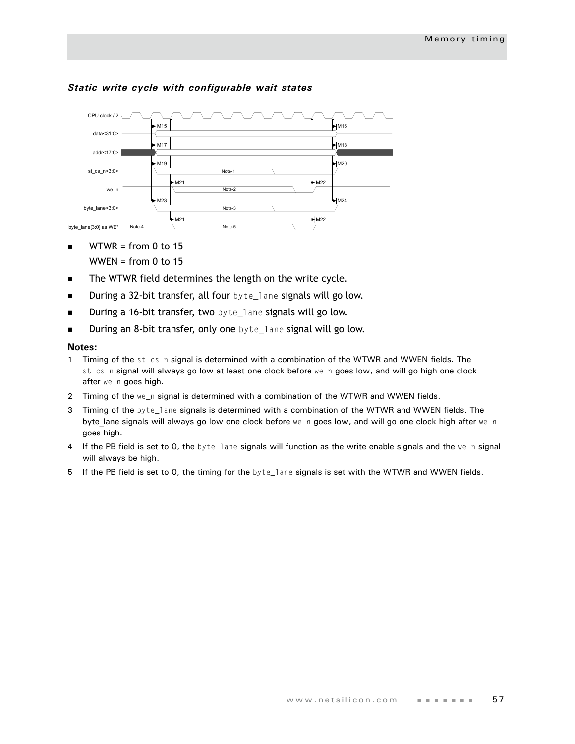### *Static write cycle with configurable wait states*

- WTWR = from 0 to 15

  WWEN = from 0 to 15
- The WTWR field determines the length on the write cycle.
- During a 32-bit transfer, all four byte_lane signals will go low.
- During a 16-bit transfer, two byte_lane signals will go low.
- During an 8-bit transfer, only one byte_lane signal will go low.

**Notes:**

1. Timing of the st_cs_n signal is determined with a combination of the WTWR and WWEN fields. The st_cs_n signal will always go low at least one clock before we_n goes low, and will go high one clock after we_n goes high.
2. Timing of the we_n signal is determined with a combination of the WTWR and WWEN fields.
3. Timing of the byte_lane signals is determined with a combination of the WTWR and WWEN fields. The byte_lane signals will always go low one clock before we_n goes low, and will go one clock high after we_n goes high.
4. If the PB field is set to 0, the byte_lane signals will function as the write enable signals and the we_n signal will always be high.
5. If the PB field is set to 0, the timing for the byte_lane signals is set with the WTWR and WWEN fields.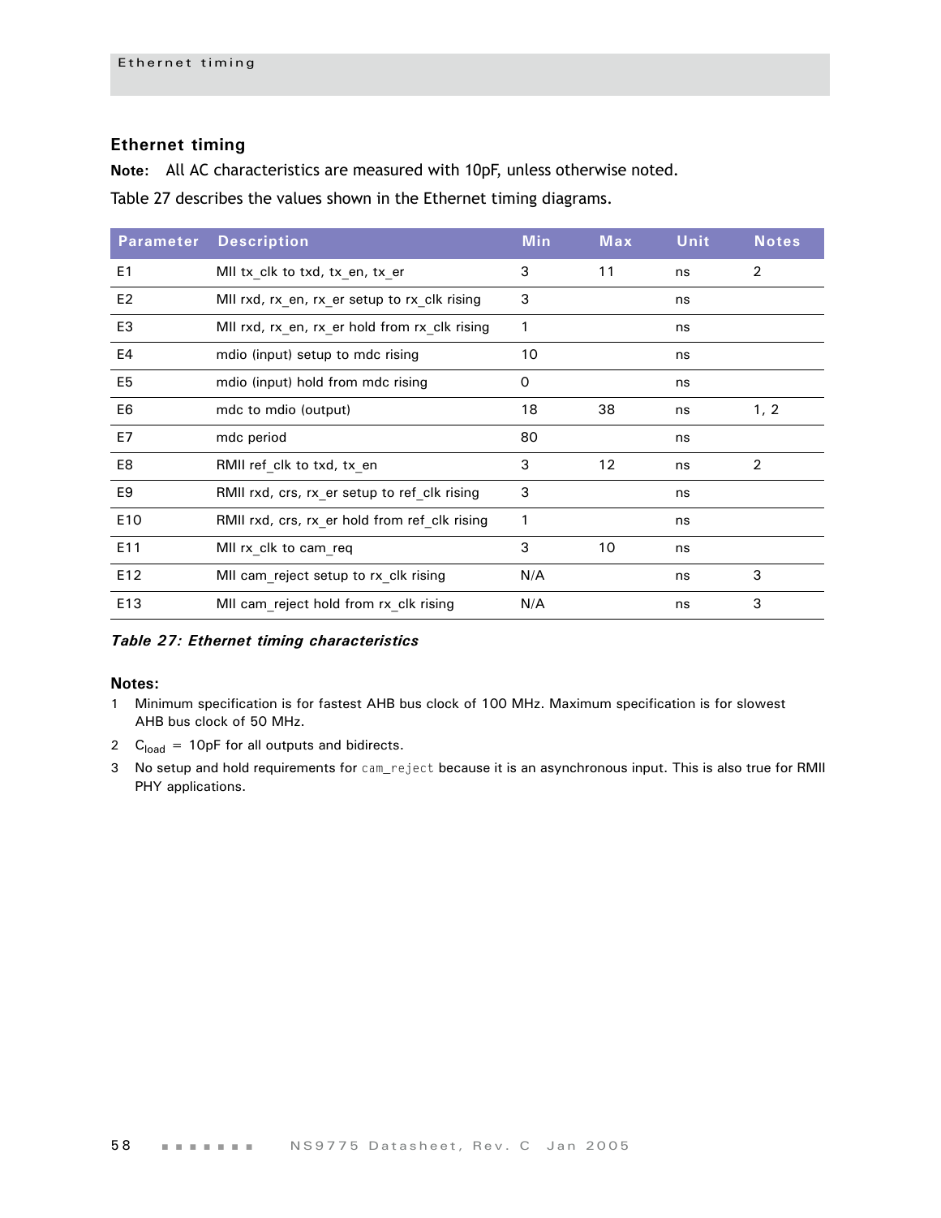## Ethernet timing

**Note:** All AC characteristics are measured with 10pF, unless otherwise noted.

Table 27 describes the values shown in the Ethernet timing diagrams.

| Parameter | Description | Min | Max | Unit | Notes |
|---|---|---|---|---|---|
| E1 | MII tx_clk to txd, tx_en, tx_er | 3 | 11 | ns | 2 |
| E2 | MII rxd, rx_en, rx_er setup to rx_clk rising | 3 | | ns | |
| E3 | MII rxd, rx_en, rx_er hold from rx_clk rising | 1 | | ns | |
| E4 | mdio (input) setup to mdc rising | 10 | | ns | |
| E5 | mdio (input) hold from mdc rising | 0 | | ns | |
| E6 | mdc to mdio (output) | 18 | 38 | ns | 1, 2 |
| E7 | mdc period | 80 | | ns | |
| E8 | RMII ref_clk to txd, tx_en | 3 | 12 | ns | 2 |
| E9 | RMII rxd, crs, rx_er setup to ref_clk rising | 3 | | ns | |
| E10 | RMII rxd, crs, rx_er hold from ref_clk rising | 1 | | ns | |
| E11 | MII rx_clk to cam_req | 3 | 10 | ns | |
| E12 | MII cam_reject setup to rx_clk rising | N/A | | ns | 3 |
| E13 | MII cam_reject hold from rx_clk rising | N/A | | ns | 3 |

***Table 27: Ethernet timing characteristics***

**Notes:**

1. Minimum specification is for fastest AHB bus clock of 100 MHz. Maximum specification is for slowest AHB bus clock of 50 MHz.
2. $C_{load}$ = 10pF for all outputs and bidirects.
3. No setup and hold requirements for cam_reject because it is an asynchronous input. This is also true for RMII PHY applications.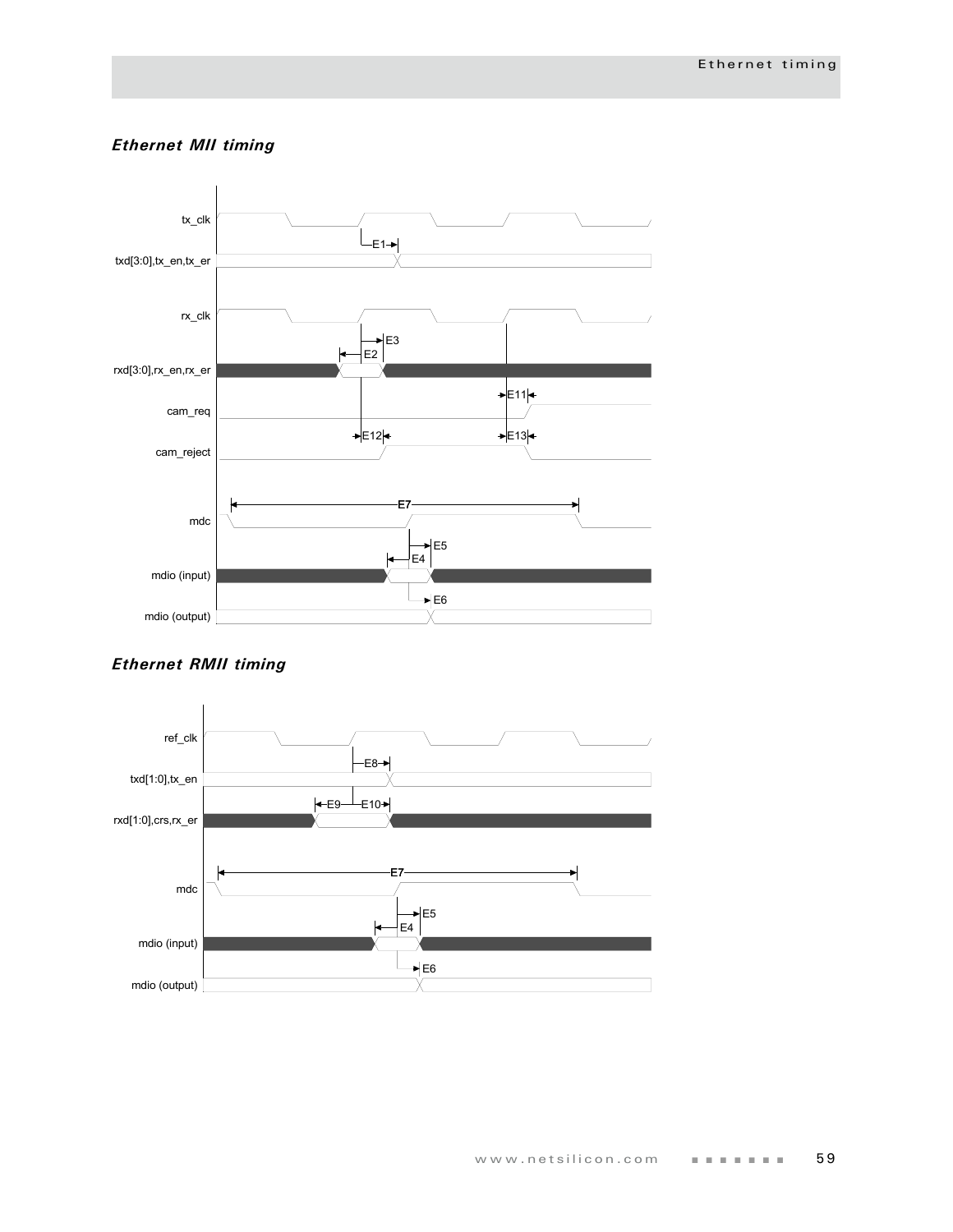### *Ethernet MII timing*

### *Ethernet RMII timing*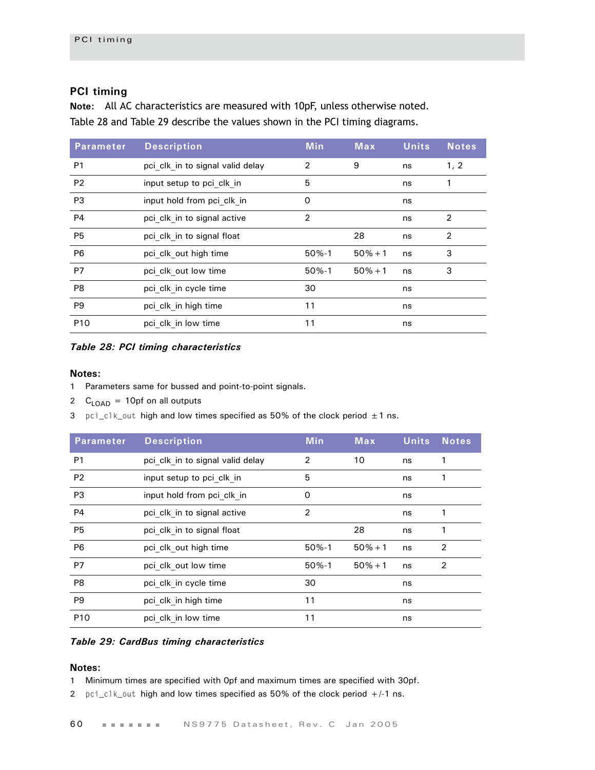## PCI timing

**Note:** All AC characteristics are measured with 10pF, unless otherwise noted.

Table 28 and Table 29 describe the values shown in the PCI timing diagrams.

| Parameter | Description | Min | Max | Units | Notes |
|---|---|---|---|---|---|
| P1 | pci_clk_in to signal valid delay | 2 | 9 | ns | 1, 2 |
| P2 | input setup to pci_clk_in | 5 | | ns | 1 |
| P3 | input hold from pci_clk_in | 0 | | ns | |
| P4 | pci_clk_in to signal active | 2 | | ns | 2 |
| P5 | pci_clk_in to signal float | | 28 | ns | 2 |
| P6 | pci_clk_out high time | 50%-1 | 50%+1 | ns | 3 |
| P7 | pci_clk_out low time | 50%-1 | 50%+1 | ns | 3 |
| P8 | pci_clk_in cycle time | 30 | | ns | |
| P9 | pci_clk_in high time | 11 | | ns | |
| P10 | pci_clk_in low time | 11 | | ns | |

*Table 28: PCI timing characteristics*

**Notes:**

1 Parameters same for bussed and point-to-point signals.

2 $C_{LOAD}$ = 10pf on all outputs

3 pci_clk_out high and low times specified as 50% of the clock period ±1 ns.

| Parameter | Description | Min | Max | Units | Notes |
|---|---|---|---|---|---|
| P1 | pci_clk_in to signal valid delay | 2 | 10 | ns | 1 |
| P2 | input setup to pci_clk_in | 5 | | ns | 1 |
| P3 | input hold from pci_clk_in | 0 | | ns | |
| P4 | pci_clk_in to signal active | 2 | | ns | 1 |
| P5 | pci_clk_in to signal float | | 28 | ns | 1 |
| P6 | pci_clk_out high time | 50%-1 | 50%+1 | ns | 2 |
| P7 | pci_clk_out low time | 50%-1 | 50%+1 | ns | 2 |
| P8 | pci_clk_in cycle time | 30 | | ns | |
| P9 | pci_clk_in high time | 11 | | ns | |
| P10 | pci_clk_in low time | 11 | | ns | |

*Table 29: CardBus timing characteristics*

**Notes:**

1 Minimum times are specified with 0pf and maximum times are specified with 30pf.

2 pci_clk_out high and low times specified as 50% of the clock period +/-1 ns.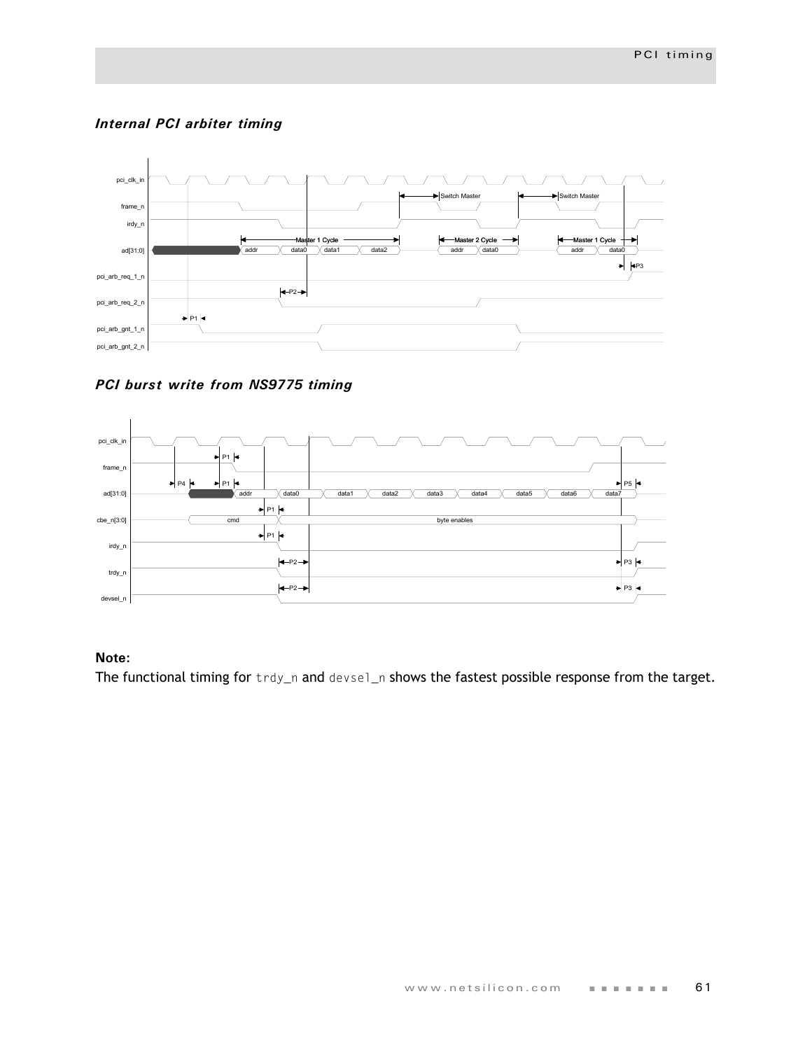### *Internal PCI arbiter timing*

### *PCI burst write from NS9775 timing*

**Note:**
The functional timing for `trdy_n` and `devsel_n` shows the fastest possible response from the target.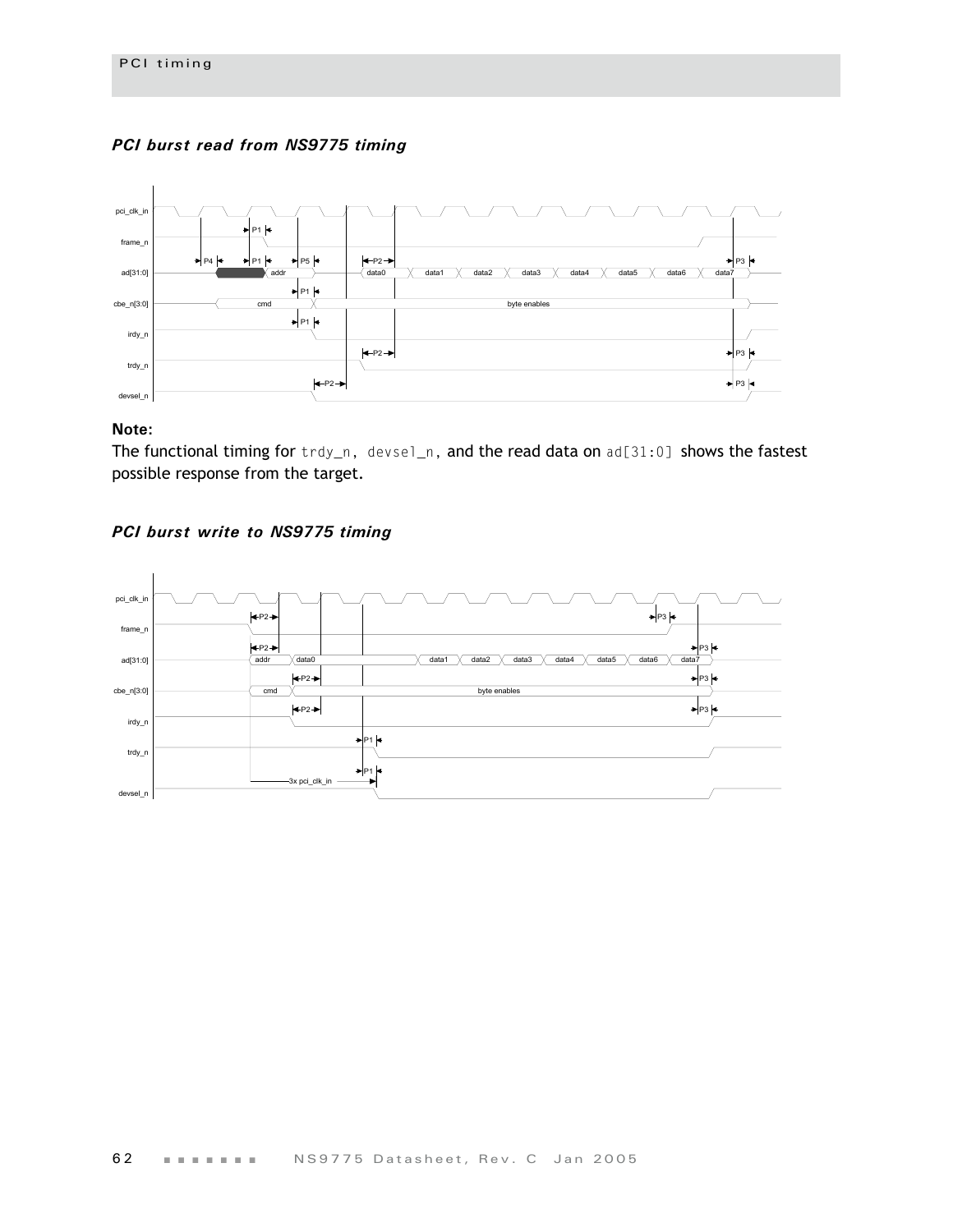### *PCI burst read from NS9775 timing*

**Note:**
The functional timing for trdy_n, devsel_n, and the read data on ad[31:0] shows the fastest possible response from the target.

### *PCI burst write to NS9775 timing*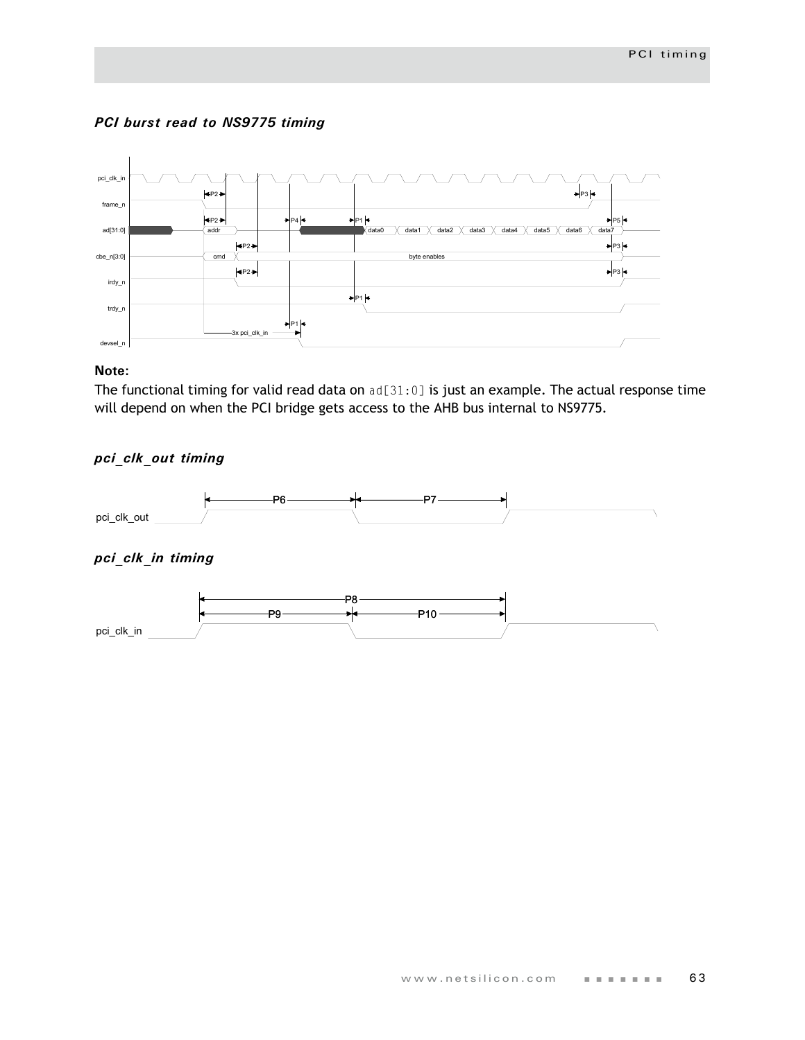### *PCI burst read to NS9775 timing*

**Note:**

The functional timing for valid read data on `ad[31:0]` is just an example. The actual response time will depend on when the PCI bridge gets access to the AHB bus internal to NS9775.

### *pci_clk_out timing*

### *pci_clk_in timing*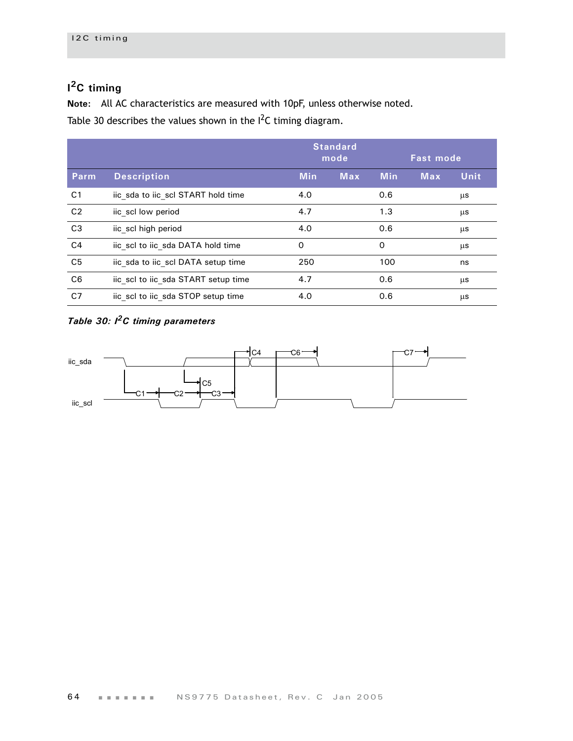## $I^2C$ timing

**Note:** All AC characteristics are measured with 10pF, unless otherwise noted.

Table 30 describes the values shown in the $I^2C$ timing diagram.

| | | Standard mode | | Fast mode | | |
|---|---|---|---|---|---|---|
| **Parm** | **Description** | **Min** | **Max** | **Min** | **Max** | **Unit** |
| C1 | iic_sda to iic_scl START hold time | 4.0 | | 0.6 | | µs |
| C2 | iic_scl low period | 4.7 | | 1.3 | | µs |
| C3 | iic_scl high period | 4.0 | | 0.6 | | µs |
| C4 | iic_scl to iic_sda DATA hold time | 0 | | 0 | | µs |
| C5 | iic_sda to iic_scl DATA setup time | 250 | | 100 | | ns |
| C6 | iic_scl to iic_sda START setup time | 4.7 | | 0.6 | | µs |
| C7 | iic_scl to iic_sda STOP setup time | 4.0 | | 0.6 | | µs |

*Table 30: $I^2C$ timing parameters*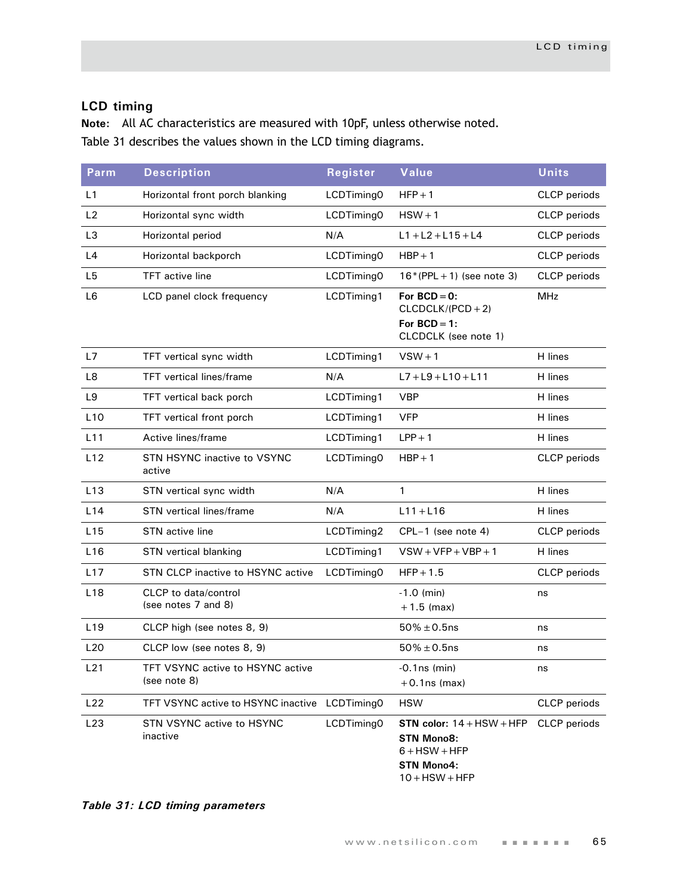## LCD timing

**Note:** All AC characteristics are measured with 10pF, unless otherwise noted.

Table 31 describes the values shown in the LCD timing diagrams.

| Parm | Description | Register | Value | Units |
|---|---|---|---|---|
| L1 | Horizontal front porch blanking | LCDTiming0 | HFP + 1 | CLCP periods |
| L2 | Horizontal sync width | LCDTiming0 | HSW + 1 | CLCP periods |
| L3 | Horizontal period | N/A | L1 + L2 + L15 + L4 | CLCP periods |
| L4 | Horizontal backporch | LCDTiming0 | HBP + 1 | CLCP periods |
| L5 | TFT active line | LCDTiming0 | 16*(PPL + 1) (see note 3) | CLCP periods |
| L6 | LCD panel clock frequency | LCDTiming1 | **For BCD = 0:** CLCDCLK/(PCD + 2) **For BCD = 1:** CLCDCLK (see note 1) | MHz |
| L7 | TFT vertical sync width | LCDTiming1 | VSW + 1 | H lines |
| L8 | TFT vertical lines/frame | N/A | L7 + L9 + L10 + L11 | H lines |
| L9 | TFT vertical back porch | LCDTiming1 | VBP | H lines |
| L10 | TFT vertical front porch | LCDTiming1 | VFP | H lines |
| L11 | Active lines/frame | LCDTiming1 | LPP + 1 | H lines |
| L12 | STN HSYNC inactive to VSYNC active | LCDTiming0 | HBP + 1 | CLCP periods |
| L13 | STN vertical sync width | N/A | 1 | H lines |
| L14 | STN vertical lines/frame | N/A | L11 + L16 | H lines |
| L15 | STN active line | LCDTiming2 | CPL−1 (see note 4) | CLCP periods |
| L16 | STN vertical blanking | LCDTiming1 | VSW + VFP + VBP + 1 | H lines |
| L17 | STN CLCP inactive to HSYNC active | LCDTiming0 | HFP + 1.5 | CLCP periods |
| L18 | CLCP to data/control (see notes 7 and 8) | | -1.0 (min) +1.5 (max) | ns |
| L19 | CLCP high (see notes 8, 9) | | 50% ± 0.5ns | ns |
| L20 | CLCP low (see notes 8, 9) | | 50% ± 0.5ns | ns |
| L21 | TFT VSYNC active to HSYNC active (see note 8) | | -0.1ns (min) +0.1ns (max) | ns |
| L22 | TFT VSYNC active to HSYNC inactive | LCDTiming0 | HSW | CLCP periods |
| L23 | STN VSYNC active to HSYNC inactive | LCDTiming0 | **STN color:** 14 + HSW + HFP **STN Mono8:** 6 + HSW + HFP **STN Mono4:** 10 + HSW + HFP | CLCP periods |

*Table 31: LCD timing parameters*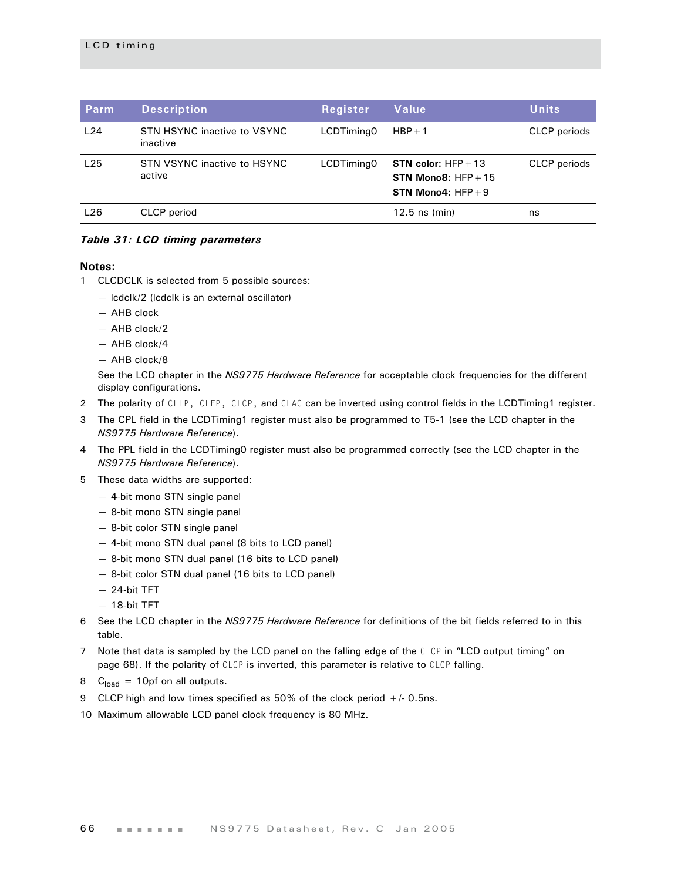| Parm | Description | Register | Value | Units |
| --- | --- | --- | --- | --- |
| L24 | STN HSYNC inactive to VSYNC inactive | LCDTiming0 | HBP + 1 | CLCP periods |
| L25 | STN VSYNC inactive to HSYNC active | LCDTiming0 | **STN color:** HFP + 13<br>**STN Mono8:** HFP + 15<br>**STN Mono4:** HFP + 9 | CLCP periods |
| L26 | CLCP period | | 12.5 ns (min) | ns |

***Table 31: LCD timing parameters***

**Notes:**

1 CLCDCLK is selected from 5 possible sources:
  - lcdclk/2 (lcdclk is an external oscillator)
  - AHB clock
  - AHB clock/2
  - AHB clock/4
  - AHB clock/8

  See the LCD chapter in the *NS9775 Hardware Reference* for acceptable clock frequencies for the different display configurations.

2 The polarity of CLLP, CLFP, CLCP, and CLAC can be inverted using control fields in the LCDTiming1 register.

3 The CPL field in the LCDTiming1 register must also be programmed to T5-1 (see the LCD chapter in the *NS9775 Hardware Reference*).

4 The PPL field in the LCDTiming0 register must also be programmed correctly (see the LCD chapter in the *NS9775 Hardware Reference*).

5 These data widths are supported:
  - 4-bit mono STN single panel
  - 8-bit mono STN single panel
  - 8-bit color STN single panel
  - 4-bit mono STN dual panel (8 bits to LCD panel)
  - 8-bit mono STN dual panel (16 bits to LCD panel)
  - 8-bit color STN dual panel (16 bits to LCD panel)
  - 24-bit TFT
  - 18-bit TFT

6 See the LCD chapter in the *NS9775 Hardware Reference* for definitions of the bit fields referred to in this table.

7 Note that data is sampled by the LCD panel on the falling edge of the CLCP in "LCD output timing" on page 68). If the polarity of CLCP is inverted, this parameter is relative to CLCP falling.

8 $C_{load}$ = 10pf on all outputs.

9 CLCP high and low times specified as 50% of the clock period +/- 0.5ns.

10 Maximum allowable LCD panel clock frequency is 80 MHz.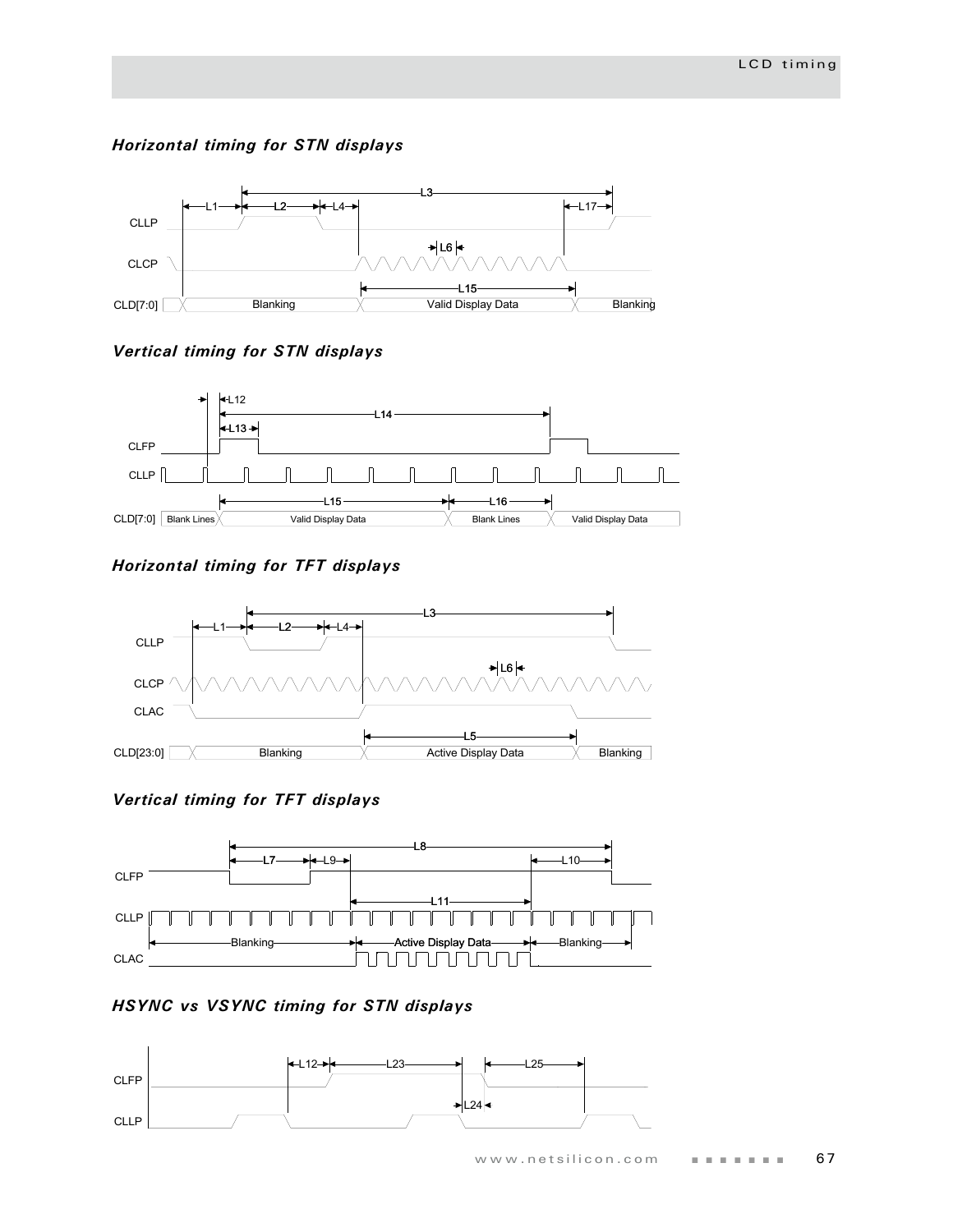### Horizontal timing for STN displays

### Vertical timing for STN displays

### Horizontal timing for TFT displays

### Vertical timing for TFT displays

### HSYNC vs VSYNC timing for STN displays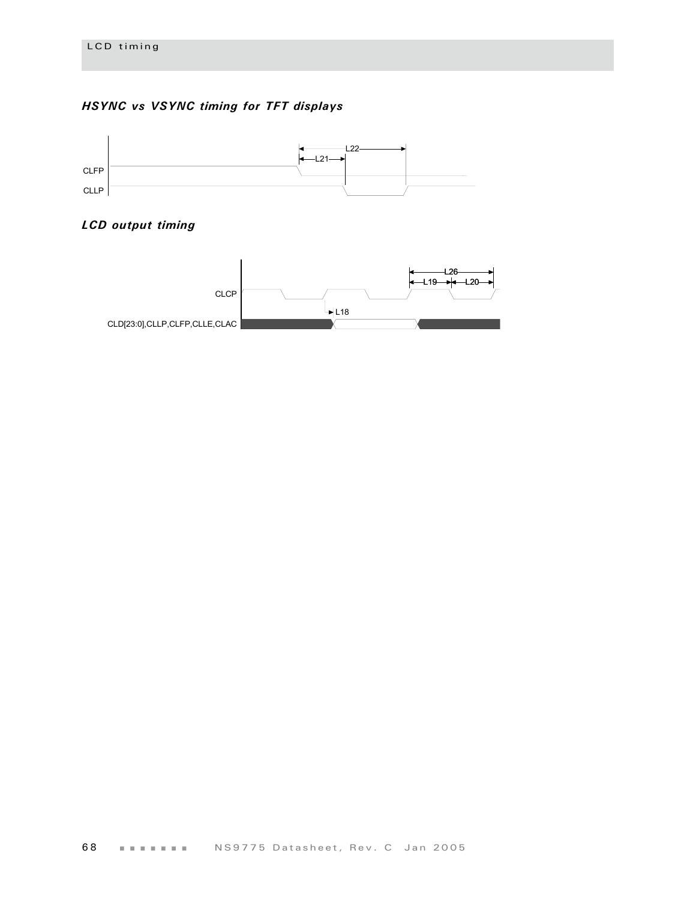### HSYNC vs VSYNC timing for TFT displays

CLFP

CLLP

L22

L21

### LCD output timing

CLCP

CLD[23:0],CLLP,CLFP,CLLE,CLAC

L26

L19

L20

L18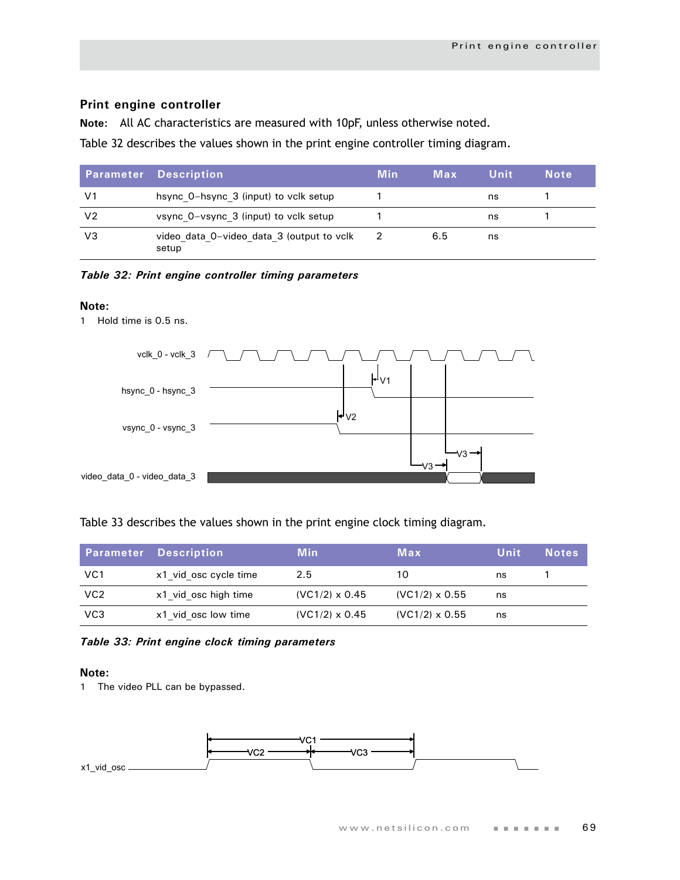## Print engine controller

**Note:** All AC characteristics are measured with 10pF, unless otherwise noted.

Table 32 describes the values shown in the print engine controller timing diagram.

| Parameter | Description | Min | Max | Unit | Note |
|---|---|---|---|---|---|
| V1 | hsync_0–hsync_3 (input) to vclk setup | 1 | | ns | 1 |
| V2 | vsync_0–vsync_3 (input) to vclk setup | 1 | | ns | 1 |
| V3 | video_data_0–video_data_3 (output to vclk setup | 2 | 6.5 | ns | |

*Table 32: Print engine controller timing parameters*

**Note:**

1 Hold time is 0.5 ns.

Table 33 describes the values shown in the print engine clock timing diagram.

| Parameter | Description | Min | Max | Unit | Notes |
|---|---|---|---|---|---|
| VC1 | x1_vid_osc cycle time | 2.5 | 10 | ns | 1 |
| VC2 | x1_vid_osc high time | (VC1/2) x 0.45 | (VC1/2) x 0.55 | ns | |
| VC3 | x1_vid_osc low time | (VC1/2) x 0.45 | (VC1/2) x 0.55 | ns | |

*Table 33: Print engine clock timing parameters*

**Note:**

1 The video PLL can be bypassed.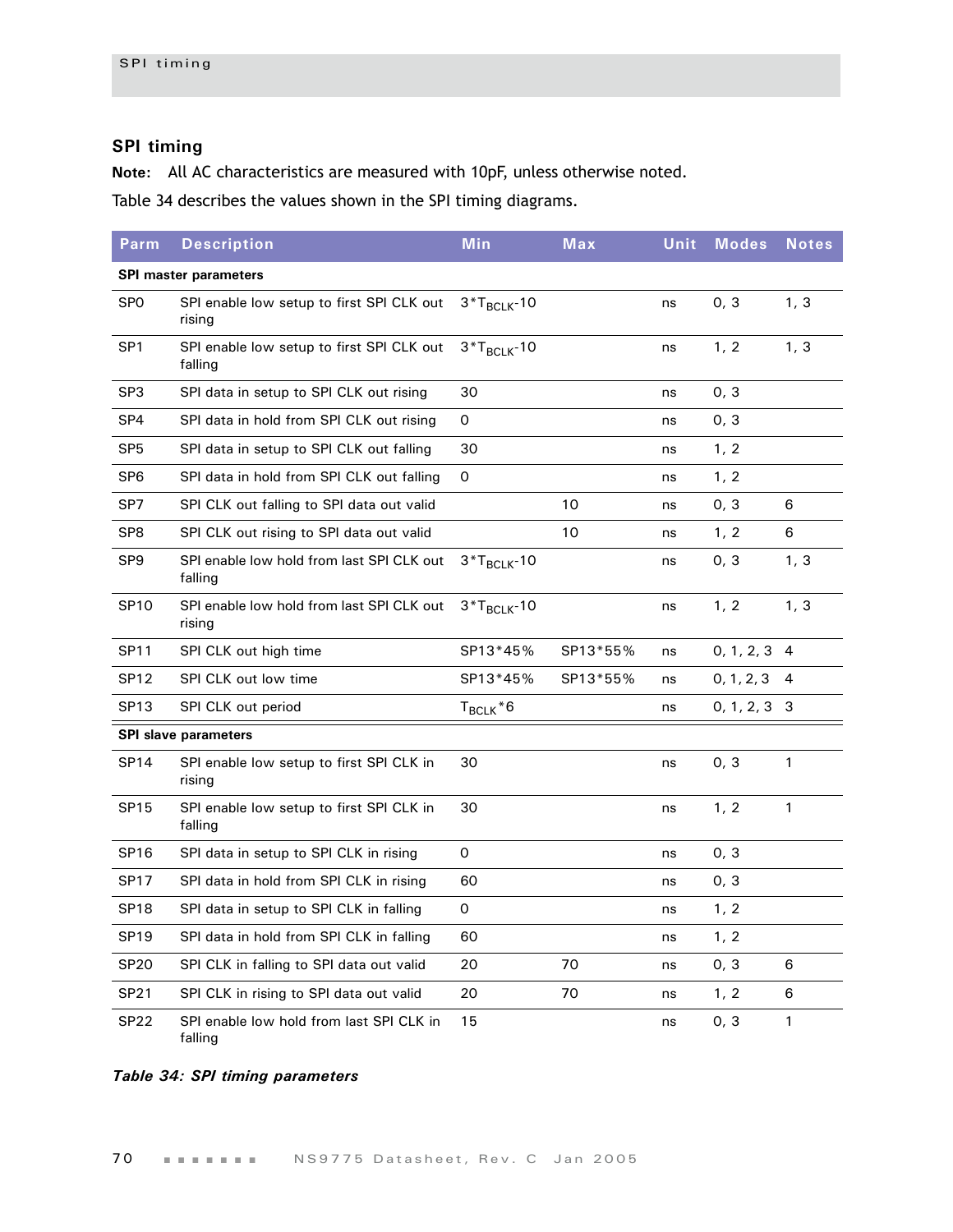## SPI timing

**Note:** All AC characteristics are measured with 10pF, unless otherwise noted.

Table 34 describes the values shown in the SPI timing diagrams.

| Parm | Description | Min | Max | Unit | Modes | Notes |
|---|---|---|---|---|---|---|
| **SPI master parameters** | | | | | | |
| SP0 | SPI enable low setup to first SPI CLK out rising | $3*T_{BCLK}$-10 | | ns | 0, 3 | 1, 3 |
| SP1 | SPI enable low setup to first SPI CLK out falling | $3*T_{BCLK}$-10 | | ns | 1, 2 | 1, 3 |
| SP3 | SPI data in setup to SPI CLK out rising | 30 | | ns | 0, 3 | |
| SP4 | SPI data in hold from SPI CLK out rising | 0 | | ns | 0, 3 | |
| SP5 | SPI data in setup to SPI CLK out falling | 30 | | ns | 1, 2 | |
| SP6 | SPI data in hold from SPI CLK out falling | 0 | | ns | 1, 2 | |
| SP7 | SPI CLK out falling to SPI data out valid | | 10 | ns | 0, 3 | 6 |
| SP8 | SPI CLK out rising to SPI data out valid | | 10 | ns | 1, 2 | 6 |
| SP9 | SPI enable low hold from last SPI CLK out falling | $3*T_{BCLK}$-10 | | ns | 0, 3 | 1, 3 |
| SP10 | SPI enable low hold from last SPI CLK out rising | $3*T_{BCLK}$-10 | | ns | 1, 2 | 1, 3 |
| SP11 | SPI CLK out high time | SP13*45% | SP13*55% | ns | 0, 1, 2, 3 | 4 |
| SP12 | SPI CLK out low time | SP13*45% | SP13*55% | ns | 0, 1, 2, 3 | 4 |
| SP13 | SPI CLK out period | $T_{BCLK}$*6 | | ns | 0, 1, 2, 3 | 3 |
| **SPI slave parameters** | | | | | | |
| SP14 | SPI enable low setup to first SPI CLK in rising | 30 | | ns | 0, 3 | 1 |
| SP15 | SPI enable low setup to first SPI CLK in falling | 30 | | ns | 1, 2 | 1 |
| SP16 | SPI data in setup to SPI CLK in rising | 0 | | ns | 0, 3 | |
| SP17 | SPI data in hold from SPI CLK in rising | 60 | | ns | 0, 3 | |
| SP18 | SPI data in setup to SPI CLK in falling | 0 | | ns | 1, 2 | |
| SP19 | SPI data in hold from SPI CLK in falling | 60 | | ns | 1, 2 | |
| SP20 | SPI CLK in falling to SPI data out valid | 20 | 70 | ns | 0, 3 | 6 |
| SP21 | SPI CLK in rising to SPI data out valid | 20 | 70 | ns | 1, 2 | 6 |
| SP22 | SPI enable low hold from last SPI CLK in falling | 15 | | ns | 0, 3 | 1 |

***Table 34: SPI timing parameters***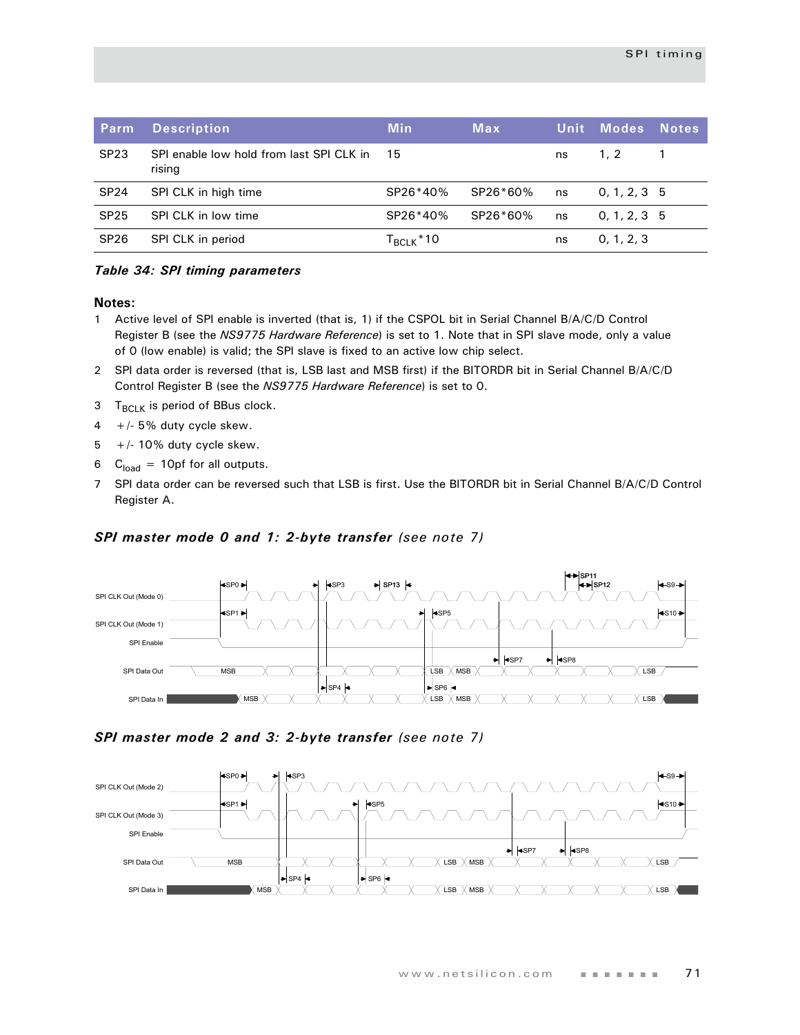| Parm | Description | Min | Max | Unit | Modes | Notes |
|---|---|---|---|---|---|---|
| SP23 | SPI enable low hold from last SPI CLK in rising | 15 | | ns | 1, 2 | 1 |
| SP24 | SPI CLK in high time | SP26*40% | SP26*60% | ns | 0, 1, 2, 3 | 5 |
| SP25 | SPI CLK in low time | SP26*40% | SP26*60% | ns | 0, 1, 2, 3 | 5 |
| SP26 | SPI CLK in period | $T_{BCLK}$*10 | | ns | 0, 1, 2, 3 | |

***Table 34: SPI timing parameters***

**Notes:**

1. Active level of SPI enable is inverted (that is, 1) if the CSPOL bit in Serial Channel B/A/C/D Control Register B (see the *NS9775 Hardware Reference*) is set to 1. Note that in SPI slave mode, only a value of 0 (low enable) is valid; the SPI slave is fixed to an active low chip select.
2. SPI data order is reversed (that is, LSB last and MSB first) if the BITORDR bit in Serial Channel B/A/C/D Control Register B (see the *NS9775 Hardware Reference*) is set to 0.
3. $T_{BCLK}$ is period of BBus clock.
4. +/- 5% duty cycle skew.
5. +/- 10% duty cycle skew.
6. $C_{load}$ = 10pf for all outputs.
7. SPI data order can be reversed such that LSB is first. Use the BITORDR bit in Serial Channel B/A/C/D Control Register A.

### *SPI master mode 0 and 1: 2-byte transfer (see note 7)*

### *SPI master mode 2 and 3: 2-byte transfer (see note 7)*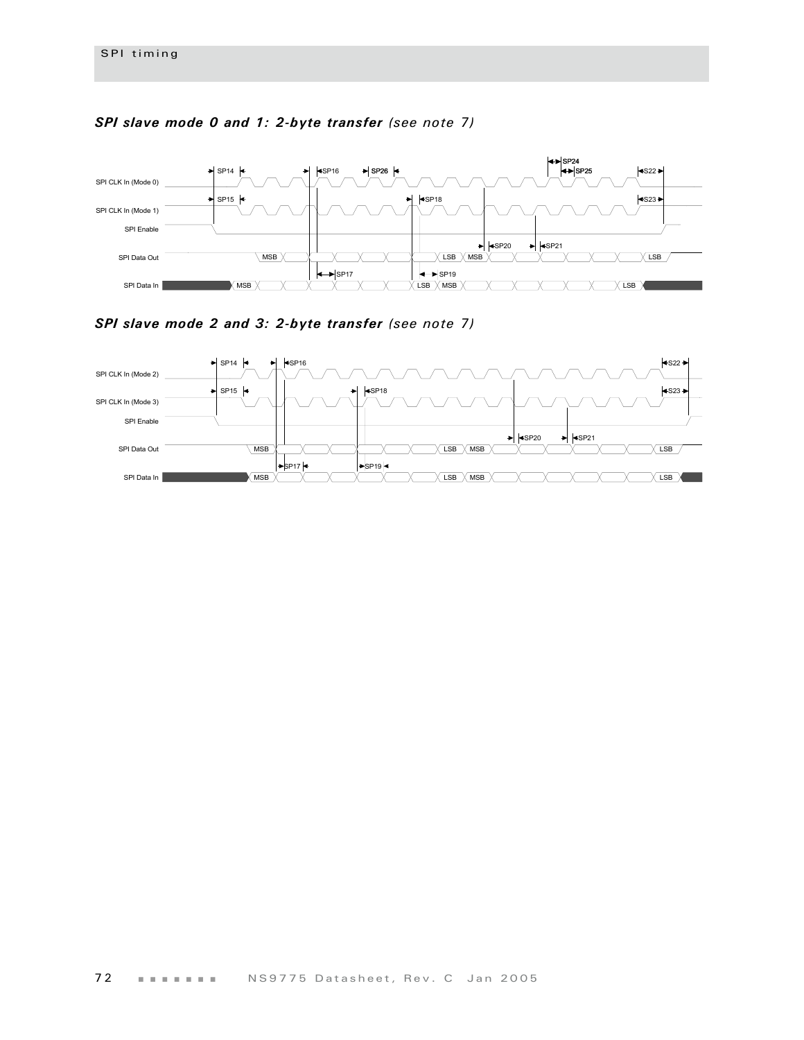### *SPI slave mode 0 and 1: 2-byte transfer* *(see note 7)*

SPI CLK In (Mode 0)

SPI CLK In (Mode 1)

SPI Enable

SPI Data Out

SPI Data In

SP14 SP15 SP16 SP17 SP18 SP19 SP20 SP21 SP22 SP23 SP24 SP25 SP26

MSB LSB MSB LSB

### *SPI slave mode 2 and 3: 2-byte transfer* *(see note 7)*

SPI CLK In (Mode 2)

SPI CLK In (Mode 3)

SPI Enable

SPI Data Out

SPI Data In

SP14 SP15 SP16 SP17 SP18 SP19 SP20 SP21 S22 S23

MSB LSB MSB LSB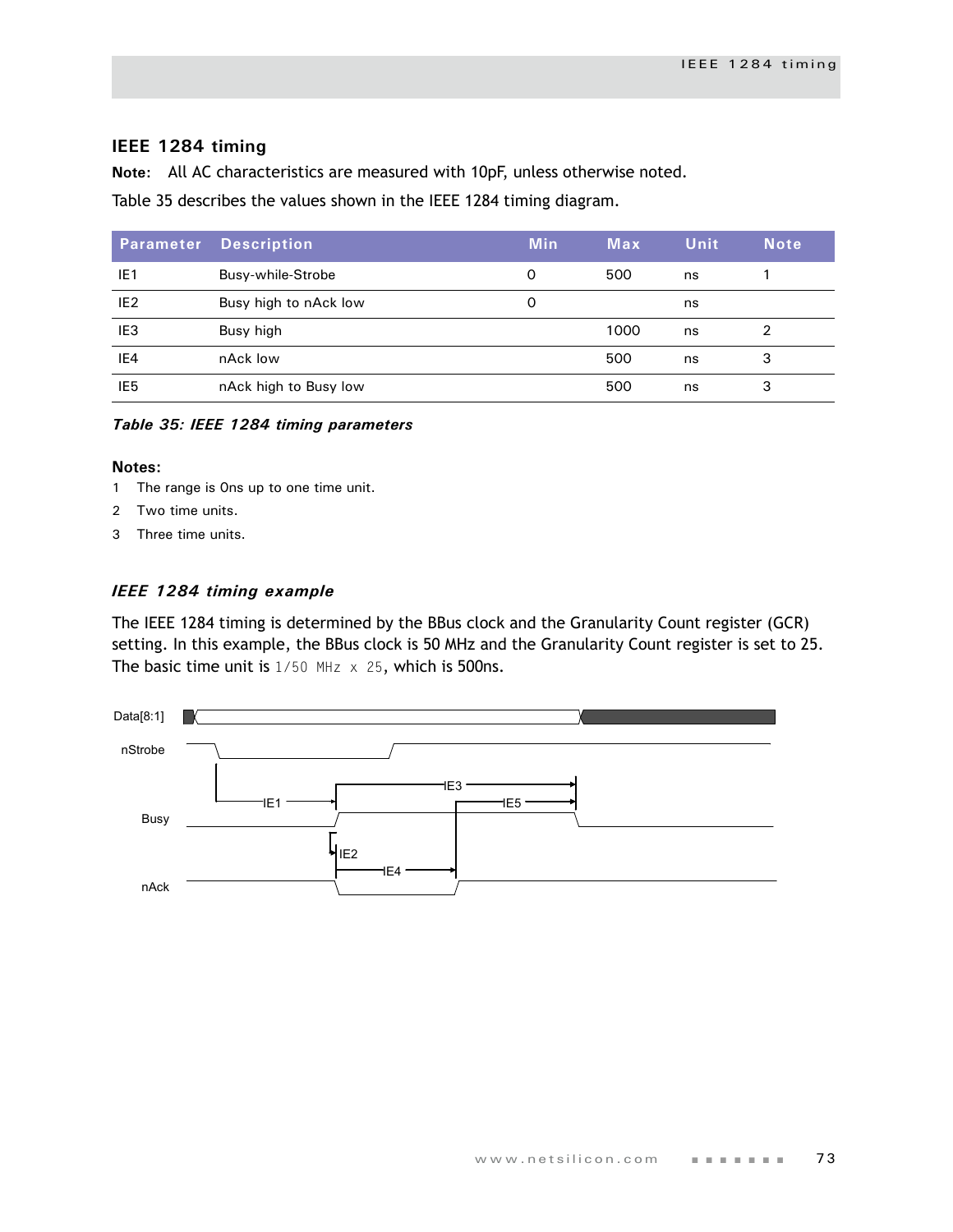## IEEE 1284 timing

**Note:** All AC characteristics are measured with 10pF, unless otherwise noted.

Table 35 describes the values shown in the IEEE 1284 timing diagram.

| Parameter | Description | Min | Max | Unit | Note |
|---|---|---|---|---|---|
| IE1 | Busy-while-Strobe | 0 | 500 | ns | 1 |
| IE2 | Busy high to nAck low | 0 | | ns | |
| IE3 | Busy high | | 1000 | ns | 2 |
| IE4 | nAck low | | 500 | ns | 3 |
| IE5 | nAck high to Busy low | | 500 | ns | 3 |

***Table 35: IEEE 1284 timing parameters***

**Notes:**

1. The range is 0ns up to one time unit.
2. Two time units.
3. Three time units.

### *IEEE 1284 timing example*

The IEEE 1284 timing is determined by the BBus clock and the Granularity Count register (GCR) setting. In this example, the BBus clock is 50 MHz and the Granularity Count register is set to 25. The basic time unit is `1/50 MHz x 25`, which is 500ns.

Data[8:1]

nStrobe

IE1 IE3 IE5

Busy

IE2 IE4

nAck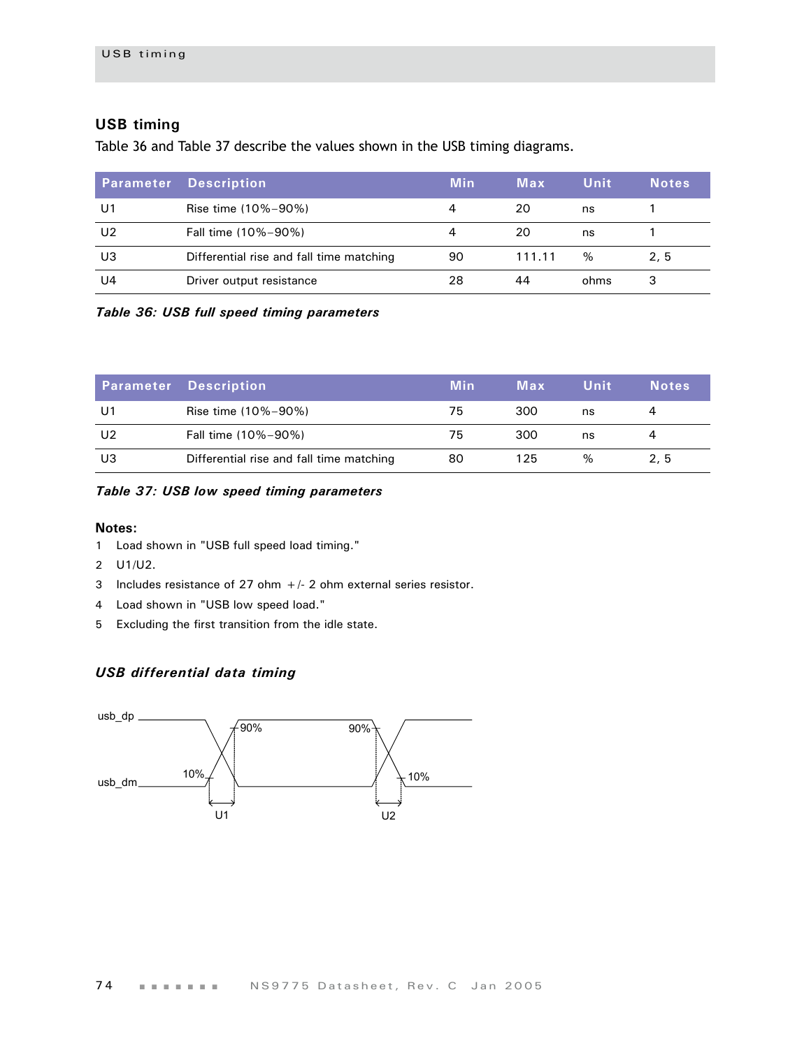## USB timing

Table 36 and Table 37 describe the values shown in the USB timing diagrams.

| Parameter | Description | Min | Max | Unit | Notes |
|---|---|---|---|---|---|
| U1 | Rise time (10%–90%) | 4 | 20 | ns | 1 |
| U2 | Fall time (10%–90%) | 4 | 20 | ns | 1 |
| U3 | Differential rise and fall time matching | 90 | 111.11 | % | 2, 5 |
| U4 | Driver output resistance | 28 | 44 | ohms | 3 |

***Table 36: USB full speed timing parameters***

| Parameter | Description | Min | Max | Unit | Notes |
|---|---|---|---|---|---|
| U1 | Rise time (10%–90%) | 75 | 300 | ns | 4 |
| U2 | Fall time (10%–90%) | 75 | 300 | ns | 4 |
| U3 | Differential rise and fall time matching | 80 | 125 | % | 2, 5 |

***Table 37: USB low speed timing parameters***

**Notes:**

1. Load shown in "USB full speed load timing."
2. U1/U2.
3. Includes resistance of 27 ohm +/- 2 ohm external series resistor.
4. Load shown in "USB low speed load."
5. Excluding the first transition from the idle state.

### *USB differential data timing*

usb_dp, usb_dm, 90%, 10%, U1, U2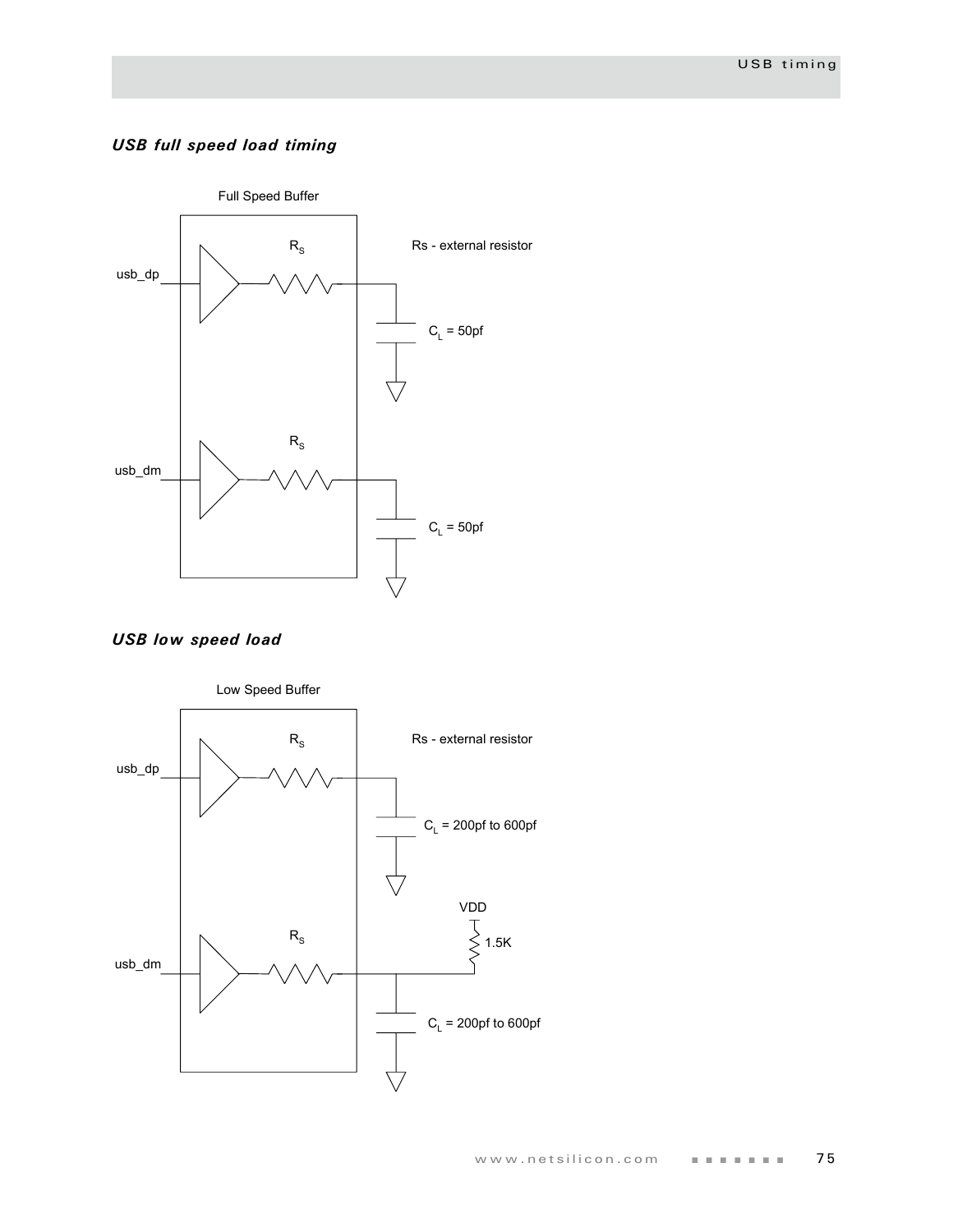### *USB full speed load timing*

Full Speed Buffer

usb_dp

$R_S$

Rs - external resistor

$C_L$ = 50pf

usb_dm

$R_S$

$C_L$ = 50pf

### *USB low speed load*

Low Speed Buffer

usb_dp

$R_S$

Rs - external resistor

$C_L$ = 200pf to 600pf

VDD

1.5K

usb_dm

$R_S$

$C_L$ = 200pf to 600pf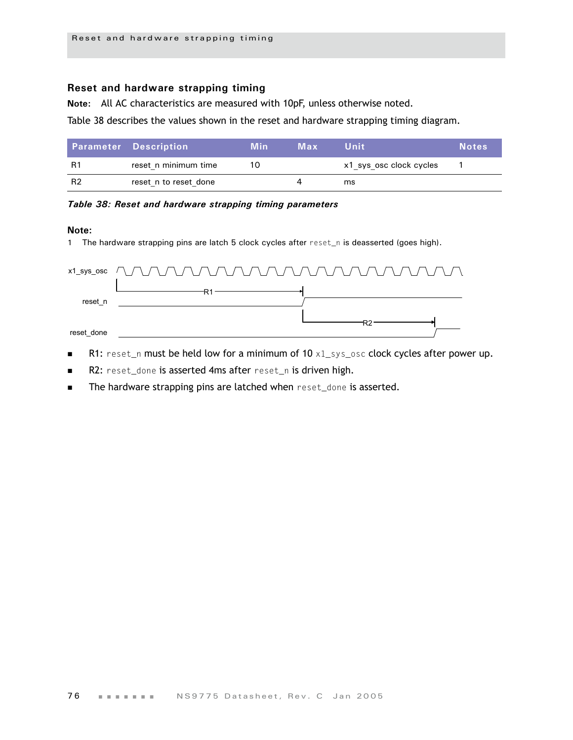## Reset and hardware strapping timing

**Note:** All AC characteristics are measured with 10pF, unless otherwise noted.

Table 38 describes the values shown in the reset and hardware strapping timing diagram.

| Parameter | Description | Min | Max | Unit | Notes |
|---|---|---|---|---|---|
| R1 | reset_n minimum time | 10 | | x1_sys_osc clock cycles | 1 |
| R2 | reset_n to reset_done | | 4 | ms | |

***Table 38: Reset and hardware strapping timing parameters***

**Note:**

1 The hardware strapping pins are latch 5 clock cycles after `reset_n` is deasserted (goes high).

- R1: `reset_n` must be held low for a minimum of 10 `x1_sys_osc` clock cycles after power up.
- R2: `reset_done` is asserted 4ms after `reset_n` is driven high.
- The hardware strapping pins are latched when `reset_done` is asserted.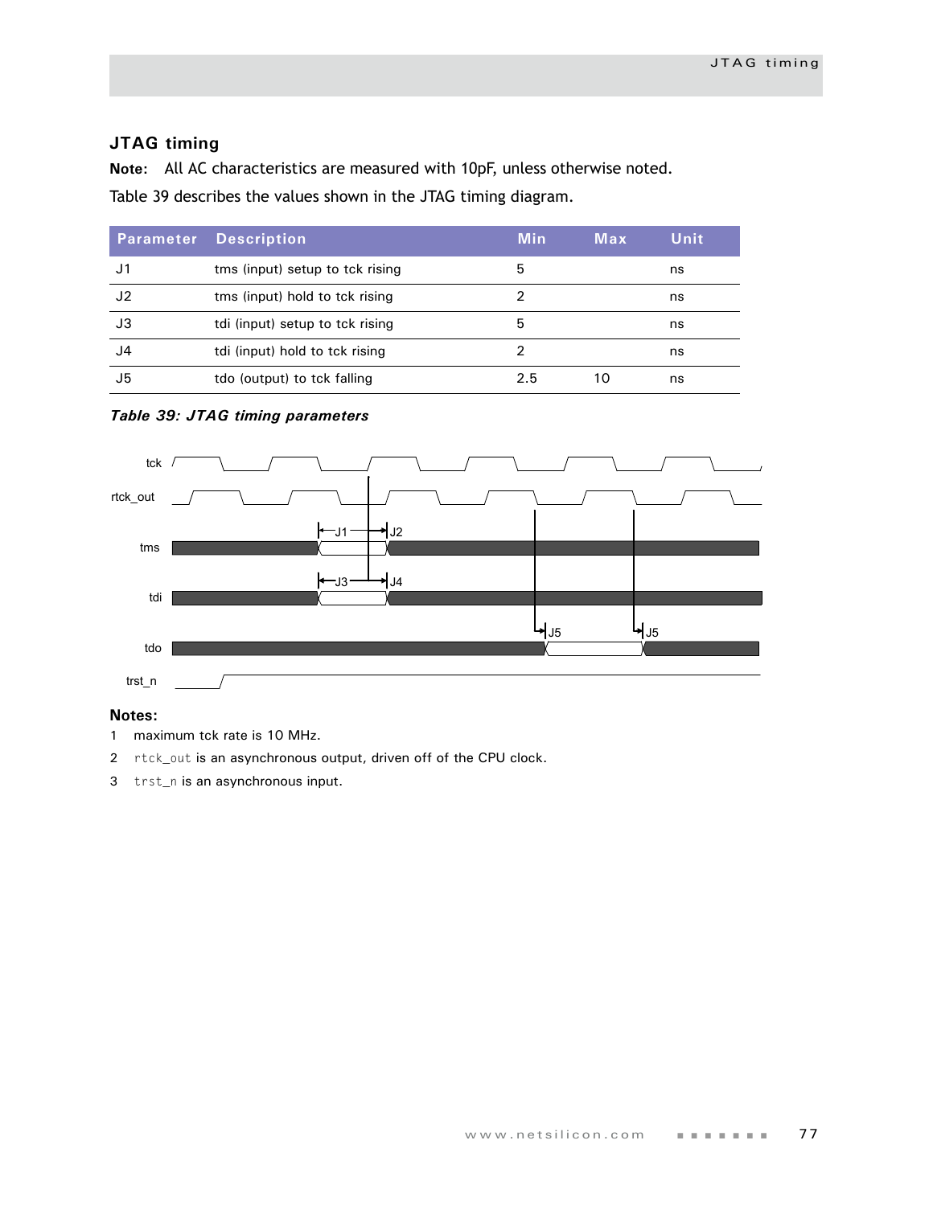## JTAG timing

**Note:** All AC characteristics are measured with 10pF, unless otherwise noted.

Table 39 describes the values shown in the JTAG timing diagram.

| Parameter | Description | Min | Max | Unit |
|---|---|---|---|---|
| J1 | tms (input) setup to tck rising | 5 | | ns |
| J2 | tms (input) hold to tck rising | 2 | | ns |
| J3 | tdi (input) setup to tck rising | 5 | | ns |
| J4 | tdi (input) hold to tck rising | 2 | | ns |
| J5 | tdo (output) to tck falling | 2.5 | 10 | ns |

***Table 39: JTAG timing parameters***

**Notes:**

1. maximum tck rate is 10 MHz.
2. `rtck_out` is an asynchronous output, driven off of the CPU clock.
3. `trst_n` is an asynchronous input.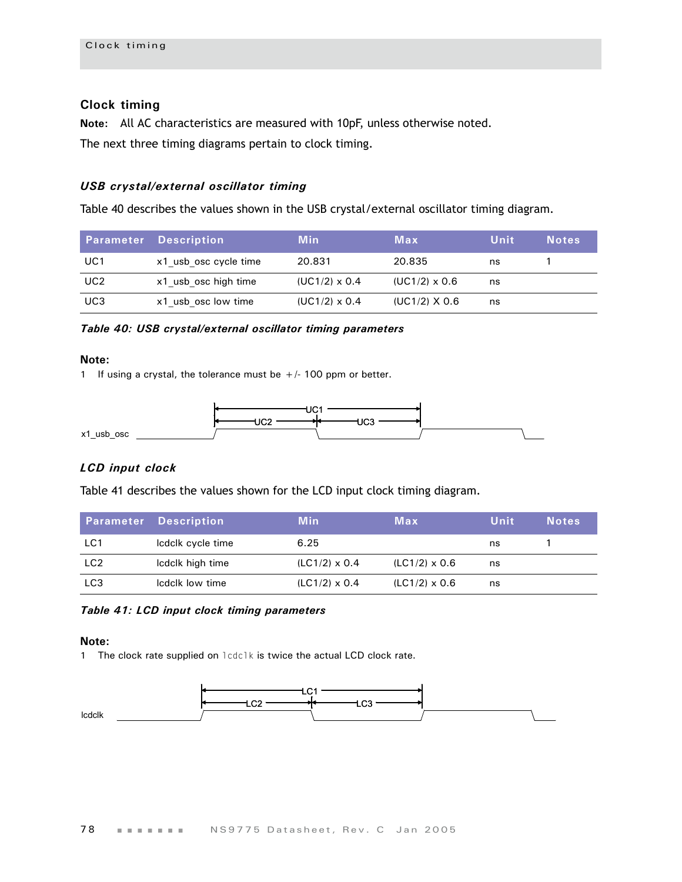## Clock timing

**Note:** All AC characteristics are measured with 10pF, unless otherwise noted.

The next three timing diagrams pertain to clock timing.

### *USB crystal/external oscillator timing*

Table 40 describes the values shown in the USB crystal/external oscillator timing diagram.

| Parameter | Description | Min | Max | Unit | Notes |
|---|---|---|---|---|---|
| UC1 | x1_usb_osc cycle time | 20.831 | 20.835 | ns | 1 |
| UC2 | x1_usb_osc high time | (UC1/2) x 0.4 | (UC1/2) x 0.6 | ns | |
| UC3 | x1_usb_osc low time | (UC1/2) x 0.4 | (UC1/2) X 0.6 | ns | |

***Table 40: USB crystal/external oscillator timing parameters***

**Note:**

1 If using a crystal, the tolerance must be +/- 100 ppm or better.

### *LCD input clock*

Table 41 describes the values shown for the LCD input clock timing diagram.

| Parameter | Description | Min | Max | Unit | Notes |
|---|---|---|---|---|---|
| LC1 | lcdclk cycle time | 6.25 | | ns | 1 |
| LC2 | lcdclk high time | (LC1/2) x 0.4 | (LC1/2) x 0.6 | ns | |
| LC3 | lcdclk low time | (LC1/2) x 0.4 | (LC1/2) x 0.6 | ns | |

***Table 41: LCD input clock timing parameters***

**Note:**

1 The clock rate supplied on `lcdclk` is twice the actual LCD clock rate.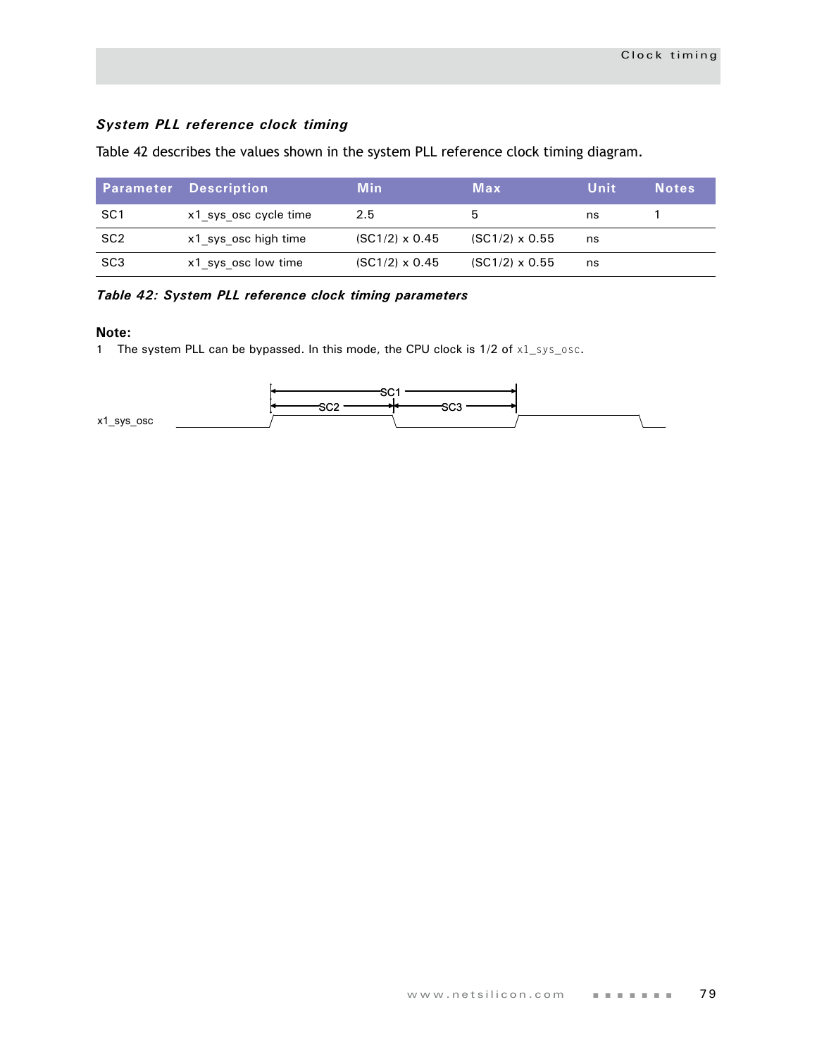### *System PLL reference clock timing*

Table 42 describes the values shown in the system PLL reference clock timing diagram.

| Parameter | Description | Min | Max | Unit | Notes |
|---|---|---|---|---|---|
| SC1 | x1_sys_osc cycle time | 2.5 | 5 | ns | 1 |
| SC2 | x1_sys_osc high time | (SC1/2) x 0.45 | (SC1/2) x 0.55 | ns | |
| SC3 | x1_sys_osc low time | (SC1/2) x 0.45 | (SC1/2) x 0.55 | ns | |

***Table 42: System PLL reference clock timing parameters***

**Note:**

1 The system PLL can be bypassed. In this mode, the CPU clock is 1/2 of `x1_sys_osc`.

SC1

SC2 SC3

x1_sys_osc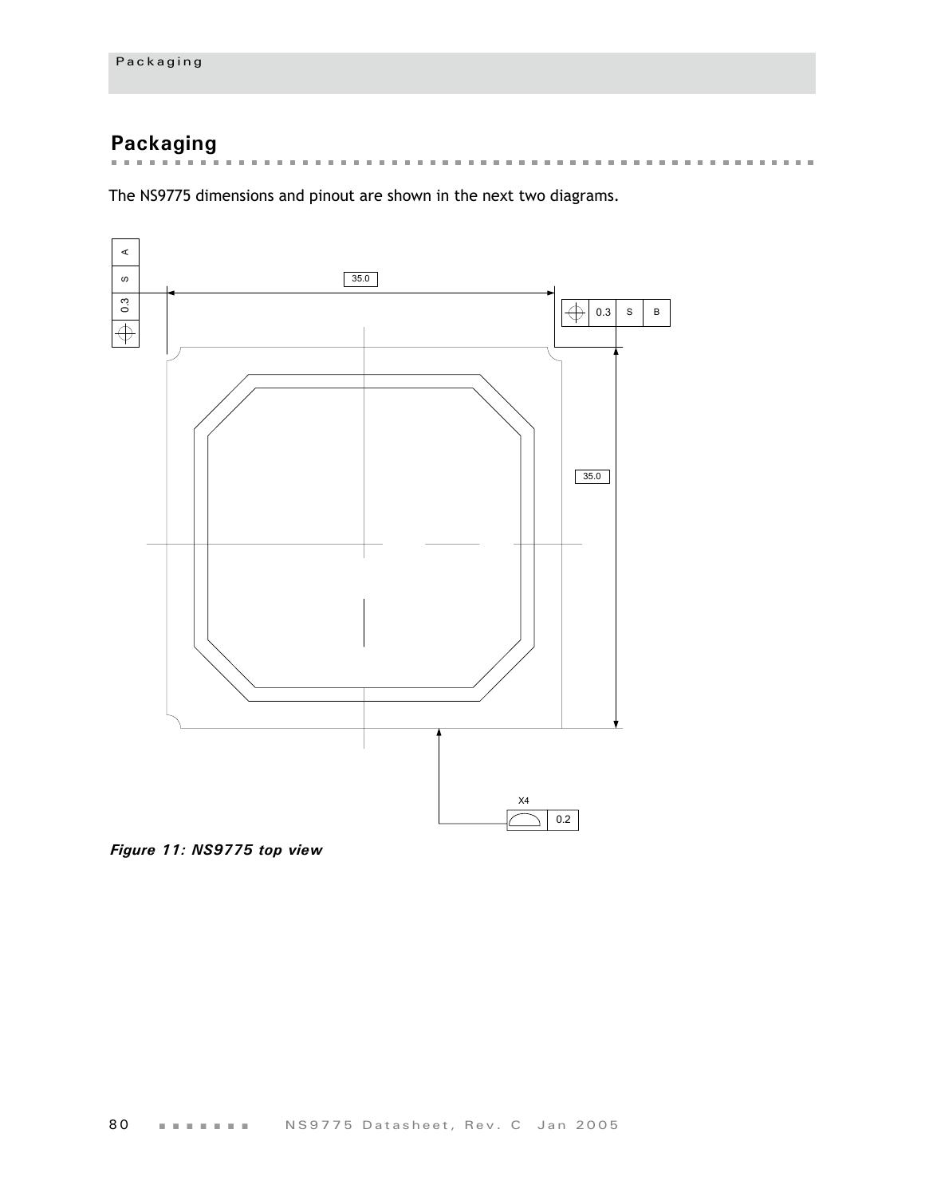## Packaging

The NS9775 dimensions and pinout are shown in the next two diagrams.

*Figure 11: NS9775 top view*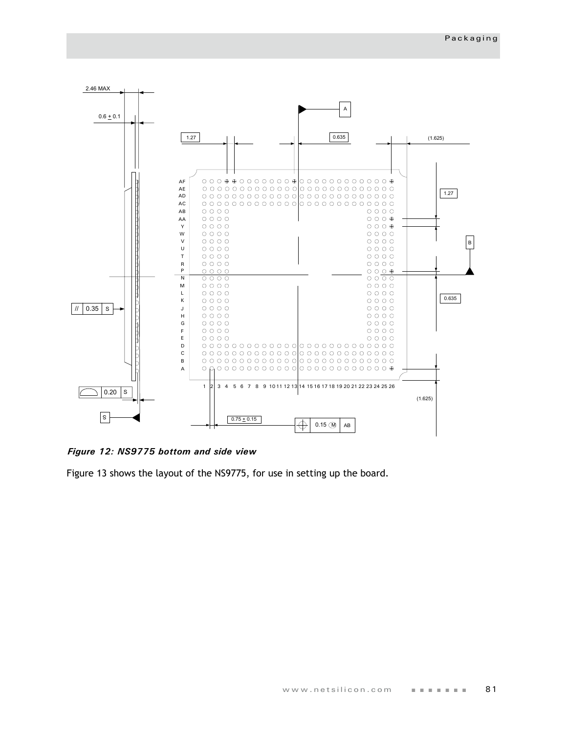*Figure 12: NS9775 bottom and side view*

Figure 13 shows the layout of the NS9775, for use in setting up the board.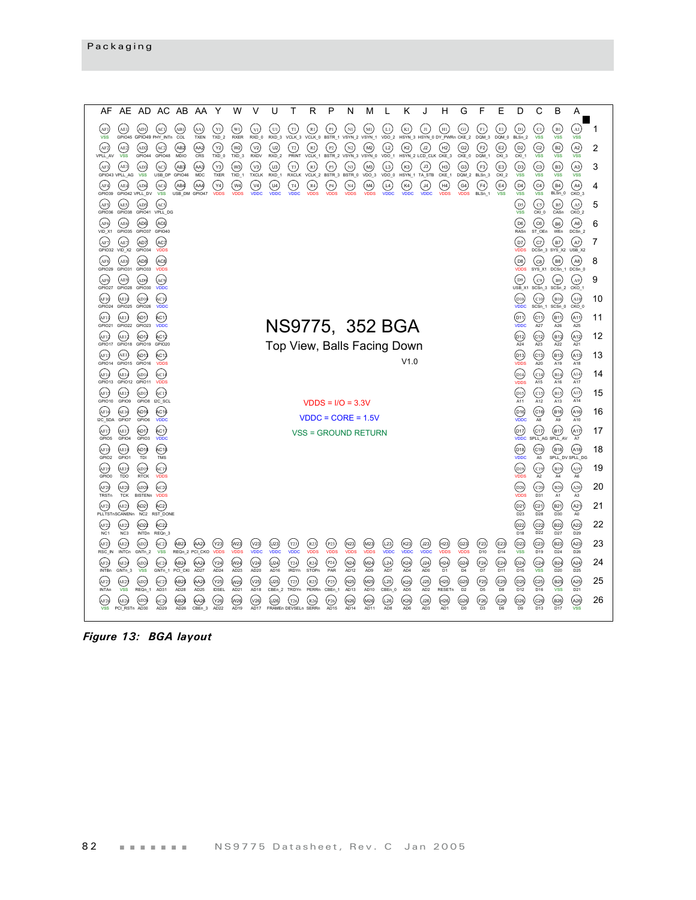**NS9775, 352 BGA**

**Top View, Balls Facing Down**

V1.0

VDDS = I/O = 3.3V

VDDC = CORE = 1.5V

VSS = GROUND RETURN

| Row | AF | AE | AD | AC | AB | AA | Y | W | V | U | T | R | P | N | M | L | K | J | H | G | F | E | D | C | B | A |
|---|---|---|---|---|---|---|---|---|---|---|---|---|---|---|---|---|---|---|---|---|---|---|---|---|---|---|
| 1 | VSS | GPIO45 | GPIO49 | PHY_INTn | COL | TXEN | TXD_2 | RXER | RXD_0 | RXD_3 | VCLK_3 | VCLK_0 | BSTR_1 | VSYN_2 | VSYN_1 | VDO_2 | HSYN_3 | HSYN_0 | DY_PWRn | CKE_2 | DQM_3 | DQM_0 | BLSn_2 | VSS | VSS | VSS |
| 2 | VPLL_AV | VSS | GPIO44 | GPIO48 | MDIO | CRS | TXD_0 | TXD_3 | RXDV | RXD_2 | PRINT | VCLK_1 | BSTR_2 | VSYN_3 | VSYN_0 | VDO_1 | HSYN_2 | LCD_CLK | CKE_3 | CKE_0 | DQM_1 | CKI_3 | CKI_1 | VSS | VSS | VSS |
| 3 | GPIO43 | VPLL_AG | VSS | USB_DP | GPIO46 | MDC | TXER | TXD_1 | TXCLK | RXD_1 | RXCLK | VCLK_2 | BSTR_3 | BSTR_0 | VDO_3 | VDO_0 | HSYN_1 | TA_STB | CKE_1 | DQM_2 | BLSn_3 | CKI_2 | VSS | VSS | VSS | VSS |
| 4 | GPIO39 | GPIO42 | VPLL_DV | VSS | USB_DM | GPIO47 | VDDS | VDDS | VDDC | VDDC | VDDC | VDDS | VDDS | VDDS | VDDS | VDDC | VDDC | VDDC | VDDS | VDDS | BLSn_1 | VSS | VSS | VSS | BLSn_0 | CKO_3 |
| 5 | GPIO36 | GPIO38 | GPIO41 | VPLL_DG | | | | | | | | | | | | | | | | | | | VSS | CKI_0 | CASn | CKO_2 |
| 6 | VID_X1 | GPIO35 | GPIO37 | GPIO40 | | | | | | | | | | | | | | | | | | | RASn | ST_OEn | WEn | DCSn_2 |
| 7 | GPIO32 | VID_X2 | GPIO34 | VDDS | | | | | | | | | | | | | | | | | | | VDDS | DCSn_3 | SYS_X2 | USB_X2 |
| 8 | GPIO29 | GPIO31 | GPIO33 | VDDS | | | | | | | | | | | | | | | | | | | VDDS | SYS_X1 | DCSn_1 | DCSn_0 |
| 9 | GPIO27 | GPIO28 | GPIO30 | VDDC | | | | | | | | | | | | | | | | | | | USB_X1 | SCSn_3 | SCSn_2 | CKO_1 |
| 10 | GPIO24 | GPIO25 | GPIO26 | VDDC | | | | | | | | | | | | | | | | | | | VDDC | SCSn_1 | SCSn_0 | CKO_0 |
| 11 | GPIO21 | GPIO22 | GPIO23 | VDDC | | | | | | | | | | | | | | | | | | | VDDC | A27 | A26 | A25 |
| 12 | GPIO17 | GPIO18 | GPIO19 | GPIO20 | | | | | | | | | | | | | | | | | | | A24 | A23 | A22 | A21 |
| 13 | GPIO14 | GPIO15 | GPIO16 | VDDS | | | | | | | | | | | | | | | | | | | VDDS | A20 | A19 | A18 |
| 14 | GPIO13 | GPIO12 | GPIO11 | VDDS | | | | | | | | | | | | | | | | | | | VDDS | A15 | A16 | A17 |
| 15 | GPIO10 | GPIO9 | GPIO8 | I2C_SCL | | | | | | | | | | | | | | | | | | | A11 | A12 | A13 | A14 |
| 16 | I2C_SDA | GPIO7 | GPIO6 | VDDC | | | | | | | | | | | | | | | | | | | VDDC | A8 | A9 | A10 |
| 17 | GPIO5 | GPIO4 | GPIO3 | VDDC | | | | | | | | | | | | | | | | | | | VDDC | SPLL_AG | SPLL_AV | A7 |
| 18 | GPIO2 | GPIO1 | TDI | TMS | | | | | | | | | | | | | | | | | | | VDDC | A5 | SPLL_DV | SPLL_DG |
| 19 | GPIO0 | TDO | RTCK | VDDS | | | | | | | | | | | | | | | | | | | VDDS | A2 | A4 | A6 |
| 20 | TRSTn | TCK | BISTENn | VDDS | | | | | | | | | | | | | | | | | | | VDDS | D31 | A1 | A3 |
| 21 | PLLTSTn | SCANENn | NC2 | RST_DONE | | | | | | | | | | | | | | | | | | | D23 | D28 | D30 | A0 |
| 22 | NC1 | NC3 | INTDn | REQn_3 | | | | | | | | | | | | | | | | | | | D18 | D22 | D27 | D29 |
| 23 | RSC_IN | INTCn | GNTn_2 | VSS | REQn_2 | PCI_CKO | VDDS | VDDS | VDDC | VDDC | VDDC | VDDS | VDDS | VDDS | VDDS | VDDC | VDDC | VDDC | VDDS | VDDS | D10 | D14 | VSS | D19 | D24 | D26 |
| 24 | INTBn | GNTn_3 | VSS | GNTn_1 | PCI_CKI | AD27 | AD24 | AD23 | AD20 | AD16 | IRDYn | STOPn | PAR | AD12 | AD9 | AD7 | AD4 | AD0 | D1 | D4 | D7 | D11 | D15 | VSS | D20 | D25 |
| 25 | INTAn | VSS | REQn_1 | AD31 | AD28 | AD25 | IDSEL | AD21 | AD18 | CBEn_2 | TRDYn | PERRn | CBEn_1 | AD13 | AD10 | CBEn_0 | AD5 | AD2 | RESETn | D2 | D5 | D8 | D12 | D16 | VSS | D21 |
| 26 | VSS | PCI_RSTn | AD30 | AD29 | AD26 | CBEn_3 | AD22 | AD19 | AD17 | FRAMEn | DEVSELn | SERRn | AD15 | AD14 | AD11 | AD8 | AD6 | AD3 | AD1 | D0 | D3 | D6 | D9 | D13 | D17 | VSS |

*Figure 13: BGA layout*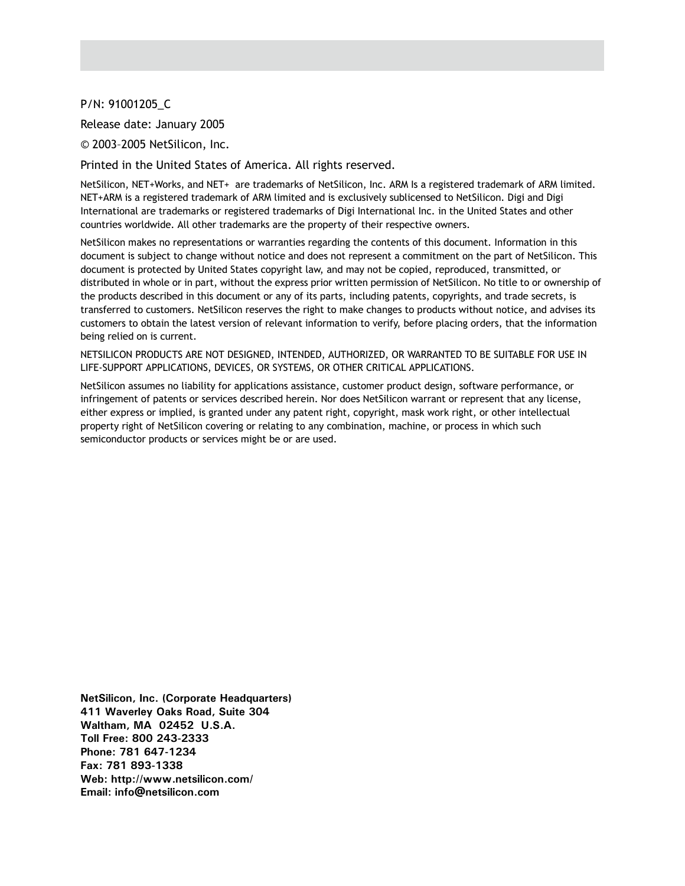P/N: 91001205_C

Release date: January 2005

© 2003–2005 NetSilicon, Inc.

Printed in the United States of America. All rights reserved.

NetSilicon, NET+Works, and NET+ are trademarks of NetSilicon, Inc. ARM Is a registered trademark of ARM limited. NET+ARM is a registered trademark of ARM limited and is exclusively sublicensed to NetSilicon. Digi and Digi International are trademarks or registered trademarks of Digi International Inc. in the United States and other countries worldwide. All other trademarks are the property of their respective owners.

NetSilicon makes no representations or warranties regarding the contents of this document. Information in this document is subject to change without notice and does not represent a commitment on the part of NetSilicon. This document is protected by United States copyright law, and may not be copied, reproduced, transmitted, or distributed in whole or in part, without the express prior written permission of NetSilicon. No title to or ownership of the products described in this document or any of its parts, including patents, copyrights, and trade secrets, is transferred to customers. NetSilicon reserves the right to make changes to products without notice, and advises its customers to obtain the latest version of relevant information to verify, before placing orders, that the information being relied on is current.

NETSILICON PRODUCTS ARE NOT DESIGNED, INTENDED, AUTHORIZED, OR WARRANTED TO BE SUITABLE FOR USE IN LIFE-SUPPORT APPLICATIONS, DEVICES, OR SYSTEMS, OR OTHER CRITICAL APPLICATIONS.

NetSilicon assumes no liability for applications assistance, customer product design, software performance, or infringement of patents or services described herein. Nor does NetSilicon warrant or represent that any license, either express or implied, is granted under any patent right, copyright, mask work right, or other intellectual property right of NetSilicon covering or relating to any combination, machine, or process in which such semiconductor products or services might be or are used.

**NetSilicon, Inc. (Corporate Headquarters)**
**411 Waverley Oaks Road, Suite 304**
**Waltham, MA 02452 U.S.A.**
**Toll Free: 800 243-2333**
**Phone: 781 647-1234**
**Fax: 781 893-1338**
**Web: http://www.netsilicon.com/**
**Email: info@netsilicon.com**